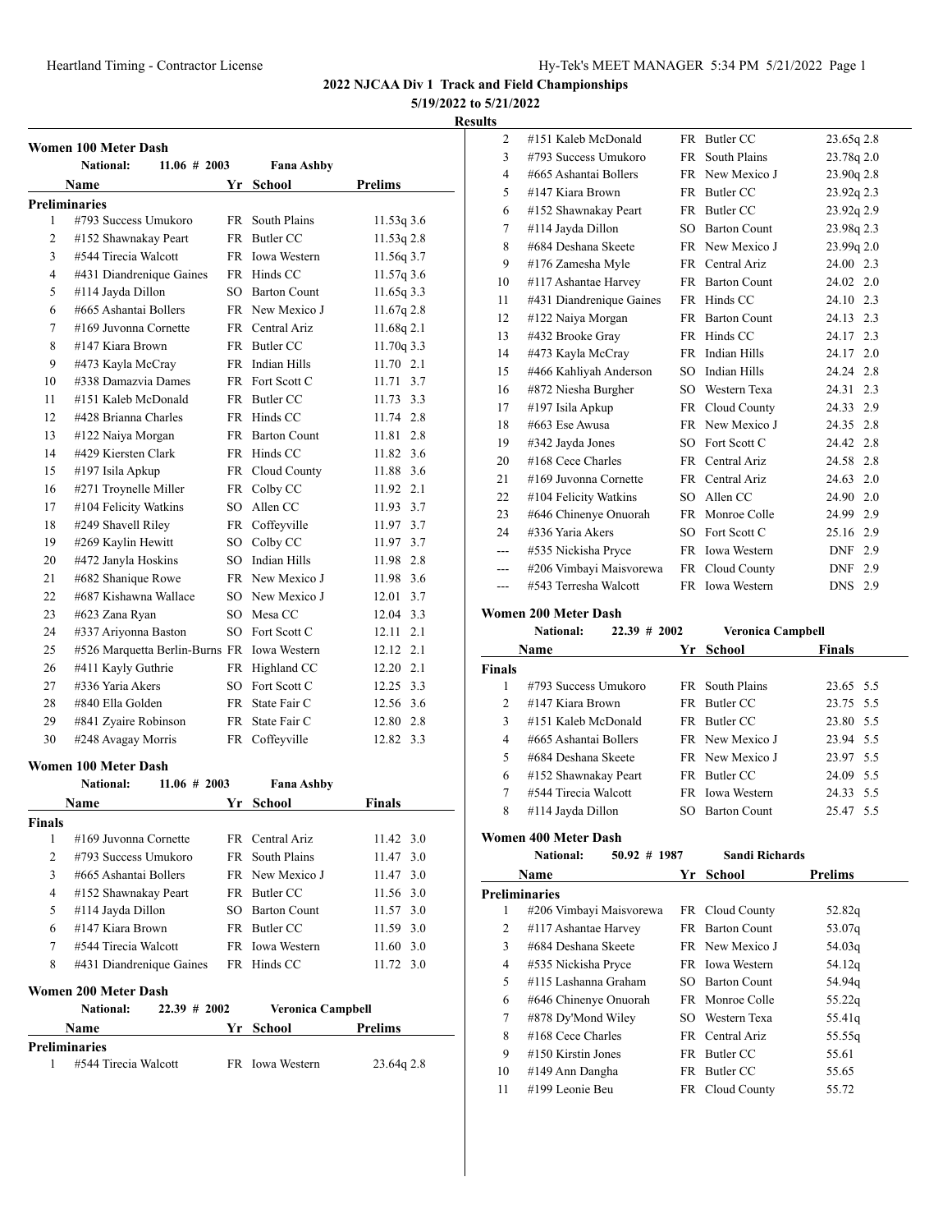**2022 NJCAA Div 1 Track and Field Championships**

**5/19/2022 to 5/21/2022**

**Results**

## Women 100 Meter Dash

National: 11.06 # 2003 Fana Ashby

| | Name | Yr | School | Prelims | Wind |
|---|---|---|---|---|---|
| **Preliminaries** | | | | | |
| 1 | #793 Success Umukoro | FR | South Plains | 11.53q | 3.6 |
| 2 | #152 Shawnakay Peart | FR | Butler CC | 11.53q | 2.8 |
| 3 | #544 Tirecia Walcott | FR | Iowa Western | 11.56q | 3.7 |
| 4 | #431 Diandrenique Gaines | FR | Hinds CC | 11.57q | 3.6 |
| 5 | #114 Jayda Dillon | SO | Barton Count | 11.65q | 3.3 |
| 6 | #665 Ashantai Bollers | FR | New Mexico J | 11.67q | 2.8 |
| 7 | #169 Juvonna Cornette | FR | Central Ariz | 11.68q | 2.1 |
| 8 | #147 Kiara Brown | FR | Butler CC | 11.70q | 3.3 |
| 9 | #473 Kayla McCray | FR | Indian Hills | 11.70 | 2.1 |
| 10 | #338 Damazvia Dames | FR | Fort Scott C | 11.71 | 3.7 |
| 11 | #151 Kaleb McDonald | FR | Butler CC | 11.73 | 3.3 |
| 12 | #428 Brianna Charles | FR | Hinds CC | 11.74 | 2.8 |
| 13 | #122 Naiya Morgan | FR | Barton Count | 11.81 | 2.8 |
| 14 | #429 Kiersten Clark | FR | Hinds CC | 11.82 | 3.6 |
| 15 | #197 Isila Apkup | FR | Cloud County | 11.88 | 3.6 |
| 16 | #271 Troynelle Miller | FR | Colby CC | 11.92 | 2.1 |
| 17 | #104 Felicity Watkins | SO | Allen CC | 11.93 | 3.7 |
| 18 | #249 Shavell Riley | FR | Coffeyville | 11.97 | 3.7 |
| 19 | #269 Kaylin Hewitt | SO | Colby CC | 11.97 | 3.7 |
| 20 | #472 Janyla Hoskins | SO | Indian Hills | 11.98 | 2.8 |
| 21 | #682 Shanique Rowe | FR | New Mexico J | 11.98 | 3.6 |
| 22 | #687 Kishawna Wallace | SO | New Mexico J | 12.01 | 3.7 |
| 23 | #623 Zana Ryan | SO | Mesa CC | 12.04 | 3.3 |
| 24 | #337 Ariyonna Baston | SO | Fort Scott C | 12.11 | 2.1 |
| 25 | #526 Marquetta Berlin-Burns | FR | Iowa Western | 12.12 | 2.1 |
| 26 | #411 Kayly Guthrie | FR | Highland CC | 12.20 | 2.1 |
| 27 | #336 Yaria Akers | SO | Fort Scott C | 12.25 | 3.3 |
| 28 | #840 Ella Golden | FR | State Fair C | 12.56 | 3.6 |
| 29 | #841 Zyaire Robinson | FR | State Fair C | 12.80 | 2.8 |
| 30 | #248 Avagay Morris | FR | Coffeyville | 12.82 | 3.3 |

## Women 100 Meter Dash

National: 11.06 # 2003 Fana Ashby

| | Name | Yr | School | Finals | Wind |
|---|---|---|---|---|---|
| **Finals** | | | | | |
| 1 | #169 Juvonna Cornette | FR | Central Ariz | 11.42 | 3.0 |
| 2 | #793 Success Umukoro | FR | South Plains | 11.47 | 3.0 |
| 3 | #665 Ashantai Bollers | FR | New Mexico J | 11.47 | 3.0 |
| 4 | #152 Shawnakay Peart | FR | Butler CC | 11.56 | 3.0 |
| 5 | #114 Jayda Dillon | SO | Barton Count | 11.57 | 3.0 |
| 6 | #147 Kiara Brown | FR | Butler CC | 11.59 | 3.0 |
| 7 | #544 Tirecia Walcott | FR | Iowa Western | 11.60 | 3.0 |
| 8 | #431 Diandrenique Gaines | FR | Hinds CC | 11.72 | 3.0 |

## Women 200 Meter Dash

National: 22.39 # 2002 Veronica Campbell

| | Name | Yr | School | Prelims | Wind |
|---|---|---|---|---|---|
| **Preliminaries** | | | | | |
| 1 | #544 Tirecia Walcott | FR | Iowa Western | 23.64q | 2.8 |
| 2 | #151 Kaleb McDonald | FR | Butler CC | 23.65q | 2.8 |
| 3 | #793 Success Umukoro | FR | South Plains | 23.78q | 2.0 |
| 4 | #665 Ashantai Bollers | FR | New Mexico J | 23.90q | 2.8 |
| 5 | #147 Kiara Brown | FR | Butler CC | 23.92q | 2.3 |
| 6 | #152 Shawnakay Peart | FR | Butler CC | 23.92q | 2.9 |
| 7 | #114 Jayda Dillon | SO | Barton Count | 23.98q | 2.3 |
| 8 | #684 Deshana Skeete | FR | New Mexico J | 23.99q | 2.0 |
| 9 | #176 Zamesha Myle | FR | Central Ariz | 24.00 | 2.3 |
| 10 | #117 Ashantae Harvey | FR | Barton Count | 24.02 | 2.0 |
| 11 | #431 Diandrenique Gaines | FR | Hinds CC | 24.10 | 2.3 |
| 12 | #122 Naiya Morgan | FR | Barton Count | 24.13 | 2.3 |
| 13 | #432 Brooke Gray | FR | Hinds CC | 24.17 | 2.3 |
| 14 | #473 Kayla McCray | FR | Indian Hills | 24.17 | 2.0 |
| 15 | #466 Kahliyah Anderson | SO | Indian Hills | 24.24 | 2.8 |
| 16 | #872 Niesha Burgher | SO | Western Texa | 24.31 | 2.3 |
| 17 | #197 Isila Apkup | FR | Cloud County | 24.33 | 2.9 |
| 18 | #663 Ese Awusa | FR | New Mexico J | 24.35 | 2.8 |
| 19 | #342 Jayda Jones | SO | Fort Scott C | 24.42 | 2.8 |
| 20 | #168 Cece Charles | FR | Central Ariz | 24.58 | 2.8 |
| 21 | #169 Juvonna Cornette | FR | Central Ariz | 24.63 | 2.0 |
| 22 | #104 Felicity Watkins | SO | Allen CC | 24.90 | 2.0 |
| 23 | #646 Chinenye Onuorah | FR | Monroe Colle | 24.99 | 2.9 |
| 24 | #336 Yaria Akers | SO | Fort Scott C | 25.16 | 2.9 |
| --- | #535 Nickisha Pryce | FR | Iowa Western | DNF | 2.9 |
| --- | #206 Vimbayi Maisvorewa | FR | Cloud County | DNF | 2.9 |
| --- | #543 Terresha Walcott | FR | Iowa Western | DNS | 2.9 |

## Women 200 Meter Dash

National: 22.39 # 2002 Veronica Campbell

| | Name | Yr | School | Finals | Wind |
|---|---|---|---|---|---|
| **Finals** | | | | | |
| 1 | #793 Success Umukoro | FR | South Plains | 23.65 | 5.5 |
| 2 | #147 Kiara Brown | FR | Butler CC | 23.75 | 5.5 |
| 3 | #151 Kaleb McDonald | FR | Butler CC | 23.80 | 5.5 |
| 4 | #665 Ashantai Bollers | FR | New Mexico J | 23.94 | 5.5 |
| 5 | #684 Deshana Skeete | FR | New Mexico J | 23.97 | 5.5 |
| 6 | #152 Shawnakay Peart | FR | Butler CC | 24.09 | 5.5 |
| 7 | #544 Tirecia Walcott | FR | Iowa Western | 24.33 | 5.5 |
| 8 | #114 Jayda Dillon | SO | Barton Count | 25.47 | 5.5 |

## Women 400 Meter Dash

National: 50.92 # 1987 Sandi Richards

| | Name | Yr | School | Prelims |
|---|---|---|---|---|
| **Preliminaries** | | | | |
| 1 | #206 Vimbayi Maisvorewa | FR | Cloud County | 52.82q |
| 2 | #117 Ashantae Harvey | FR | Barton Count | 53.07q |
| 3 | #684 Deshana Skeete | FR | New Mexico J | 54.03q |
| 4 | #535 Nickisha Pryce | FR | Iowa Western | 54.12q |
| 5 | #115 Lashanna Graham | SO | Barton Count | 54.94q |
| 6 | #646 Chinenye Onuorah | FR | Monroe Colle | 55.22q |
| 7 | #878 Dy'Mond Wiley | SO | Western Texa | 55.41q |
| 8 | #168 Cece Charles | FR | Central Ariz | 55.55q |
| 9 | #150 Kirstin Jones | FR | Butler CC | 55.61 |
| 10 | #149 Ann Dangha | FR | Butler CC | 55.65 |
| 11 | #199 Leonie Beu | FR | Cloud County | 55.72 |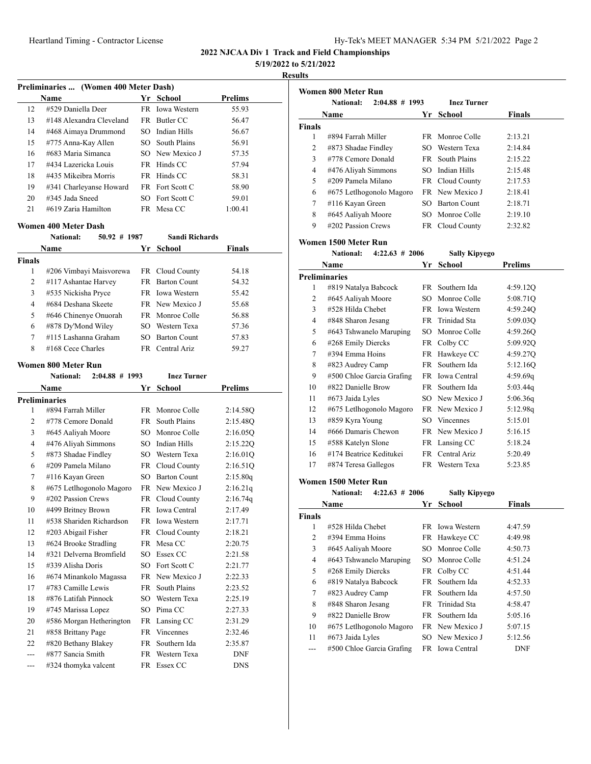# 2022 NJCAA Div 1 Track and Field Championships

**5/19/2022 to 5/21/2022**

**Results**

### Preliminaries ... (Women 400 Meter Dash)

| | Name | Yr | School | Prelims |
|---|---|---|---|---|
| 12 | #529 Daniella Deer | FR | Iowa Western | 55.93 |
| 13 | #148 Alexandra Cleveland | FR | Butler CC | 56.47 |
| 14 | #468 Aimaya Drummond | SO | Indian Hills | 56.67 |
| 15 | #775 Anna-Kay Allen | SO | South Plains | 56.91 |
| 16 | #683 Maria Simanca | SO | New Mexico J | 57.35 |
| 17 | #434 Lazericka Louis | FR | Hinds CC | 57.94 |
| 18 | #435 Mikeibra Morris | FR | Hinds CC | 58.31 |
| 19 | #341 Charleyanse Howard | FR | Fort Scott C | 58.90 |
| 20 | #345 Jada Sneed | SO | Fort Scott C | 59.01 |
| 21 | #619 Zaria Hamilton | FR | Mesa CC | 1:00.41 |

### Women 400 Meter Dash

National: 50.92 # 1987 Sandi Richards

| | Name | Yr | School | Finals |
|---|---|---|---|---|
| **Finals** | | | | |
| 1 | #206 Vimbayi Maisvorewa | FR | Cloud County | 54.18 |
| 2 | #117 Ashantae Harvey | FR | Barton Count | 54.32 |
| 3 | #535 Nickisha Pryce | FR | Iowa Western | 55.42 |
| 4 | #684 Deshana Skeete | FR | New Mexico J | 55.68 |
| 5 | #646 Chinenye Onuorah | FR | Monroe Colle | 56.88 |
| 6 | #878 Dy'Mond Wiley | SO | Western Texa | 57.36 |
| 7 | #115 Lashanna Graham | SO | Barton Count | 57.83 |
| 8 | #168 Cece Charles | FR | Central Ariz | 59.27 |

### Women 800 Meter Run

National: 2:04.88 # 1993 Inez Turner

| | Name | Yr | School | Prelims |
|---|---|---|---|---|
| **Preliminaries** | | | | |
| 1 | #894 Farrah Miller | FR | Monroe Colle | 2:14.58Q |
| 2 | #778 Cemore Donald | FR | South Plains | 2:15.48Q |
| 3 | #645 Aaliyah Moore | SO | Monroe Colle | 2:16.05Q |
| 4 | #476 Aliyah Simmons | SO | Indian Hills | 2:15.22Q |
| 5 | #873 Shadae Findley | SO | Western Texa | 2:16.01Q |
| 6 | #209 Pamela Milano | FR | Cloud County | 2:16.51Q |
| 7 | #116 Kayan Green | SO | Barton Count | 2:15.80q |
| 8 | #675 Letlhogonolo Magoro | FR | New Mexico J | 2:16.21q |
| 9 | #202 Passion Crews | FR | Cloud County | 2:16.74q |
| 10 | #499 Britney Brown | FR | Iowa Central | 2:17.49 |
| 11 | #538 Shariden Richardson | FR | Iowa Western | 2:17.71 |
| 12 | #203 Abigail Fisher | FR | Cloud County | 2:18.21 |
| 13 | #624 Brooke Stradling | FR | Mesa CC | 2:20.75 |
| 14 | #321 Delverna Bromfield | SO | Essex CC | 2:21.58 |
| 15 | #339 Alisha Doris | SO | Fort Scott C | 2:21.77 |
| 16 | #674 Minankolo Magassa | FR | New Mexico J | 2:22.33 |
| 17 | #783 Camille Lewis | FR | South Plains | 2:23.52 |
| 18 | #876 Latifah Pinnock | SO | Western Texa | 2:25.19 |
| 19 | #745 Marissa Lopez | SO | Pima CC | 2:27.33 |
| 20 | #586 Morgan Hetherington | FR | Lansing CC | 2:31.29 |
| 21 | #858 Brittany Page | FR | Vincennes | 2:32.46 |
| 22 | #820 Bethany Blakey | FR | Southern Ida | 2:35.87 |
| --- | #877 Sancia Smith | FR | Western Texa | DNF |
| --- | #324 thomyka valcent | FR | Essex CC | DNS |

### Women 800 Meter Run

National: 2:04.88 # 1993 Inez Turner

| | Name | Yr | School | Finals |
|---|---|---|---|---|
| **Finals** | | | | |
| 1 | #894 Farrah Miller | FR | Monroe Colle | 2:13.21 |
| 2 | #873 Shadae Findley | SO | Western Texa | 2:14.84 |
| 3 | #778 Cemore Donald | FR | South Plains | 2:15.22 |
| 4 | #476 Aliyah Simmons | SO | Indian Hills | 2:15.48 |
| 5 | #209 Pamela Milano | FR | Cloud County | 2:17.53 |
| 6 | #675 Letlhogonolo Magoro | FR | New Mexico J | 2:18.41 |
| 7 | #116 Kayan Green | SO | Barton Count | 2:18.71 |
| 8 | #645 Aaliyah Moore | SO | Monroe Colle | 2:19.10 |
| 9 | #202 Passion Crews | FR | Cloud County | 2:32.82 |

### Women 1500 Meter Run

National: 4:22.63 # 2006 Sally Kipyego

| | Name | Yr | School | Prelims |
|---|---|---|---|---|
| **Preliminaries** | | | | |
| 1 | #819 Natalya Babcock | FR | Southern Ida | 4:59.12Q |
| 2 | #645 Aaliyah Moore | SO | Monroe Colle | 5:08.71Q |
| 3 | #528 Hilda Chebet | FR | Iowa Western | 4:59.24Q |
| 4 | #848 Sharon Jesang | FR | Trinidad Sta | 5:09.03Q |
| 5 | #643 Tshwanelo Maruping | SO | Monroe Colle | 4:59.26Q |
| 6 | #268 Emily Diercks | FR | Colby CC | 5:09.92Q |
| 7 | #394 Emma Hoins | FR | Hawkeye CC | 4:59.27Q |
| 8 | #823 Audrey Camp | FR | Southern Ida | 5:12.16Q |
| 9 | #500 Chloe Garcia Grafing | FR | Iowa Central | 4:59.69q |
| 10 | #822 Danielle Brow | FR | Southern Ida | 5:03.44q |
| 11 | #673 Jaida Lyles | SO | New Mexico J | 5:06.36q |
| 12 | #675 Letlhogonolo Magoro | FR | New Mexico J | 5:12.98q |
| 13 | #859 Kyra Young | SO | Vincennes | 5:15.01 |
| 14 | #666 Damaris Chewon | FR | New Mexico J | 5:16.15 |
| 15 | #588 Katelyn Slone | FR | Lansing CC | 5:18.24 |
| 16 | #174 Beatrice Keditukei | FR | Central Ariz | 5:20.49 |
| 17 | #874 Teresa Gallegos | FR | Western Texa | 5:23.85 |

### Women 1500 Meter Run

National: 4:22.63 # 2006 Sally Kipyego

| | Name | Yr | School | Finals |
|---|---|---|---|---|
| **Finals** | | | | |
| 1 | #528 Hilda Chebet | FR | Iowa Western | 4:47.59 |
| 2 | #394 Emma Hoins | FR | Hawkeye CC | 4:49.98 |
| 3 | #645 Aaliyah Moore | SO | Monroe Colle | 4:50.73 |
| 4 | #643 Tshwanelo Maruping | SO | Monroe Colle | 4:51.24 |
| 5 | #268 Emily Diercks | FR | Colby CC | 4:51.44 |
| 6 | #819 Natalya Babcock | FR | Southern Ida | 4:52.33 |
| 7 | #823 Audrey Camp | FR | Southern Ida | 4:57.50 |
| 8 | #848 Sharon Jesang | FR | Trinidad Sta | 4:58.47 |
| 9 | #822 Danielle Brow | FR | Southern Ida | 5:05.16 |
| 10 | #675 Letlhogonolo Magoro | FR | New Mexico J | 5:07.15 |
| 11 | #673 Jaida Lyles | SO | New Mexico J | 5:12.56 |
| --- | #500 Chloe Garcia Grafing | FR | Iowa Central | DNF |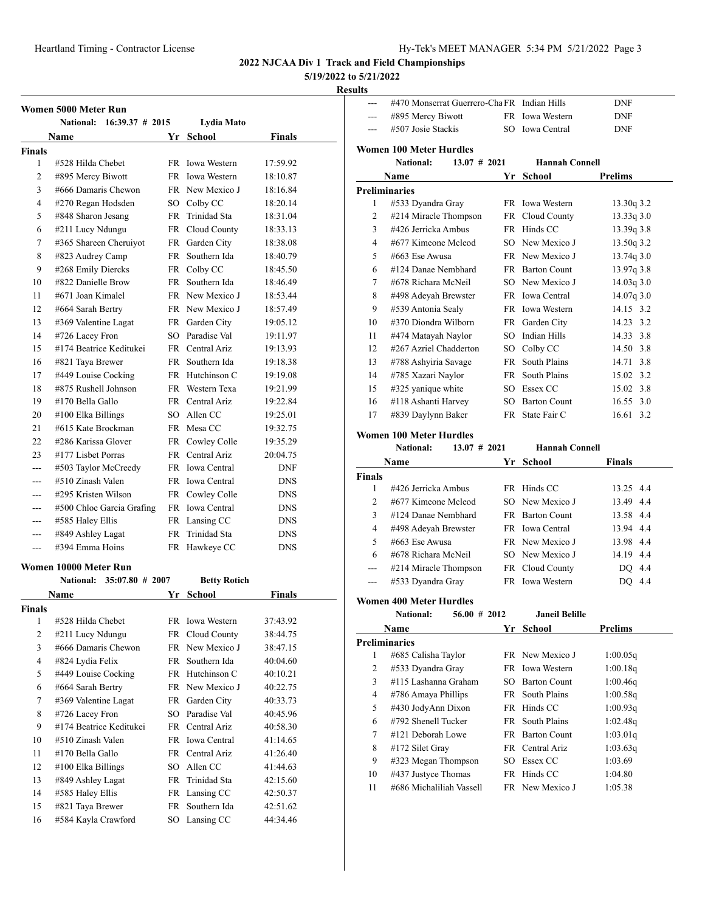**2022 NJCAA Div 1 Track and Field Championships**

**5/19/2022 to 5/21/2022**

**Results**

### Women 5000 Meter Run

National: 16:39.37 # 2015 Lydia Mato

| | Name | Yr | School | Finals |
|---|---|---|---|---|
| **Finals** | | | | |
| 1 | #528 Hilda Chebet | FR | Iowa Western | 17:59.92 |
| 2 | #895 Mercy Biwott | FR | Iowa Western | 18:10.87 |
| 3 | #666 Damaris Chewon | FR | New Mexico J | 18:16.84 |
| 4 | #270 Regan Hodsden | SO | Colby CC | 18:20.14 |
| 5 | #848 Sharon Jesang | FR | Trinidad Sta | 18:31.04 |
| 6 | #211 Lucy Ndungu | FR | Cloud County | 18:33.13 |
| 7 | #365 Shareen Cheruiyot | FR | Garden City | 18:38.08 |
| 8 | #823 Audrey Camp | FR | Southern Ida | 18:40.79 |
| 9 | #268 Emily Diercks | FR | Colby CC | 18:45.50 |
| 10 | #822 Danielle Brow | FR | Southern Ida | 18:46.49 |
| 11 | #671 Joan Kimalel | FR | New Mexico J | 18:53.44 |
| 12 | #664 Sarah Bertry | FR | New Mexico J | 18:57.49 |
| 13 | #369 Valentine Lagat | FR | Garden City | 19:05.12 |
| 14 | #726 Lacey Fron | SO | Paradise Val | 19:11.97 |
| 15 | #174 Beatrice Keditukei | FR | Central Ariz | 19:13.93 |
| 16 | #821 Taya Brewer | FR | Southern Ida | 19:18.38 |
| 17 | #449 Louise Cocking | FR | Hutchinson C | 19:19.08 |
| 18 | #875 Rushell Johnson | FR | Western Texa | 19:21.99 |
| 19 | #170 Bella Gallo | FR | Central Ariz | 19:22.84 |
| 20 | #100 Elka Billings | SO | Allen CC | 19:25.01 |
| 21 | #615 Kate Brockman | FR | Mesa CC | 19:32.75 |
| 22 | #286 Karissa Glover | FR | Cowley Colle | 19:35.29 |
| 23 | #177 Lisbet Porras | FR | Central Ariz | 20:04.75 |
| --- | #503 Taylor McCreedy | FR | Iowa Central | DNF |
| --- | #510 Zinash Valen | FR | Iowa Central | DNS |
| --- | #295 Kristen Wilson | FR | Cowley Colle | DNS |
| --- | #500 Chloe Garcia Grafing | FR | Iowa Central | DNS |
| --- | #585 Haley Ellis | FR | Lansing CC | DNS |
| --- | #849 Ashley Lagat | FR | Trinidad Sta | DNS |
| --- | #394 Emma Hoins | FR | Hawkeye CC | DNS |

### Women 10000 Meter Run

National: 35:07.80 # 2007 Betty Rotich

| | Name | Yr | School | Finals |
|---|---|---|---|---|
| **Finals** | | | | |
| 1 | #528 Hilda Chebet | FR | Iowa Western | 37:43.92 |
| 2 | #211 Lucy Ndungu | FR | Cloud County | 38:44.75 |
| 3 | #666 Damaris Chewon | FR | New Mexico J | 38:47.15 |
| 4 | #824 Lydia Felix | FR | Southern Ida | 40:04.60 |
| 5 | #449 Louise Cocking | FR | Hutchinson C | 40:10.21 |
| 6 | #664 Sarah Bertry | FR | New Mexico J | 40:22.75 |
| 7 | #369 Valentine Lagat | FR | Garden City | 40:33.73 |
| 8 | #726 Lacey Fron | SO | Paradise Val | 40:45.96 |
| 9 | #174 Beatrice Keditukei | FR | Central Ariz | 40:58.30 |
| 10 | #510 Zinash Valen | FR | Iowa Central | 41:14.65 |
| 11 | #170 Bella Gallo | FR | Central Ariz | 41:26.40 |
| 12 | #100 Elka Billings | SO | Allen CC | 41:44.63 |
| 13 | #849 Ashley Lagat | FR | Trinidad Sta | 42:15.60 |
| 14 | #585 Haley Ellis | FR | Lansing CC | 42:50.37 |
| 15 | #821 Taya Brewer | FR | Southern Ida | 42:51.62 |
| 16 | #584 Kayla Crawford | SO | Lansing CC | 44:34.46 |
| --- | #470 Monserrat Guerrero-Cha | FR | Indian Hills | DNF |
| --- | #895 Mercy Biwott | FR | Iowa Western | DNF |
| --- | #507 Josie Stackis | SO | Iowa Central | DNF |

### Women 100 Meter Hurdles

National: 13.07 # 2021 Hannah Connell

| | Name | Yr | School | Prelims |
|---|---|---|---|---|
| **Preliminaries** | | | | |
| 1 | #533 Dyandra Gray | FR | Iowa Western | 13.30q 3.2 |
| 2 | #214 Miracle Thompson | FR | Cloud County | 13.33q 3.0 |
| 3 | #426 Jerricka Ambus | FR | Hinds CC | 13.39q 3.8 |
| 4 | #677 Kimeone Mcleod | SO | New Mexico J | 13.50q 3.2 |
| 5 | #663 Ese Awusa | FR | New Mexico J | 13.74q 3.0 |
| 6 | #124 Danae Nembhard | FR | Barton Count | 13.97q 3.8 |
| 7 | #678 Richara McNeil | SO | New Mexico J | 14.03q 3.0 |
| 8 | #498 Adeyah Brewster | FR | Iowa Central | 14.07q 3.0 |
| 9 | #539 Antonia Sealy | FR | Iowa Western | 14.15 3.2 |
| 10 | #370 Diondra Wilborn | FR | Garden City | 14.23 3.2 |
| 11 | #474 Matayah Naylor | SO | Indian Hills | 14.33 3.8 |
| 12 | #267 Azriel Chadderton | SO | Colby CC | 14.50 3.8 |
| 13 | #788 Ashyiria Savage | FR | South Plains | 14.71 3.8 |
| 14 | #785 Xazari Naylor | FR | South Plains | 15.02 3.2 |
| 15 | #325 yanique white | SO | Essex CC | 15.02 3.8 |
| 16 | #118 Ashanti Harvey | SO | Barton Count | 16.55 3.0 |
| 17 | #839 Daylynn Baker | FR | State Fair C | 16.61 3.2 |

### Women 100 Meter Hurdles

National: 13.07 # 2021 Hannah Connell

| | Name | Yr | School | Finals |
|---|---|---|---|---|
| **Finals** | | | | |
| 1 | #426 Jerricka Ambus | FR | Hinds CC | 13.25 4.4 |
| 2 | #677 Kimeone Mcleod | SO | New Mexico J | 13.49 4.4 |
| 3 | #124 Danae Nembhard | FR | Barton Count | 13.58 4.4 |
| 4 | #498 Adeyah Brewster | FR | Iowa Central | 13.94 4.4 |
| 5 | #663 Ese Awusa | FR | New Mexico J | 13.98 4.4 |
| 6 | #678 Richara McNeil | SO | New Mexico J | 14.19 4.4 |
| --- | #214 Miracle Thompson | FR | Cloud County | DQ 4.4 |
| --- | #533 Dyandra Gray | FR | Iowa Western | DQ 4.4 |

### Women 400 Meter Hurdles

National: 56.00 # 2012 Janeil Belille

| | Name | Yr | School | Prelims |
|---|---|---|---|---|
| **Preliminaries** | | | | |
| 1 | #685 Calisha Taylor | FR | New Mexico J | 1:00.05q |
| 2 | #533 Dyandra Gray | FR | Iowa Western | 1:00.18q |
| 3 | #115 Lashanna Graham | SO | Barton Count | 1:00.46q |
| 4 | #786 Amaya Phillips | FR | South Plains | 1:00.58q |
| 5 | #430 JodyAnn Dixon | FR | Hinds CC | 1:00.93q |
| 6 | #792 Shenell Tucker | FR | South Plains | 1:02.48q |
| 7 | #121 Deborah Lowe | FR | Barton Count | 1:03.01q |
| 8 | #172 Silet Gray | FR | Central Ariz | 1:03.63q |
| 9 | #323 Megan Thompson | SO | Essex CC | 1:03.69 |
| 10 | #437 Justyce Thomas | FR | Hinds CC | 1:04.80 |
| 11 | #686 Michaliliah Vassell | FR | New Mexico J | 1:05.38 |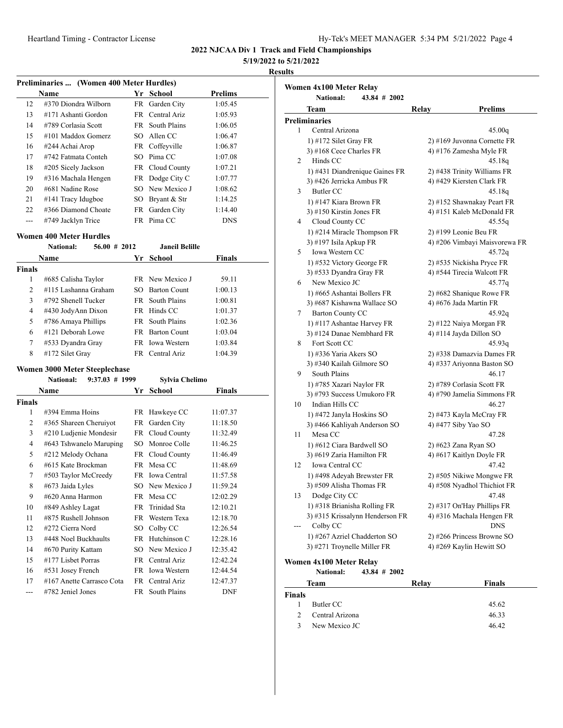## 2022 NJCAA Div 1 Track and Field Championships

**5/19/2022 to 5/21/2022**

**Results**

### Preliminaries ... (Women 400 Meter Hurdles)

| | Name | Yr | School | Prelims |
|---|---|---|---|---|
| 12 | #370 Diondra Wilborn | FR | Garden City | 1:05.45 |
| 13 | #171 Ashanti Gordon | FR | Central Ariz | 1:05.93 |
| 14 | #789 Corlasia Scott | FR | South Plains | 1:06.05 |
| 15 | #101 Maddox Gomerz | SO | Allen CC | 1:06.47 |
| 16 | #244 Achai Arop | FR | Coffeyville | 1:06.87 |
| 17 | #742 Fatmata Conteh | SO | Pima CC | 1:07.08 |
| 18 | #205 Sicely Jackson | FR | Cloud County | 1:07.21 |
| 19 | #316 Machala Hengen | FR | Dodge City C | 1:07.77 |
| 20 | #681 Nadine Rose | SO | New Mexico J | 1:08.62 |
| 21 | #141 Tracy Idugboe | SO | Bryant & Str | 1:14.25 |
| 22 | #366 Diamond Choate | FR | Garden City | 1:14.40 |
| --- | #749 Jacklyn Trice | FR | Pima CC | DNS |

### Women 400 Meter Hurdles

National: 56.00 # 2012 Janeil Belille

| | Name | Yr | School | Finals |
|---|---|---|---|---|
| **Finals** | | | | |
| 1 | #685 Calisha Taylor | FR | New Mexico J | 59.11 |
| 2 | #115 Lashanna Graham | SO | Barton Count | 1:00.13 |
| 3 | #792 Shenell Tucker | FR | South Plains | 1:00.81 |
| 4 | #430 JodyAnn Dixon | FR | Hinds CC | 1:01.37 |
| 5 | #786 Amaya Phillips | FR | South Plains | 1:02.36 |
| 6 | #121 Deborah Lowe | FR | Barton Count | 1:03.04 |
| 7 | #533 Dyandra Gray | FR | Iowa Western | 1:03.84 |
| 8 | #172 Silet Gray | FR | Central Ariz | 1:04.39 |

### Women 3000 Meter Steeplechase

National: 9:37.03 # 1999 Sylvia Chelimo

| | Name | Yr | School | Finals |
|---|---|---|---|---|
| **Finals** | | | | |
| 1 | #394 Emma Hoins | FR | Hawkeye CC | 11:07.37 |
| 2 | #365 Shareen Cheruiyot | FR | Garden City | 11:18.50 |
| 3 | #210 Ludjenie Mondesir | FR | Cloud County | 11:32.49 |
| 4 | #643 Tshwanelo Maruping | SO | Monroe Colle | 11:46.25 |
| 5 | #212 Melody Ochana | FR | Cloud County | 11:46.49 |
| 6 | #615 Kate Brockman | FR | Mesa CC | 11:48.69 |
| 7 | #503 Taylor McCreedy | FR | Iowa Central | 11:57.58 |
| 8 | #673 Jaida Lyles | SO | New Mexico J | 11:59.24 |
| 9 | #620 Anna Harmon | FR | Mesa CC | 12:02.29 |
| 10 | #849 Ashley Lagat | FR | Trinidad Sta | 12:10.21 |
| 11 | #875 Rushell Johnson | FR | Western Texa | 12:18.70 |
| 12 | #272 Cierra Nord | SO | Colby CC | 12:26.54 |
| 13 | #448 Noel Buckhaults | FR | Hutchinson C | 12:28.16 |
| 14 | #670 Purity Kattam | SO | New Mexico J | 12:35.42 |
| 15 | #177 Lisbet Porras | FR | Central Ariz | 12:42.24 |
| 16 | #531 Josey French | FR | Iowa Western | 12:44.54 |
| 17 | #167 Anette Carrasco Cota | FR | Central Ariz | 12:47.37 |
| --- | #782 Jeniel Jones | FR | South Plains | DNF |

### Women 4x100 Meter Relay

National: 43.84 # 2002

| | Team | Relay | Prelims |
|---|---|---|---|
| **Preliminaries** | | | |
| 1 | Central Arizona | | 45.00q |
| | 1) #172 Silet Gray FR | 2) #169 Juvonna Cornette FR | |
| | 3) #168 Cece Charles FR | 4) #176 Zamesha Myle FR | |
| 2 | Hinds CC | | 45.18q |
| | 1) #431 Diandrenique Gaines FR | 2) #438 Trinity Williams FR | |
| | 3) #426 Jerricka Ambus FR | 4) #429 Kiersten Clark FR | |
| 3 | Butler CC | | 45.18q |
| | 1) #147 Kiara Brown FR | 2) #152 Shawnakay Peart FR | |
| | 3) #150 Kirstin Jones FR | 4) #151 Kaleb McDonald FR | |
| 4 | Cloud County CC | | 45.55q |
| | 1) #214 Miracle Thompson FR | 2) #199 Leonie Beu FR | |
| | 3) #197 Isila Apkup FR | 4) #206 Vimbayi Maisvorewa FR | |
| 5 | Iowa Western CC | | 45.72q |
| | 1) #532 Victory George FR | 2) #535 Nickisha Pryce FR | |
| | 3) #533 Dyandra Gray FR | 4) #544 Tirecia Walcott FR | |
| 6 | New Mexico JC | | 45.77q |
| | 1) #665 Ashantai Bollers FR | 2) #682 Shanique Rowe FR | |
| | 3) #687 Kishawna Wallace SO | 4) #676 Jada Martin FR | |
| 7 | Barton County CC | | 45.92q |
| | 1) #117 Ashantae Harvey FR | 2) #122 Naiya Morgan FR | |
| | 3) #124 Danae Nembhard FR | 4) #114 Jayda Dillon SO | |
| 8 | Fort Scott CC | | 45.93q |
| | 1) #336 Yaria Akers SO | 2) #338 Damazvia Dames FR | |
| | 3) #340 Kailah Gilmore SO | 4) #337 Ariyonna Baston SO | |
| 9 | South Plains | | 46.17 |
| | 1) #785 Xazari Naylor FR | 2) #789 Corlasia Scott FR | |
| | 3) #793 Success Umukoro FR | 4) #790 Jamelia Simmons FR | |
| 10 | Indian Hills CC | | 46.27 |
| | 1) #472 Janyla Hoskins SO | 2) #473 Kayla McCray FR | |
| | 3) #466 Kahliyah Anderson SO | 4) #477 Siby Yao SO | |
| 11 | Mesa CC | | 47.28 |
| | 1) #612 Ciara Bardwell SO | 2) #623 Zana Ryan SO | |
| | 3) #619 Zaria Hamilton FR | 4) #617 Kaitlyn Doyle FR | |
| 12 | Iowa Central CC | | 47.42 |
| | 1) #498 Adeyah Brewster FR | 2) #505 Nikiwe Mongwe FR | |
| | 3) #509 Alisha Thomas FR | 4) #508 Nyadhol Thichiot FR | |
| 13 | Dodge City CC | | 47.48 |
| | 1) #318 Brianisha Rolling FR | 2) #317 On'Hay Phillips FR | |
| | 3) #315 Krissalynn Henderson FR | 4) #316 Machala Hengen FR | |
| --- | Colby CC | | DNS |
| | 1) #267 Azriel Chadderton SO | 2) #266 Princess Browne SO | |
| | 3) #271 Troynelle Miller FR | 4) #269 Kaylin Hewitt SO | |

### Women 4x100 Meter Relay

National: 43.84 # 2002

| | Team | Relay | Finals |
|---|---|---|---|
| **Finals** | | | |
| 1 | Butler CC | | 45.62 |
| 2 | Central Arizona | | 46.33 |
| 3 | New Mexico JC | | 46.42 |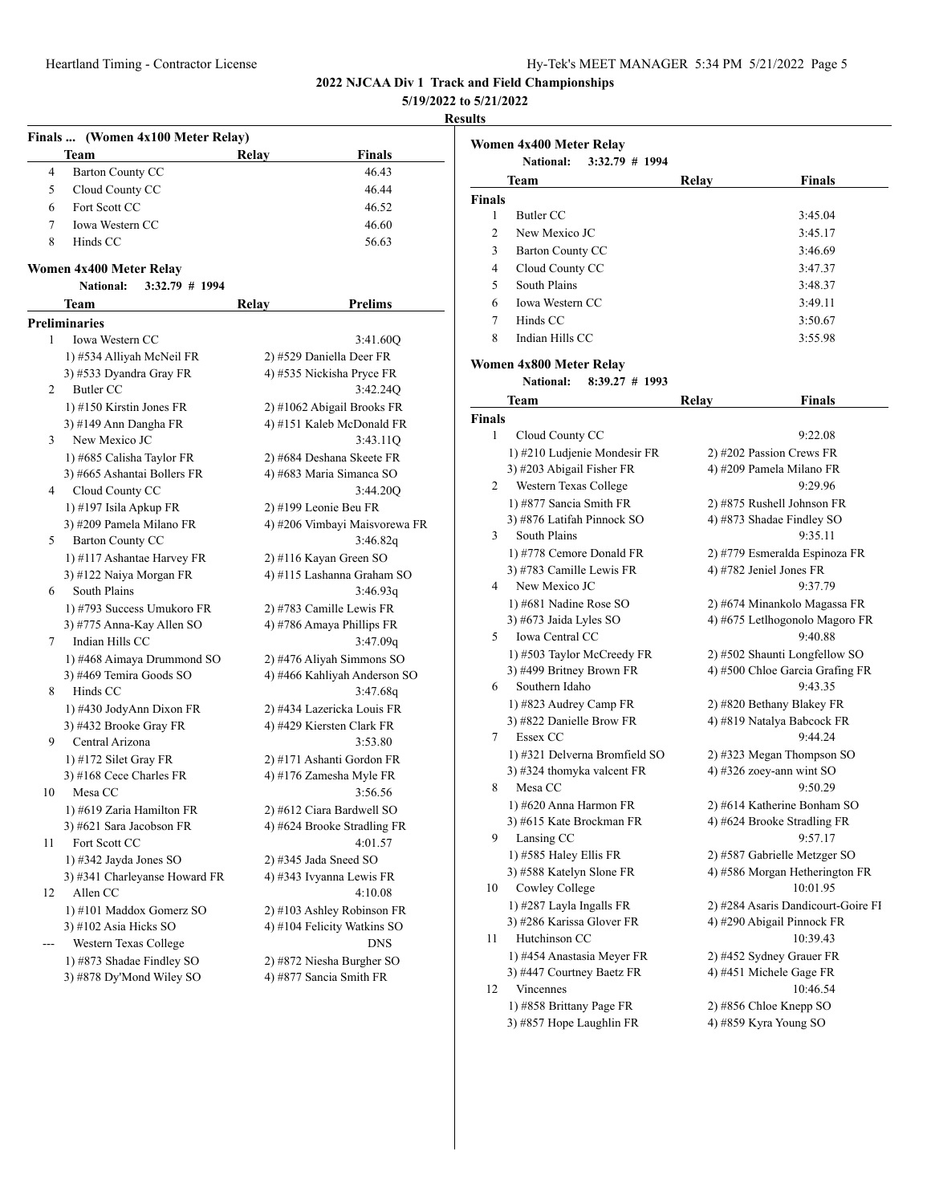# 2022 NJCAA Div 1 Track and Field Championships

**5/19/2022 to 5/21/2022**

**Results**

### Finals ... (Women 4x100 Meter Relay)

| | Team | Relay | Finals |
|---|---|---|---|
| 4 | Barton County CC | | 46.43 |
| 5 | Cloud County CC | | 46.44 |
| 6 | Fort Scott CC | | 46.52 |
| 7 | Iowa Western CC | | 46.60 |
| 8 | Hinds CC | | 56.63 |

### Women 4x400 Meter Relay

**National: 3:32.79 # 1994**

| | Team | Relay | Prelims |
|---|---|---|---|
| **Preliminaries** | | | |
| 1 | Iowa Western CC | | 3:41.60Q |
| | 1) #534 Alliyah McNeil FR | 2) #529 Daniella Deer FR | |
| | 3) #533 Dyandra Gray FR | 4) #535 Nickisha Pryce FR | |
| 2 | Butler CC | | 3:42.24Q |
| | 1) #150 Kirstin Jones FR | 2) #1062 Abigail Brooks FR | |
| | 3) #149 Ann Dangha FR | 4) #151 Kaleb McDonald FR | |
| 3 | New Mexico JC | | 3:43.11Q |
| | 1) #685 Calisha Taylor FR | 2) #684 Deshana Skeete FR | |
| | 3) #665 Ashantai Bollers FR | 4) #683 Maria Simanca SO | |
| 4 | Cloud County CC | | 3:44.20Q |
| | 1) #197 Isila Apkup FR | 2) #199 Leonie Beu FR | |
| | 3) #209 Pamela Milano FR | 4) #206 Vimbayi Maisvorewa FR | |
| 5 | Barton County CC | | 3:46.82q |
| | 1) #117 Ashantae Harvey FR | 2) #116 Kayan Green SO | |
| | 3) #122 Naiya Morgan FR | 4) #115 Lashanna Graham SO | |
| 6 | South Plains | | 3:46.93q |
| | 1) #793 Success Umukoro FR | 2) #783 Camille Lewis FR | |
| | 3) #775 Anna-Kay Allen SO | 4) #786 Amaya Phillips FR | |
| 7 | Indian Hills CC | | 3:47.09q |
| | 1) #468 Aimaya Drummond SO | 2) #476 Aliyah Simmons SO | |
| | 3) #469 Temira Goods SO | 4) #466 Kahliyah Anderson SO | |
| 8 | Hinds CC | | 3:47.68q |
| | 1) #430 JodyAnn Dixon FR | 2) #434 Lazericka Louis FR | |
| | 3) #432 Brooke Gray FR | 4) #429 Kiersten Clark FR | |
| 9 | Central Arizona | | 3:53.80 |
| | 1) #172 Silet Gray FR | 2) #171 Ashanti Gordon FR | |
| | 3) #168 Cece Charles FR | 4) #176 Zamesha Myle FR | |
| 10 | Mesa CC | | 3:56.56 |
| | 1) #619 Zaria Hamilton FR | 2) #612 Ciara Bardwell SO | |
| | 3) #621 Sara Jacobson FR | 4) #624 Brooke Stradling FR | |
| 11 | Fort Scott CC | | 4:01.57 |
| | 1) #342 Jayda Jones SO | 2) #345 Jada Sneed SO | |
| | 3) #341 Charleyanse Howard FR | 4) #343 Ivyanna Lewis FR | |
| 12 | Allen CC | | 4:10.08 |
| | 1) #101 Maddox Gomerz SO | 2) #103 Ashley Robinson FR | |
| | 3) #102 Asia Hicks SO | 4) #104 Felicity Watkins SO | |
| --- | Western Texas College | | DNS |
| | 1) #873 Shadae Findley SO | 2) #872 Niesha Burgher SO | |
| | 3) #878 Dy'Mond Wiley SO | 4) #877 Sancia Smith FR | |

### Women 4x400 Meter Relay

**National: 3:32.79 # 1994**

| | Team | Relay | Finals |
|---|---|---|---|
| **Finals** | | | |
| 1 | Butler CC | | 3:45.04 |
| 2 | New Mexico JC | | 3:45.17 |
| 3 | Barton County CC | | 3:46.69 |
| 4 | Cloud County CC | | 3:47.37 |
| 5 | South Plains | | 3:48.37 |
| 6 | Iowa Western CC | | 3:49.11 |
| 7 | Hinds CC | | 3:50.67 |
| 8 | Indian Hills CC | | 3:55.98 |

### Women 4x800 Meter Relay

**National: 8:39.27 # 1993**

| | Team | Relay | Finals |
|---|---|---|---|
| **Finals** | | | |
| 1 | Cloud County CC | | 9:22.08 |
| | 1) #210 Ludjenie Mondesir FR | 2) #202 Passion Crews FR | |
| | 3) #203 Abigail Fisher FR | 4) #209 Pamela Milano FR | |
| 2 | Western Texas College | | 9:29.96 |
| | 1) #877 Sancia Smith FR | 2) #875 Rushell Johnson FR | |
| | 3) #876 Latifah Pinnock SO | 4) #873 Shadae Findley SO | |
| 3 | South Plains | | 9:35.11 |
| | 1) #778 Cemore Donald FR | 2) #779 Esmeralda Espinoza FR | |
| | 3) #783 Camille Lewis FR | 4) #782 Jeniel Jones FR | |
| 4 | New Mexico JC | | 9:37.79 |
| | 1) #681 Nadine Rose SO | 2) #674 Minankolo Magassa FR | |
| | 3) #673 Jaida Lyles SO | 4) #675 Letlhogonolo Magoro FR | |
| 5 | Iowa Central CC | | 9:40.88 |
| | 1) #503 Taylor McCreedy FR | 2) #502 Shaunti Longfellow SO | |
| | 3) #499 Britney Brown FR | 4) #500 Chloe Garcia Grafing FR | |
| 6 | Southern Idaho | | 9:43.35 |
| | 1) #823 Audrey Camp FR | 2) #820 Bethany Blakey FR | |
| | 3) #822 Danielle Brow FR | 4) #819 Natalya Babcock FR | |
| 7 | Essex CC | | 9:44.24 |
| | 1) #321 Delverna Bromfield SO | 2) #323 Megan Thompson SO | |
| | 3) #324 thomyka valcent FR | 4) #326 zoey-ann wint SO | |
| 8 | Mesa CC | | 9:50.29 |
| | 1) #620 Anna Harmon FR | 2) #614 Katherine Bonham SO | |
| | 3) #615 Kate Brockman FR | 4) #624 Brooke Stradling FR | |
| 9 | Lansing CC | | 9:57.17 |
| | 1) #585 Haley Ellis FR | 2) #587 Gabrielle Metzger SO | |
| | 3) #588 Katelyn Slone FR | 4) #586 Morgan Hetherington FR | |
| 10 | Cowley College | | 10:01.95 |
| | 1) #287 Layla Ingalls FR | 2) #284 Asaris Dandicourt-Goire FI | |
| | 3) #286 Karissa Glover FR | 4) #290 Abigail Pinnock FR | |
| 11 | Hutchinson CC | | 10:39.43 |
| | 1) #454 Anastasia Meyer FR | 2) #452 Sydney Grauer FR | |
| | 3) #447 Courtney Baetz FR | 4) #451 Michele Gage FR | |
| 12 | Vincennes | | 10:46.54 |
| | 1) #858 Brittany Page FR | 2) #856 Chloe Knepp SO | |
| | 3) #857 Hope Laughlin FR | 4) #859 Kyra Young SO | |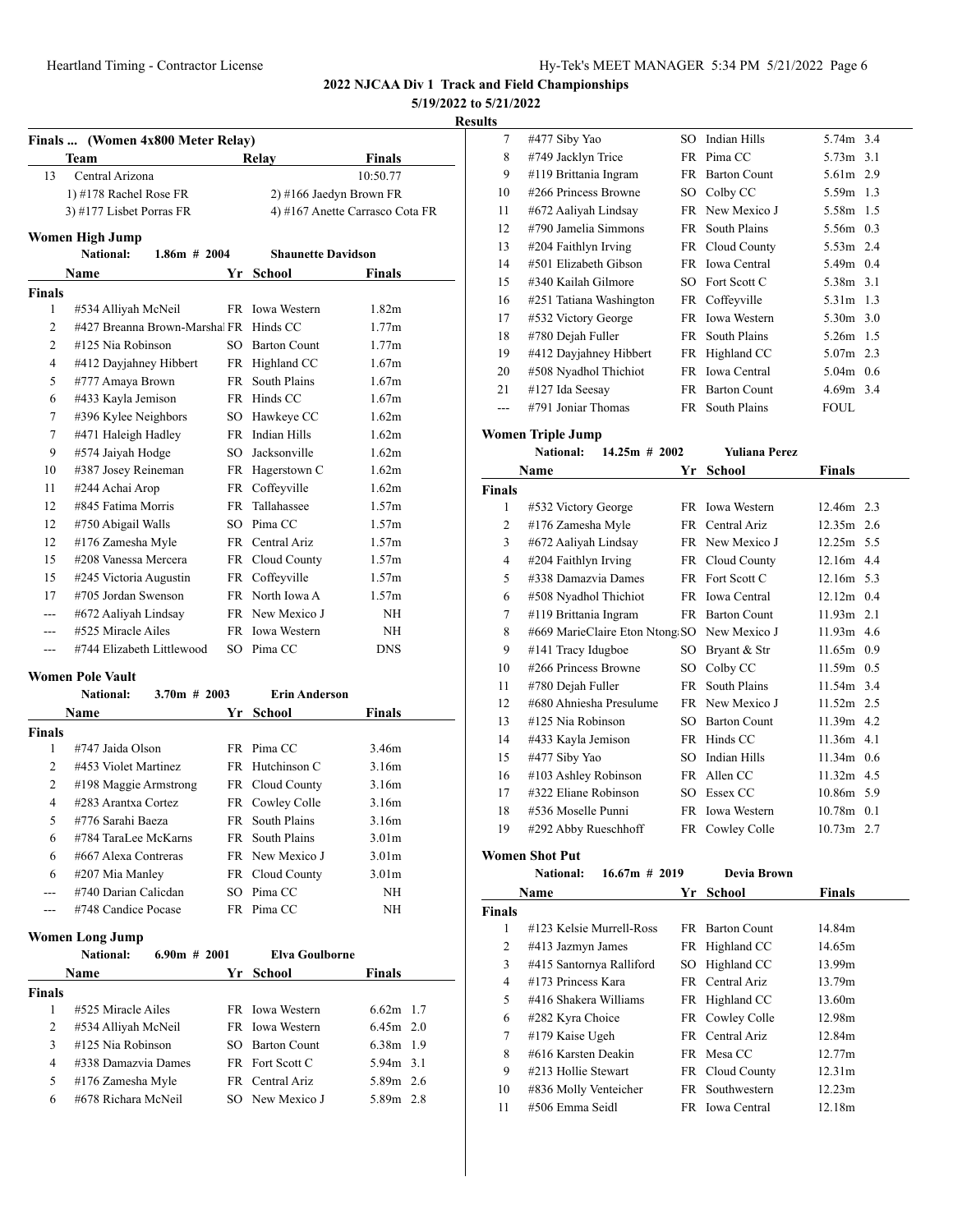# 2022 NJCAA Div 1 Track and Field Championships

**5/19/2022 to 5/21/2022**

**Results**

## Finals ... (Women 4x800 Meter Relay)

| | Team | Relay | Finals |
|---|---|---|---|
| 13 | Central Arizona | | 10:50.77 |

1) #178 Rachel Rose FR
2) #166 Jaedyn Brown FR
3) #177 Lisbet Porras FR
4) #167 Anette Carrasco Cota FR

## Women High Jump

National: 1.86m # 2004 Shaunette Davidson

**Finals**

| | Name | Yr | School | Finals |
|---|---|---|---|---|
| 1 | #534 Alliyah McNeil | FR | Iowa Western | 1.82m |
| 2 | #427 Breanna Brown-Marshal | FR | Hinds CC | 1.77m |
| 2 | #125 Nia Robinson | SO | Barton Count | 1.77m |
| 4 | #412 Dayjahney Hibbert | FR | Highland CC | 1.67m |
| 5 | #777 Amaya Brown | FR | South Plains | 1.67m |
| 6 | #433 Kayla Jemison | FR | Hinds CC | 1.67m |
| 7 | #396 Kylee Neighbors | SO | Hawkeye CC | 1.62m |
| 7 | #471 Haleigh Hadley | FR | Indian Hills | 1.62m |
| 9 | #574 Jaiyah Hodge | SO | Jacksonville | 1.62m |
| 10 | #387 Josey Reineman | FR | Hagerstown C | 1.62m |
| 11 | #244 Achai Arop | FR | Coffeyville | 1.62m |
| 12 | #845 Fatima Morris | FR | Tallahassee | 1.57m |
| 12 | #750 Abigail Walls | SO | Pima CC | 1.57m |
| 12 | #176 Zamesha Myle | FR | Central Ariz | 1.57m |
| 15 | #208 Vanessa Mercera | FR | Cloud County | 1.57m |
| 15 | #245 Victoria Augustin | FR | Coffeyville | 1.57m |
| 17 | #705 Jordan Swenson | FR | North Iowa A | 1.57m |
| --- | #672 Aaliyah Lindsay | FR | New Mexico J | NH |
| --- | #525 Miracle Ailes | FR | Iowa Western | NH |
| --- | #744 Elizabeth Littlewood | SO | Pima CC | DNS |

## Women Pole Vault

National: 3.70m # 2003 Erin Anderson

**Finals**

| | Name | Yr | School | Finals |
|---|---|---|---|---|
| 1 | #747 Jaida Olson | FR | Pima CC | 3.46m |
| 2 | #453 Violet Martinez | FR | Hutchinson C | 3.16m |
| 2 | #198 Maggie Armstrong | FR | Cloud County | 3.16m |
| 4 | #283 Arantxa Cortez | FR | Cowley Colle | 3.16m |
| 5 | #776 Sarahi Baeza | FR | South Plains | 3.16m |
| 6 | #784 TaraLee McKarns | FR | South Plains | 3.01m |
| 6 | #667 Alexa Contreras | FR | New Mexico J | 3.01m |
| 6 | #207 Mia Manley | FR | Cloud County | 3.01m |
| --- | #740 Darian Calicdan | SO | Pima CC | NH |
| --- | #748 Candice Pocase | FR | Pima CC | NH |

## Women Long Jump

National: 6.90m # 2001 Elva Goulborne

**Finals**

| | Name | Yr | School | Finals | |
|---|---|---|---|---|---|
| 1 | #525 Miracle Ailes | FR | Iowa Western | 6.62m | 1.7 |
| 2 | #534 Alliyah McNeil | FR | Iowa Western | 6.45m | 2.0 |
| 3 | #125 Nia Robinson | SO | Barton Count | 6.38m | 1.9 |
| 4 | #338 Damazvia Dames | FR | Fort Scott C | 5.94m | 3.1 |
| 5 | #176 Zamesha Myle | FR | Central Ariz | 5.89m | 2.6 |
| 6 | #678 Richara McNeil | SO | New Mexico J | 5.89m | 2.8 |
| 7 | #477 Siby Yao | SO | Indian Hills | 5.74m | 3.4 |
| 8 | #749 Jacklyn Trice | FR | Pima CC | 5.73m | 3.1 |
| 9 | #119 Brittania Ingram | FR | Barton Count | 5.61m | 2.9 |
| 10 | #266 Princess Browne | SO | Colby CC | 5.59m | 1.3 |
| 11 | #672 Aaliyah Lindsay | FR | New Mexico J | 5.58m | 1.5 |
| 12 | #790 Jamelia Simmons | FR | South Plains | 5.56m | 0.3 |
| 13 | #204 Faithlyn Irving | FR | Cloud County | 5.53m | 2.4 |
| 14 | #501 Elizabeth Gibson | FR | Iowa Central | 5.49m | 0.4 |
| 15 | #340 Kailah Gilmore | SO | Fort Scott C | 5.38m | 3.1 |
| 16 | #251 Tatiana Washington | FR | Coffeyville | 5.31m | 1.3 |
| 17 | #532 Victory George | FR | Iowa Western | 5.30m | 3.0 |
| 18 | #780 Dejah Fuller | FR | South Plains | 5.26m | 1.5 |
| 19 | #412 Dayjahney Hibbert | FR | Highland CC | 5.07m | 2.3 |
| 20 | #508 Nyadhol Thichiot | FR | Iowa Central | 5.04m | 0.6 |
| 21 | #127 Ida Seesay | FR | Barton Count | 4.69m | 3.4 |
| --- | #791 Joniar Thomas | FR | South Plains | FOUL | |

## Women Triple Jump

National: 14.25m # 2002 Yuliana Perez

**Finals**

| | Name | Yr | School | Finals | |
|---|---|---|---|---|---|
| 1 | #532 Victory George | FR | Iowa Western | 12.46m | 2.3 |
| 2 | #176 Zamesha Myle | FR | Central Ariz | 12.35m | 2.6 |
| 3 | #672 Aaliyah Lindsay | FR | New Mexico J | 12.25m | 5.5 |
| 4 | #204 Faithlyn Irving | FR | Cloud County | 12.16m | 4.4 |
| 5 | #338 Damazvia Dames | FR | Fort Scott C | 12.16m | 5.3 |
| 6 | #508 Nyadhol Thichiot | FR | Iowa Central | 12.12m | 0.4 |
| 7 | #119 Brittania Ingram | FR | Barton Count | 11.93m | 2.1 |
| 8 | #669 MarieClaire Eton Ntong | SO | New Mexico J | 11.93m | 4.6 |
| 9 | #141 Tracy Idugboe | SO | Bryant & Str | 11.65m | 0.9 |
| 10 | #266 Princess Browne | SO | Colby CC | 11.59m | 0.5 |
| 11 | #780 Dejah Fuller | FR | South Plains | 11.54m | 3.4 |
| 12 | #680 Ahniesha Presulume | FR | New Mexico J | 11.52m | 2.5 |
| 13 | #125 Nia Robinson | SO | Barton Count | 11.39m | 4.2 |
| 14 | #433 Kayla Jemison | FR | Hinds CC | 11.36m | 4.1 |
| 15 | #477 Siby Yao | SO | Indian Hills | 11.34m | 0.6 |
| 16 | #103 Ashley Robinson | FR | Allen CC | 11.32m | 4.5 |
| 17 | #322 Eliane Robinson | SO | Essex CC | 10.86m | 5.9 |
| 18 | #536 Moselle Punni | FR | Iowa Western | 10.78m | 0.1 |
| 19 | #292 Abby Rueschhoff | FR | Cowley Colle | 10.73m | 2.7 |

## Women Shot Put

National: 16.67m # 2019 Devia Brown

**Finals**

| | Name | Yr | School | Finals |
|---|---|---|---|---|
| 1 | #123 Kelsie Murrell-Ross | FR | Barton Count | 14.84m |
| 2 | #413 Jazmyn James | FR | Highland CC | 14.65m |
| 3 | #415 Santornya Ralliford | SO | Highland CC | 13.99m |
| 4 | #173 Princess Kara | FR | Central Ariz | 13.79m |
| 5 | #416 Shakera Williams | FR | Highland CC | 13.60m |
| 6 | #282 Kyra Choice | FR | Cowley Colle | 12.98m |
| 7 | #179 Kaise Ugeh | FR | Central Ariz | 12.84m |
| 8 | #616 Karsten Deakin | FR | Mesa CC | 12.77m |
| 9 | #213 Hollie Stewart | FR | Cloud County | 12.31m |
| 10 | #836 Molly Venteicher | FR | Southwestern | 12.23m |
| 11 | #506 Emma Seidl | FR | Iowa Central | 12.18m |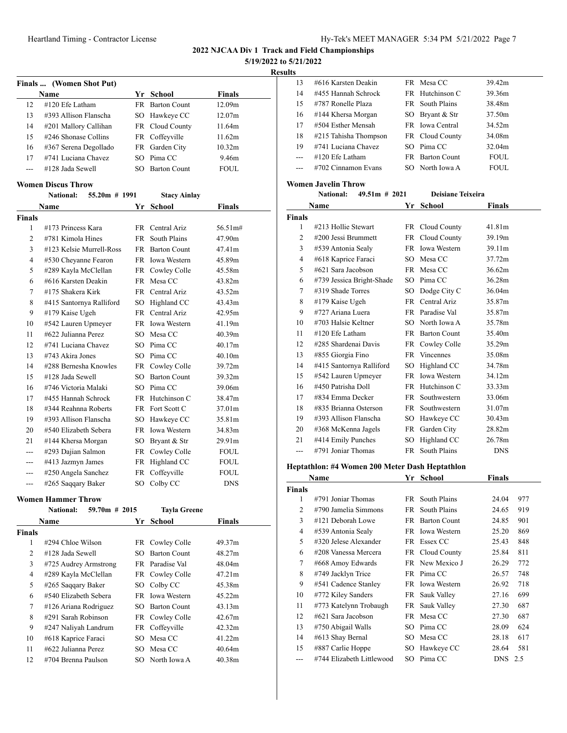**2022 NJCAA Div 1 Track and Field Championships**

**5/19/2022 to 5/21/2022**

**Results**

### Finals ... (Women Shot Put)

| | Name | Yr | School | Finals |
|---|---|---|---|---|
| 12 | #120 Efe Latham | FR | Barton Count | 12.09m |
| 13 | #393 Allison Flanscha | SO | Hawkeye CC | 12.07m |
| 14 | #201 Mallory Callihan | FR | Cloud County | 11.64m |
| 15 | #246 Shonase Collins | FR | Coffeyville | 11.62m |
| 16 | #367 Serena Degollado | FR | Garden City | 10.32m |
| 17 | #741 Luciana Chavez | SO | Pima CC | 9.46m |
| --- | #128 Jada Sewell | SO | Barton Count | FOUL |

### Women Discus Throw

National: 55.20m # 1991 Stacy Ainlay

| | Name | Yr | School | Finals |
|---|---|---|---|---|
| **Finals** | | | | |
| 1 | #173 Princess Kara | FR | Central Ariz | 56.51m# |
| 2 | #781 Kimola Hines | FR | South Plains | 47.90m |
| 3 | #123 Kelsie Murrell-Ross | FR | Barton Count | 47.41m |
| 4 | #530 Cheyanne Fearon | FR | Iowa Western | 45.89m |
| 5 | #289 Kayla McClellan | FR | Cowley Colle | 45.58m |
| 6 | #616 Karsten Deakin | FR | Mesa CC | 43.82m |
| 7 | #175 Shakera Kirk | FR | Central Ariz | 43.52m |
| 8 | #415 Santornya Ralliford | SO | Highland CC | 43.43m |
| 9 | #179 Kaise Ugeh | FR | Central Ariz | 42.95m |
| 10 | #542 Lauren Upmeyer | FR | Iowa Western | 41.19m |
| 11 | #622 Julianna Perez | SO | Mesa CC | 40.39m |
| 12 | #741 Luciana Chavez | SO | Pima CC | 40.17m |
| 13 | #743 Akira Jones | SO | Pima CC | 40.10m |
| 14 | #288 Bernesha Knowles | FR | Cowley Colle | 39.72m |
| 15 | #128 Jada Sewell | SO | Barton Count | 39.32m |
| 16 | #746 Victoria Malaki | SO | Pima CC | 39.06m |
| 17 | #455 Hannah Schrock | FR | Hutchinson C | 38.47m |
| 18 | #344 Reahnna Roberts | FR | Fort Scott C | 37.01m |
| 19 | #393 Allison Flanscha | SO | Hawkeye CC | 35.81m |
| 20 | #540 Elizabeth Sebera | FR | Iowa Western | 34.83m |
| 21 | #144 Khersa Morgan | SO | Bryant & Str | 29.91m |
| --- | #293 Dajian Salmon | FR | Cowley Colle | FOUL |
| --- | #413 Jazmyn James | FR | Highland CC | FOUL |
| --- | #250 Angela Sanchez | FR | Coffeyville | FOUL |
| --- | #265 Saqqary Baker | SO | Colby CC | DNS |

### Women Hammer Throw

National: 59.70m # 2015 Tayla Greene

| | Name | Yr | School | Finals |
|---|---|---|---|---|
| **Finals** | | | | |
| 1 | #294 Chloe Wilson | FR | Cowley Colle | 49.37m |
| 2 | #128 Jada Sewell | SO | Barton Count | 48.27m |
| 3 | #725 Audrey Armstrong | FR | Paradise Val | 48.04m |
| 4 | #289 Kayla McClellan | FR | Cowley Colle | 47.21m |
| 5 | #265 Saqqary Baker | SO | Colby CC | 45.38m |
| 6 | #540 Elizabeth Sebera | FR | Iowa Western | 45.22m |
| 7 | #126 Ariana Rodriguez | SO | Barton Count | 43.13m |
| 8 | #291 Sarah Robinson | FR | Cowley Colle | 42.67m |
| 9 | #247 Naliyah Landrum | FR | Coffeyville | 42.32m |
| 10 | #618 Kaprice Faraci | SO | Mesa CC | 41.22m |
| 11 | #622 Julianna Perez | SO | Mesa CC | 40.64m |
| 12 | #704 Brenna Paulson | SO | North Iowa A | 40.38m |
| 13 | #616 Karsten Deakin | FR | Mesa CC | 39.42m |
| 14 | #455 Hannah Schrock | FR | Hutchinson C | 39.36m |
| 15 | #787 Ronelle Plaza | FR | South Plains | 38.48m |
| 16 | #144 Khersa Morgan | SO | Bryant & Str | 37.50m |
| 17 | #504 Esther Mensah | FR | Iowa Central | 34.52m |
| 18 | #215 Tahisha Thompson | FR | Cloud County | 34.08m |
| 19 | #741 Luciana Chavez | SO | Pima CC | 32.04m |
| --- | #120 Efe Latham | FR | Barton Count | FOUL |
| --- | #702 Cinnamon Evans | SO | North Iowa A | FOUL |

### Women Javelin Throw

National: 49.51m # 2021 Deisiane Teixeira

| | Name | Yr | School | Finals |
|---|---|---|---|---|
| **Finals** | | | | |
| 1 | #213 Hollie Stewart | FR | Cloud County | 41.81m |
| 2 | #200 Jessi Brummett | FR | Cloud County | 39.19m |
| 3 | #539 Antonia Sealy | FR | Iowa Western | 39.11m |
| 4 | #618 Kaprice Faraci | SO | Mesa CC | 37.72m |
| 5 | #621 Sara Jacobson | FR | Mesa CC | 36.62m |
| 6 | #739 Jessica Bright-Shade | SO | Pima CC | 36.28m |
| 7 | #319 Shade Torres | SO | Dodge City C | 36.04m |
| 8 | #179 Kaise Ugeh | FR | Central Ariz | 35.87m |
| 9 | #727 Ariana Luera | FR | Paradise Val | 35.87m |
| 10 | #703 Halsie Keltner | SO | North Iowa A | 35.78m |
| 11 | #120 Efe Latham | FR | Barton Count | 35.40m |
| 12 | #285 Shardenai Davis | FR | Cowley Colle | 35.29m |
| 13 | #855 Giorgia Fino | FR | Vincennes | 35.08m |
| 14 | #415 Santornya Ralliford | SO | Highland CC | 34.78m |
| 15 | #542 Lauren Upmeyer | FR | Iowa Western | 34.12m |
| 16 | #450 Patrisha Doll | FR | Hutchinson C | 33.33m |
| 17 | #834 Emma Decker | FR | Southwestern | 33.06m |
| 18 | #835 Brianna Osterson | FR | Southwestern | 31.07m |
| 19 | #393 Allison Flanscha | SO | Hawkeye CC | 30.43m |
| 20 | #368 McKenna Jagels | FR | Garden City | 28.82m |
| 21 | #414 Emily Punches | SO | Highland CC | 26.78m |
| --- | #791 Joniar Thomas | FR | South Plains | DNS |

### Heptathlon: #4 Women 200 Meter Dash Heptathlon

| | Name | Yr | School | Finals | |
|---|---|---|---|---|---|
| **Finals** | | | | | |
| 1 | #791 Joniar Thomas | FR | South Plains | 24.04 | 977 |
| 2 | #790 Jamelia Simmons | FR | South Plains | 24.65 | 919 |
| 3 | #121 Deborah Lowe | FR | Barton Count | 24.85 | 901 |
| 4 | #539 Antonia Sealy | FR | Iowa Western | 25.20 | 869 |
| 5 | #320 Jelese Alexander | FR | Essex CC | 25.43 | 848 |
| 6 | #208 Vanessa Mercera | FR | Cloud County | 25.84 | 811 |
| 7 | #668 Amoy Edwards | FR | New Mexico J | 26.29 | 772 |
| 8 | #749 Jacklyn Trice | FR | Pima CC | 26.57 | 748 |
| 9 | #541 Cadence Stanley | FR | Iowa Western | 26.92 | 718 |
| 10 | #772 Kiley Sanders | FR | Sauk Valley | 27.16 | 699 |
| 11 | #773 Katelynn Trobaugh | FR | Sauk Valley | 27.30 | 687 |
| 12 | #621 Sara Jacobson | FR | Mesa CC | 27.30 | 687 |
| 13 | #750 Abigail Walls | SO | Pima CC | 28.09 | 624 |
| 14 | #613 Shay Bernal | SO | Mesa CC | 28.18 | 617 |
| 15 | #887 Carlie Hoppe | SO | Hawkeye CC | 28.64 | 581 |
| --- | #744 Elizabeth Littlewood | SO | Pima CC | DNS | 2.5 |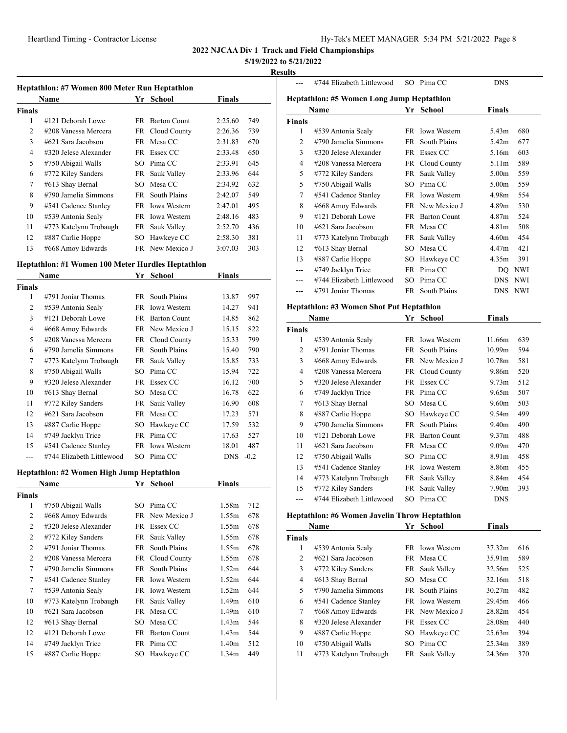**2022 NJCAA Div 1 Track and Field Championships**

**5/19/2022 to 5/21/2022**

**Results**

### Heptathlon: #7 Women 800 Meter Run Heptathlon

| | Name | Yr | School | Finals | |
|---|---|---|---|---|---|
| **Finals** | | | | | |
| 1 | #121 Deborah Lowe | FR | Barton Count | 2:25.60 | 749 |
| 2 | #208 Vanessa Mercera | FR | Cloud County | 2:26.36 | 739 |
| 3 | #621 Sara Jacobson | FR | Mesa CC | 2:31.83 | 670 |
| 4 | #320 Jelese Alexander | FR | Essex CC | 2:33.48 | 650 |
| 5 | #750 Abigail Walls | SO | Pima CC | 2:33.91 | 645 |
| 6 | #772 Kiley Sanders | FR | Sauk Valley | 2:33.96 | 644 |
| 7 | #613 Shay Bernal | SO | Mesa CC | 2:34.92 | 632 |
| 8 | #790 Jamelia Simmons | FR | South Plains | 2:42.07 | 549 |
| 9 | #541 Cadence Stanley | FR | Iowa Western | 2:47.01 | 495 |
| 10 | #539 Antonia Sealy | FR | Iowa Western | 2:48.16 | 483 |
| 11 | #773 Katelynn Trobaugh | FR | Sauk Valley | 2:52.70 | 436 |
| 12 | #887 Carlie Hoppe | SO | Hawkeye CC | 2:58.30 | 381 |
| 13 | #668 Amoy Edwards | FR | New Mexico J | 3:07.03 | 303 |

### Heptathlon: #1 Women 100 Meter Hurdles Heptathlon

| | Name | Yr | School | Finals | |
|---|---|---|---|---|---|
| **Finals** | | | | | |
| 1 | #791 Joniar Thomas | FR | South Plains | 13.87 | 997 |
| 2 | #539 Antonia Sealy | FR | Iowa Western | 14.27 | 941 |
| 3 | #121 Deborah Lowe | FR | Barton Count | 14.85 | 862 |
| 4 | #668 Amoy Edwards | FR | New Mexico J | 15.15 | 822 |
| 5 | #208 Vanessa Mercera | FR | Cloud County | 15.33 | 799 |
| 6 | #790 Jamelia Simmons | FR | South Plains | 15.40 | 790 |
| 7 | #773 Katelynn Trobaugh | FR | Sauk Valley | 15.85 | 733 |
| 8 | #750 Abigail Walls | SO | Pima CC | 15.94 | 722 |
| 9 | #320 Jelese Alexander | FR | Essex CC | 16.12 | 700 |
| 10 | #613 Shay Bernal | SO | Mesa CC | 16.78 | 622 |
| 11 | #772 Kiley Sanders | FR | Sauk Valley | 16.90 | 608 |
| 12 | #621 Sara Jacobson | FR | Mesa CC | 17.23 | 571 |
| 13 | #887 Carlie Hoppe | SO | Hawkeye CC | 17.59 | 532 |
| 14 | #749 Jacklyn Trice | FR | Pima CC | 17.63 | 527 |
| 15 | #541 Cadence Stanley | FR | Iowa Western | 18.01 | 487 |
| --- | #744 Elizabeth Littlewood | SO | Pima CC | DNS | -0.2 |

### Heptathlon: #2 Women High Jump Heptathlon

| | Name | Yr | School | Finals | |
|---|---|---|---|---|---|
| **Finals** | | | | | |
| 1 | #750 Abigail Walls | SO | Pima CC | 1.58m | 712 |
| 2 | #668 Amoy Edwards | FR | New Mexico J | 1.55m | 678 |
| 2 | #320 Jelese Alexander | FR | Essex CC | 1.55m | 678 |
| 2 | #772 Kiley Sanders | FR | Sauk Valley | 1.55m | 678 |
| 2 | #791 Joniar Thomas | FR | South Plains | 1.55m | 678 |
| 2 | #208 Vanessa Mercera | FR | Cloud County | 1.55m | 678 |
| 7 | #790 Jamelia Simmons | FR | South Plains | 1.52m | 644 |
| 7 | #541 Cadence Stanley | FR | Iowa Western | 1.52m | 644 |
| 7 | #539 Antonia Sealy | FR | Iowa Western | 1.52m | 644 |
| 10 | #773 Katelynn Trobaugh | FR | Sauk Valley | 1.49m | 610 |
| 10 | #621 Sara Jacobson | FR | Mesa CC | 1.49m | 610 |
| 12 | #613 Shay Bernal | SO | Mesa CC | 1.43m | 544 |
| 12 | #121 Deborah Lowe | FR | Barton Count | 1.43m | 544 |
| 14 | #749 Jacklyn Trice | FR | Pima CC | 1.40m | 512 |
| 15 | #887 Carlie Hoppe | SO | Hawkeye CC | 1.34m | 449 |
| --- | #744 Elizabeth Littlewood | SO | Pima CC | DNS | |

### Heptathlon: #5 Women Long Jump Heptathlon

| | Name | Yr | School | Finals | |
|---|---|---|---|---|---|
| **Finals** | | | | | |
| 1 | #539 Antonia Sealy | FR | Iowa Western | 5.43m | 680 |
| 2 | #790 Jamelia Simmons | FR | South Plains | 5.42m | 677 |
| 3 | #320 Jelese Alexander | FR | Essex CC | 5.16m | 603 |
| 4 | #208 Vanessa Mercera | FR | Cloud County | 5.11m | 589 |
| 5 | #772 Kiley Sanders | FR | Sauk Valley | 5.00m | 559 |
| 5 | #750 Abigail Walls | SO | Pima CC | 5.00m | 559 |
| 7 | #541 Cadence Stanley | FR | Iowa Western | 4.98m | 554 |
| 8 | #668 Amoy Edwards | FR | New Mexico J | 4.89m | 530 |
| 9 | #121 Deborah Lowe | FR | Barton Count | 4.87m | 524 |
| 10 | #621 Sara Jacobson | FR | Mesa CC | 4.81m | 508 |
| 11 | #773 Katelynn Trobaugh | FR | Sauk Valley | 4.60m | 454 |
| 12 | #613 Shay Bernal | SO | Mesa CC | 4.47m | 421 |
| 13 | #887 Carlie Hoppe | SO | Hawkeye CC | 4.35m | 391 |
| --- | #749 Jacklyn Trice | FR | Pima CC | DQ | NWI |
| --- | #744 Elizabeth Littlewood | SO | Pima CC | DNS | NWI |
| --- | #791 Joniar Thomas | FR | South Plains | DNS | NWI |

### Heptathlon: #3 Women Shot Put Heptathlon

| | Name | Yr | School | Finals | |
|---|---|---|---|---|---|
| **Finals** | | | | | |
| 1 | #539 Antonia Sealy | FR | Iowa Western | 11.66m | 639 |
| 2 | #791 Joniar Thomas | FR | South Plains | 10.99m | 594 |
| 3 | #668 Amoy Edwards | FR | New Mexico J | 10.78m | 581 |
| 4 | #208 Vanessa Mercera | FR | Cloud County | 9.86m | 520 |
| 5 | #320 Jelese Alexander | FR | Essex CC | 9.73m | 512 |
| 6 | #749 Jacklyn Trice | FR | Pima CC | 9.65m | 507 |
| 7 | #613 Shay Bernal | SO | Mesa CC | 9.60m | 503 |
| 8 | #887 Carlie Hoppe | SO | Hawkeye CC | 9.54m | 499 |
| 9 | #790 Jamelia Simmons | FR | South Plains | 9.40m | 490 |
| 10 | #121 Deborah Lowe | FR | Barton Count | 9.37m | 488 |
| 11 | #621 Sara Jacobson | FR | Mesa CC | 9.09m | 470 |
| 12 | #750 Abigail Walls | SO | Pima CC | 8.91m | 458 |
| 13 | #541 Cadence Stanley | FR | Iowa Western | 8.86m | 455 |
| 14 | #773 Katelynn Trobaugh | FR | Sauk Valley | 8.84m | 454 |
| 15 | #772 Kiley Sanders | FR | Sauk Valley | 7.90m | 393 |
| --- | #744 Elizabeth Littlewood | SO | Pima CC | DNS | |

### Heptathlon: #6 Women Javelin Throw Heptathlon

| | Name | Yr | School | Finals | |
|---|---|---|---|---|---|
| **Finals** | | | | | |
| 1 | #539 Antonia Sealy | FR | Iowa Western | 37.32m | 616 |
| 2 | #621 Sara Jacobson | FR | Mesa CC | 35.91m | 589 |
| 3 | #772 Kiley Sanders | FR | Sauk Valley | 32.56m | 525 |
| 4 | #613 Shay Bernal | SO | Mesa CC | 32.16m | 518 |
| 5 | #790 Jamelia Simmons | FR | South Plains | 30.27m | 482 |
| 6 | #541 Cadence Stanley | FR | Iowa Western | 29.45m | 466 |
| 7 | #668 Amoy Edwards | FR | New Mexico J | 28.82m | 454 |
| 8 | #320 Jelese Alexander | FR | Essex CC | 28.08m | 440 |
| 9 | #887 Carlie Hoppe | SO | Hawkeye CC | 25.63m | 394 |
| 10 | #750 Abigail Walls | SO | Pima CC | 25.34m | 389 |
| 11 | #773 Katelynn Trobaugh | FR | Sauk Valley | 24.36m | 370 |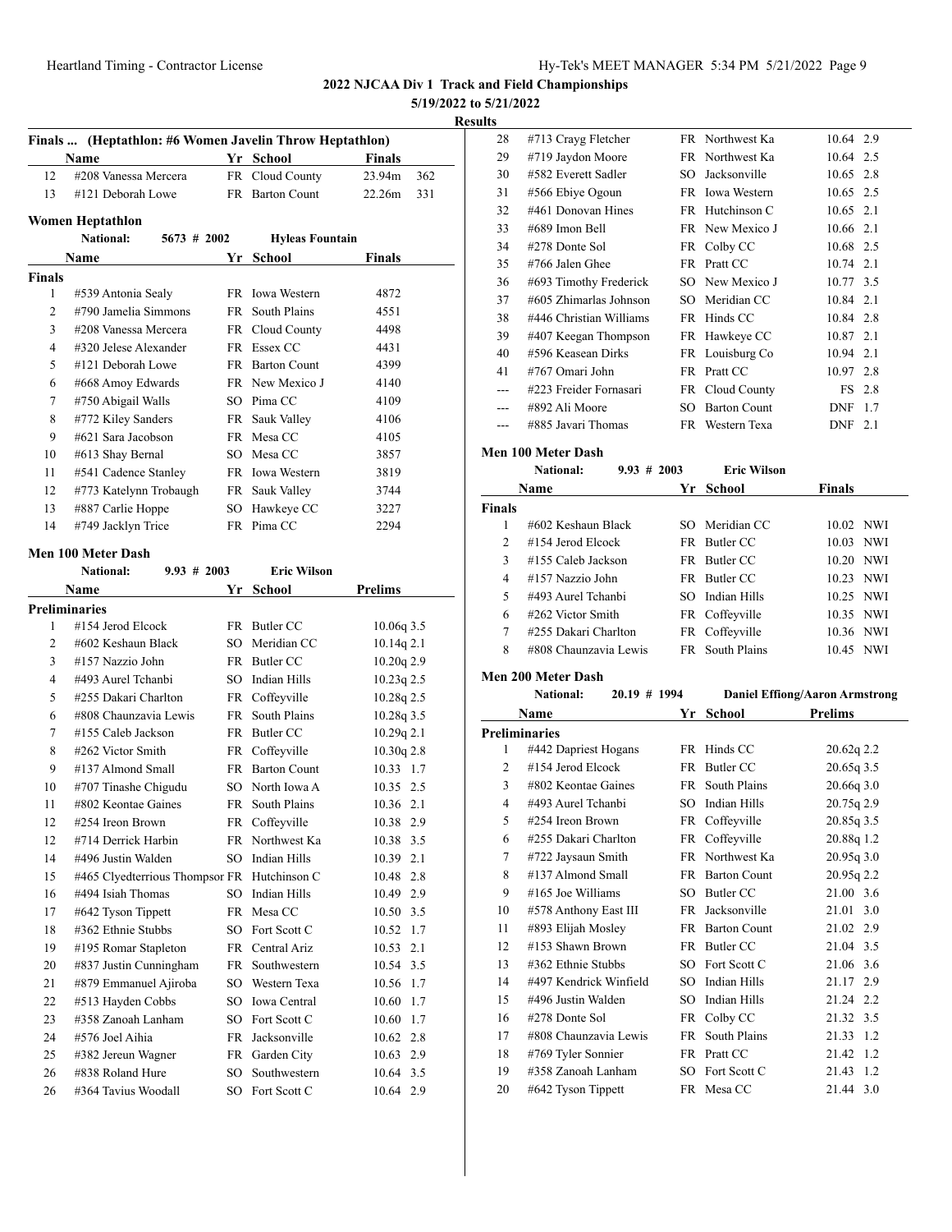## 2022 NJCAA Div 1 Track and Field Championships

**5/19/2022 to 5/21/2022**

**Results**

### Finals ... (Heptathlon: #6 Women Javelin Throw Heptathlon)

| | Name | Yr | School | Finals | |
|---|---|---|---|---|---|
| 12 | #208 Vanessa Mercera | FR | Cloud County | 23.94m | 362 |
| 13 | #121 Deborah Lowe | FR | Barton Count | 22.26m | 331 |

### Women Heptathlon

National: 5673 # 2002 Hyleas Fountain

| | Name | Yr | School | Finals |
|---|---|---|---|---|
| **Finals** | | | | |
| 1 | #539 Antonia Sealy | FR | Iowa Western | 4872 |
| 2 | #790 Jamelia Simmons | FR | South Plains | 4551 |
| 3 | #208 Vanessa Mercera | FR | Cloud County | 4498 |
| 4 | #320 Jelese Alexander | FR | Essex CC | 4431 |
| 5 | #121 Deborah Lowe | FR | Barton Count | 4399 |
| 6 | #668 Amoy Edwards | FR | New Mexico J | 4140 |
| 7 | #750 Abigail Walls | SO | Pima CC | 4109 |
| 8 | #772 Kiley Sanders | FR | Sauk Valley | 4106 |
| 9 | #621 Sara Jacobson | FR | Mesa CC | 4105 |
| 10 | #613 Shay Bernal | SO | Mesa CC | 3857 |
| 11 | #541 Cadence Stanley | FR | Iowa Western | 3819 |
| 12 | #773 Katelynn Trobaugh | FR | Sauk Valley | 3744 |
| 13 | #887 Carlie Hoppe | SO | Hawkeye CC | 3227 |
| 14 | #749 Jacklyn Trice | FR | Pima CC | 2294 |

### Men 100 Meter Dash

National: 9.93 # 2003 Eric Wilson

| | Name | Yr | School | Prelims | Wind |
|---|---|---|---|---|---|
| **Preliminaries** | | | | | |
| 1 | #154 Jerod Elcock | FR | Butler CC | 10.06q | 3.5 |
| 2 | #602 Keshaun Black | SO | Meridian CC | 10.14q | 2.1 |
| 3 | #157 Nazzio John | FR | Butler CC | 10.20q | 2.9 |
| 4 | #493 Aurel Tchanbi | SO | Indian Hills | 10.23q | 2.5 |
| 5 | #255 Dakari Charlton | FR | Coffeyville | 10.28q | 2.5 |
| 6 | #808 Chaunzavia Lewis | FR | South Plains | 10.28q | 3.5 |
| 7 | #155 Caleb Jackson | FR | Butler CC | 10.29q | 2.1 |
| 8 | #262 Victor Smith | FR | Coffeyville | 10.30q | 2.8 |
| 9 | #137 Almond Small | FR | Barton Count | 10.33 | 1.7 |
| 10 | #707 Tinashe Chigudu | SO | North Iowa A | 10.35 | 2.5 |
| 11 | #802 Keontae Gaines | FR | South Plains | 10.36 | 2.1 |
| 12 | #254 Ireon Brown | FR | Coffeyville | 10.38 | 2.9 |
| 12 | #714 Derrick Harbin | FR | Northwest Ka | 10.38 | 3.5 |
| 14 | #496 Justin Walden | SO | Indian Hills | 10.39 | 2.1 |
| 15 | #465 Clyedterrious Thompson | FR | Hutchinson C | 10.48 | 2.8 |
| 16 | #494 Isiah Thomas | SO | Indian Hills | 10.49 | 2.9 |
| 17 | #642 Tyson Tippett | FR | Mesa CC | 10.50 | 3.5 |
| 18 | #362 Ethnie Stubbs | SO | Fort Scott C | 10.52 | 1.7 |
| 19 | #195 Romar Stapleton | FR | Central Ariz | 10.53 | 2.1 |
| 20 | #837 Justin Cunningham | FR | Southwestern | 10.54 | 3.5 |
| 21 | #879 Emmanuel Ajiroba | SO | Western Texa | 10.56 | 1.7 |
| 22 | #513 Hayden Cobbs | SO | Iowa Central | 10.60 | 1.7 |
| 23 | #358 Zanoah Lanham | SO | Fort Scott C | 10.60 | 1.7 |
| 24 | #576 Joel Aihia | FR | Jacksonville | 10.62 | 2.8 |
| 25 | #382 Jereun Wagner | FR | Garden City | 10.63 | 2.9 |
| 26 | #838 Roland Hure | SO | Southwestern | 10.64 | 3.5 |
| 26 | #364 Tavius Woodall | SO | Fort Scott C | 10.64 | 2.9 |
| 28 | #713 Crayg Fletcher | FR | Northwest Ka | 10.64 | 2.9 |
| 29 | #719 Jaydon Moore | FR | Northwest Ka | 10.64 | 2.5 |
| 30 | #582 Everett Sadler | SO | Jacksonville | 10.65 | 2.8 |
| 31 | #566 Ebiye Ogoun | FR | Iowa Western | 10.65 | 2.5 |
| 32 | #461 Donovan Hines | FR | Hutchinson C | 10.65 | 2.1 |
| 33 | #689 Imon Bell | FR | New Mexico J | 10.66 | 2.1 |
| 34 | #278 Donte Sol | FR | Colby CC | 10.68 | 2.5 |
| 35 | #766 Jalen Ghee | FR | Pratt CC | 10.74 | 2.1 |
| 36 | #693 Timothy Frederick | SO | New Mexico J | 10.77 | 3.5 |
| 37 | #605 Zhimarlas Johnson | SO | Meridian CC | 10.84 | 2.1 |
| 38 | #446 Christian Williams | FR | Hinds CC | 10.84 | 2.8 |
| 39 | #407 Keegan Thompson | FR | Hawkeye CC | 10.87 | 2.1 |
| 40 | #596 Keasean Dirks | FR | Louisburg Co | 10.94 | 2.1 |
| 41 | #767 Omari John | FR | Pratt CC | 10.97 | 2.8 |
| --- | #223 Freider Fornasari | FR | Cloud County | FS | 2.8 |
| --- | #892 Ali Moore | SO | Barton Count | DNF | 1.7 |
| --- | #885 Javari Thomas | FR | Western Texa | DNF | 2.1 |

### Men 100 Meter Dash

National: 9.93 # 2003 Eric Wilson

| | Name | Yr | School | Finals | Wind |
|---|---|---|---|---|---|
| **Finals** | | | | | |
| 1 | #602 Keshaun Black | SO | Meridian CC | 10.02 | NWI |
| 2 | #154 Jerod Elcock | FR | Butler CC | 10.03 | NWI |
| 3 | #155 Caleb Jackson | FR | Butler CC | 10.20 | NWI |
| 4 | #157 Nazzio John | FR | Butler CC | 10.23 | NWI |
| 5 | #493 Aurel Tchanbi | SO | Indian Hills | 10.25 | NWI |
| 6 | #262 Victor Smith | FR | Coffeyville | 10.35 | NWI |
| 7 | #255 Dakari Charlton | FR | Coffeyville | 10.36 | NWI |
| 8 | #808 Chaunzavia Lewis | FR | South Plains | 10.45 | NWI |

### Men 200 Meter Dash

National: 20.19 # 1994 Daniel Effiong/Aaron Armstrong

| | Name | Yr | School | Prelims | Wind |
|---|---|---|---|---|---|
| **Preliminaries** | | | | | |
| 1 | #442 Dapriest Hogans | FR | Hinds CC | 20.62q | 2.2 |
| 2 | #154 Jerod Elcock | FR | Butler CC | 20.65q | 3.5 |
| 3 | #802 Keontae Gaines | FR | South Plains | 20.66q | 3.0 |
| 4 | #493 Aurel Tchanbi | SO | Indian Hills | 20.75q | 2.9 |
| 5 | #254 Ireon Brown | FR | Coffeyville | 20.85q | 3.5 |
| 6 | #255 Dakari Charlton | FR | Coffeyville | 20.88q | 1.2 |
| 7 | #722 Jaysaun Smith | FR | Northwest Ka | 20.95q | 3.0 |
| 8 | #137 Almond Small | FR | Barton Count | 20.95q | 2.2 |
| 9 | #165 Joe Williams | SO | Butler CC | 21.00 | 3.6 |
| 10 | #578 Anthony East III | FR | Jacksonville | 21.01 | 3.0 |
| 11 | #893 Elijah Mosley | FR | Barton Count | 21.02 | 2.9 |
| 12 | #153 Shawn Brown | FR | Butler CC | 21.04 | 3.5 |
| 13 | #362 Ethnie Stubbs | SO | Fort Scott C | 21.06 | 3.6 |
| 14 | #497 Kendrick Winfield | SO | Indian Hills | 21.17 | 2.9 |
| 15 | #496 Justin Walden | SO | Indian Hills | 21.24 | 2.2 |
| 16 | #278 Donte Sol | FR | Colby CC | 21.32 | 3.5 |
| 17 | #808 Chaunzavia Lewis | FR | South Plains | 21.33 | 1.2 |
| 18 | #769 Tyler Sonnier | FR | Pratt CC | 21.42 | 1.2 |
| 19 | #358 Zanoah Lanham | SO | Fort Scott C | 21.43 | 1.2 |
| 20 | #642 Tyson Tippett | FR | Mesa CC | 21.44 | 3.0 |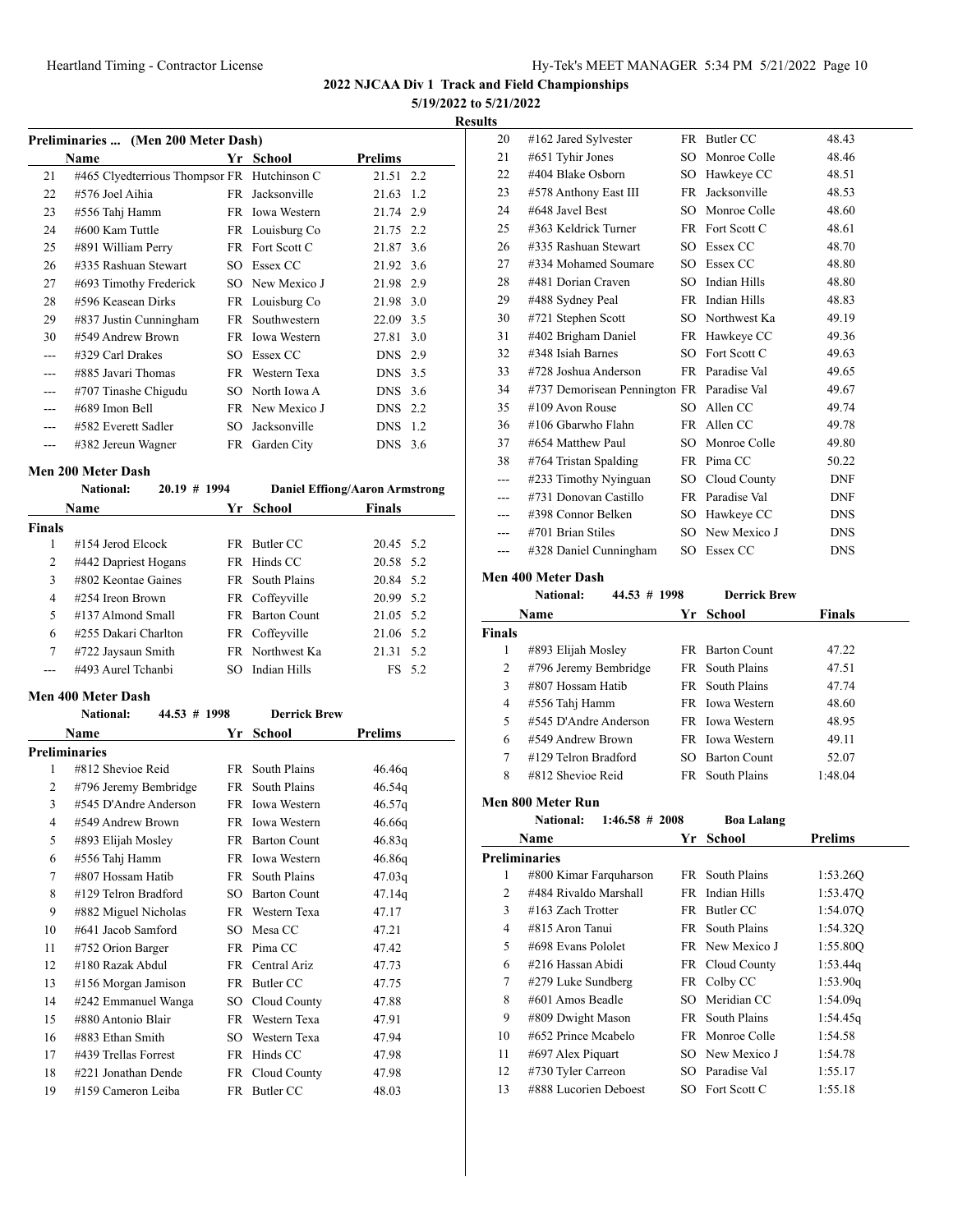**2022 NJCAA Div 1 Track and Field Championships**

**5/19/2022 to 5/21/2022**

**Results**

### Preliminaries ... (Men 200 Meter Dash)

| | Name | Yr | School | Prelims | |
|---|---|---|---|---|---|
| 21 | #465 Clyedterrious Thompson | FR | Hutchinson C | 21.51 | 2.2 |
| 22 | #576 Joel Aihia | FR | Jacksonville | 21.63 | 1.2 |
| 23 | #556 Tahj Hamm | FR | Iowa Western | 21.74 | 2.9 |
| 24 | #600 Kam Tuttle | FR | Louisburg Co | 21.75 | 2.2 |
| 25 | #891 William Perry | FR | Fort Scott C | 21.87 | 3.6 |
| 26 | #335 Rashuan Stewart | SO | Essex CC | 21.92 | 3.6 |
| 27 | #693 Timothy Frederick | SO | New Mexico J | 21.98 | 2.9 |
| 28 | #596 Keasean Dirks | FR | Louisburg Co | 21.98 | 3.0 |
| 29 | #837 Justin Cunningham | FR | Southwestern | 22.09 | 3.5 |
| 30 | #549 Andrew Brown | FR | Iowa Western | 27.81 | 3.0 |
| --- | #329 Carl Drakes | SO | Essex CC | DNS | 2.9 |
| --- | #885 Javari Thomas | FR | Western Texa | DNS | 3.5 |
| --- | #707 Tinashe Chigudu | SO | North Iowa A | DNS | 3.6 |
| --- | #689 Imon Bell | FR | New Mexico J | DNS | 2.2 |
| --- | #582 Everett Sadler | SO | Jacksonville | DNS | 1.2 |
| --- | #382 Jereun Wagner | FR | Garden City | DNS | 3.6 |

### Men 200 Meter Dash

**National: 20.19 # 1994 Daniel Effiong/Aaron Armstrong**

| | Name | Yr | School | Finals | |
|---|---|---|---|---|---|
| **Finals** | | | | | |
| 1 | #154 Jerod Elcock | FR | Butler CC | 20.45 | 5.2 |
| 2 | #442 Dapriest Hogans | FR | Hinds CC | 20.58 | 5.2 |
| 3 | #802 Keontae Gaines | FR | South Plains | 20.84 | 5.2 |
| 4 | #254 Ireon Brown | FR | Coffeyville | 20.99 | 5.2 |
| 5 | #137 Almond Small | FR | Barton Count | 21.05 | 5.2 |
| 6 | #255 Dakari Charlton | FR | Coffeyville | 21.06 | 5.2 |
| 7 | #722 Jaysaun Smith | FR | Northwest Ka | 21.31 | 5.2 |
| --- | #493 Aurel Tchanbi | SO | Indian Hills | FS | 5.2 |

### Men 400 Meter Dash

**National: 44.53 # 1998 Derrick Brew**

| | Name | Yr | School | Prelims |
|---|---|---|---|---|
| **Preliminaries** | | | | |
| 1 | #812 Shevioe Reid | FR | South Plains | 46.46q |
| 2 | #796 Jeremy Bembridge | FR | South Plains | 46.54q |
| 3 | #545 D'Andre Anderson | FR | Iowa Western | 46.57q |
| 4 | #549 Andrew Brown | FR | Iowa Western | 46.66q |
| 5 | #893 Elijah Mosley | FR | Barton Count | 46.83q |
| 6 | #556 Tahj Hamm | FR | Iowa Western | 46.86q |
| 7 | #807 Hossam Hatib | FR | South Plains | 47.03q |
| 8 | #129 Telron Bradford | SO | Barton Count | 47.14q |
| 9 | #882 Miguel Nicholas | FR | Western Texa | 47.17 |
| 10 | #641 Jacob Samford | SO | Mesa CC | 47.21 |
| 11 | #752 Orion Barger | FR | Pima CC | 47.42 |
| 12 | #180 Razak Abdul | FR | Central Ariz | 47.73 |
| 13 | #156 Morgan Jamison | FR | Butler CC | 47.75 |
| 14 | #242 Emmanuel Wanga | SO | Cloud County | 47.88 |
| 15 | #880 Antonio Blair | FR | Western Texa | 47.91 |
| 16 | #883 Ethan Smith | SO | Western Texa | 47.94 |
| 17 | #439 Trellas Forrest | FR | Hinds CC | 47.98 |
| 18 | #221 Jonathan Dende | FR | Cloud County | 47.98 |
| 19 | #159 Cameron Leiba | FR | Butler CC | 48.03 |
| 20 | #162 Jared Sylvester | FR | Butler CC | 48.43 |
| 21 | #651 Tyhir Jones | SO | Monroe Colle | 48.46 |
| 22 | #404 Blake Osborn | SO | Hawkeye CC | 48.51 |
| 23 | #578 Anthony East III | FR | Jacksonville | 48.53 |
| 24 | #648 Javel Best | SO | Monroe Colle | 48.60 |
| 25 | #363 Keldrick Turner | FR | Fort Scott C | 48.61 |
| 26 | #335 Rashuan Stewart | SO | Essex CC | 48.70 |
| 27 | #334 Mohamed Soumare | SO | Essex CC | 48.80 |
| 28 | #481 Dorian Craven | SO | Indian Hills | 48.80 |
| 29 | #488 Sydney Peal | FR | Indian Hills | 48.83 |
| 30 | #721 Stephen Scott | SO | Northwest Ka | 49.19 |
| 31 | #402 Brigham Daniel | FR | Hawkeye CC | 49.36 |
| 32 | #348 Isiah Barnes | SO | Fort Scott C | 49.63 |
| 33 | #728 Joshua Anderson | FR | Paradise Val | 49.65 |
| 34 | #737 Demorisean Pennington | FR | Paradise Val | 49.67 |
| 35 | #109 Avon Rouse | SO | Allen CC | 49.74 |
| 36 | #106 Gbarwho Flahn | FR | Allen CC | 49.78 |
| 37 | #654 Matthew Paul | SO | Monroe Colle | 49.80 |
| 38 | #764 Tristan Spalding | FR | Pima CC | 50.22 |
| --- | #233 Timothy Nyinguan | SO | Cloud County | DNF |
| --- | #731 Donovan Castillo | FR | Paradise Val | DNF |
| --- | #398 Connor Belken | SO | Hawkeye CC | DNS |
| --- | #701 Brian Stiles | SO | New Mexico J | DNS |
| --- | #328 Daniel Cunningham | SO | Essex CC | DNS |

### Men 400 Meter Dash

**National: 44.53 # 1998 Derrick Brew**

| | Name | Yr | School | Finals |
|---|---|---|---|---|
| **Finals** | | | | |
| 1 | #893 Elijah Mosley | FR | Barton Count | 47.22 |
| 2 | #796 Jeremy Bembridge | FR | South Plains | 47.51 |
| 3 | #807 Hossam Hatib | FR | South Plains | 47.74 |
| 4 | #556 Tahj Hamm | FR | Iowa Western | 48.60 |
| 5 | #545 D'Andre Anderson | FR | Iowa Western | 48.95 |
| 6 | #549 Andrew Brown | FR | Iowa Western | 49.11 |
| 7 | #129 Telron Bradford | SO | Barton Count | 52.07 |
| 8 | #812 Shevioe Reid | FR | South Plains | 1:48.04 |

### Men 800 Meter Run

**National: 1:46.58 # 2008 Boa Lalang**

| | Name | Yr | School | Prelims |
|---|---|---|---|---|
| **Preliminaries** | | | | |
| 1 | #800 Kimar Farquharson | FR | South Plains | 1:53.26Q |
| 2 | #484 Rivaldo Marshall | FR | Indian Hills | 1:53.47Q |
| 3 | #163 Zach Trotter | FR | Butler CC | 1:54.07Q |
| 4 | #815 Aron Tanui | FR | South Plains | 1:54.32Q |
| 5 | #698 Evans Pololet | FR | New Mexico J | 1:55.80Q |
| 6 | #216 Hassan Abidi | FR | Cloud County | 1:53.44q |
| 7 | #279 Luke Sundberg | FR | Colby CC | 1:53.90q |
| 8 | #601 Amos Beadle | SO | Meridian CC | 1:54.09q |
| 9 | #809 Dwight Mason | FR | South Plains | 1:54.45q |
| 10 | #652 Prince Mcabelo | FR | Monroe Colle | 1:54.58 |
| 11 | #697 Alex Piquart | SO | New Mexico J | 1:54.78 |
| 12 | #730 Tyler Carreon | SO | Paradise Val | 1:55.17 |
| 13 | #888 Lucorien Deboest | SO | Fort Scott C | 1:55.18 |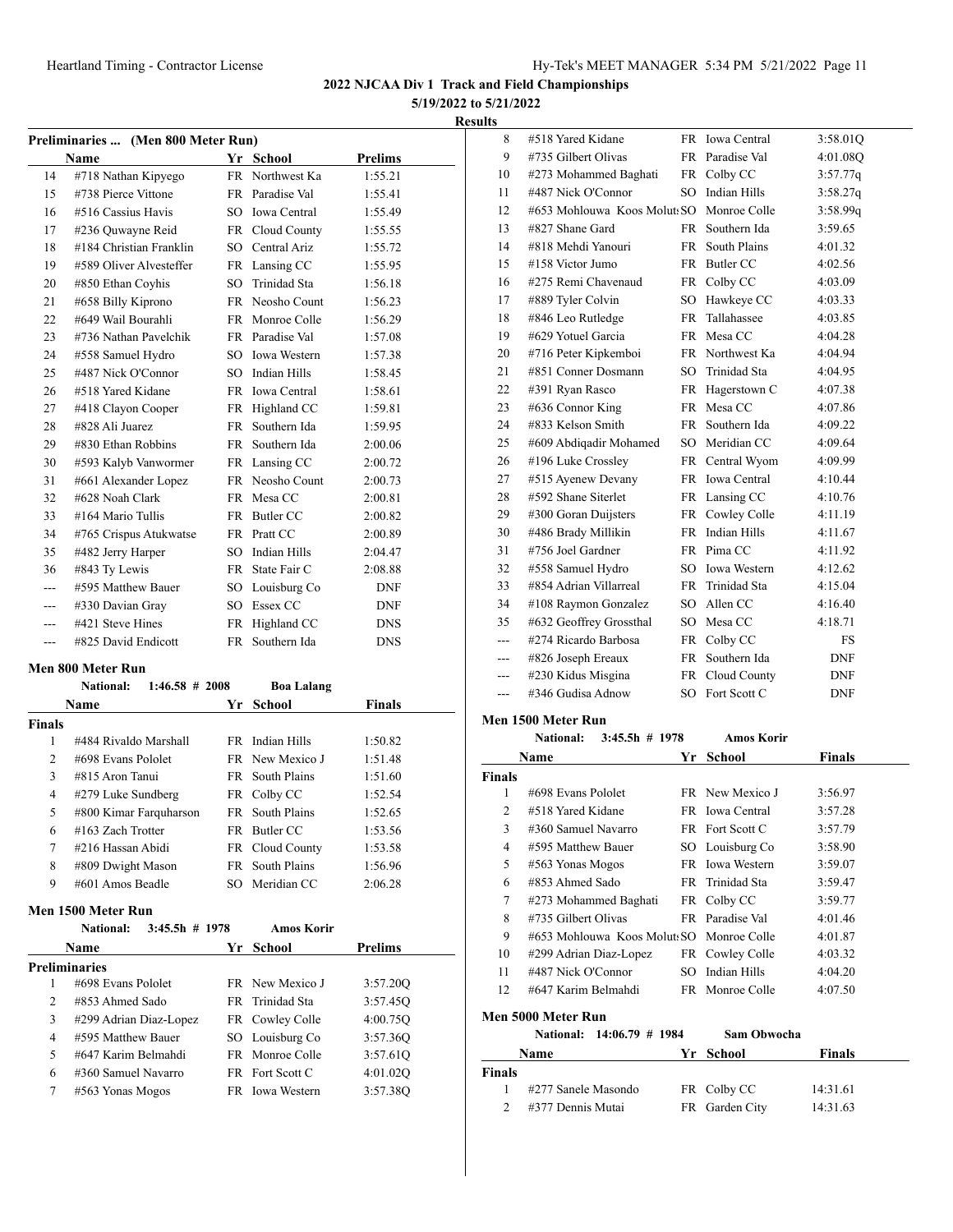**2022 NJCAA Div 1 Track and Field Championships**

**5/19/2022 to 5/21/2022**

**Results**

### Preliminaries ... (Men 800 Meter Run)

| | Name | Yr | School | Prelims |
|---|---|---|---|---|
| 14 | #718 Nathan Kipyego | FR | Northwest Ka | 1:55.21 |
| 15 | #738 Pierce Vittone | FR | Paradise Val | 1:55.41 |
| 16 | #516 Cassius Havis | SO | Iowa Central | 1:55.49 |
| 17 | #236 Quwayne Reid | FR | Cloud County | 1:55.55 |
| 18 | #184 Christian Franklin | SO | Central Ariz | 1:55.72 |
| 19 | #589 Oliver Alvesteffer | FR | Lansing CC | 1:55.95 |
| 20 | #850 Ethan Coyhis | SO | Trinidad Sta | 1:56.18 |
| 21 | #658 Billy Kiprono | FR | Neosho Count | 1:56.23 |
| 22 | #649 Wail Bourahli | FR | Monroe Colle | 1:56.29 |
| 23 | #736 Nathan Pavelchik | FR | Paradise Val | 1:57.08 |
| 24 | #558 Samuel Hydro | SO | Iowa Western | 1:57.38 |
| 25 | #487 Nick O'Connor | SO | Indian Hills | 1:58.45 |
| 26 | #518 Yared Kidane | FR | Iowa Central | 1:58.61 |
| 27 | #418 Clayon Cooper | FR | Highland CC | 1:59.81 |
| 28 | #828 Ali Juarez | FR | Southern Ida | 1:59.95 |
| 29 | #830 Ethan Robbins | FR | Southern Ida | 2:00.06 |
| 30 | #593 Kalyb Vanwormer | FR | Lansing CC | 2:00.72 |
| 31 | #661 Alexander Lopez | FR | Neosho Count | 2:00.73 |
| 32 | #628 Noah Clark | FR | Mesa CC | 2:00.81 |
| 33 | #164 Mario Tullis | FR | Butler CC | 2:00.82 |
| 34 | #765 Crispus Atukwatse | FR | Pratt CC | 2:00.89 |
| 35 | #482 Jerry Harper | SO | Indian Hills | 2:04.47 |
| 36 | #843 Ty Lewis | FR | State Fair C | 2:08.88 |
| --- | #595 Matthew Bauer | SO | Louisburg Co | DNF |
| --- | #330 Davian Gray | SO | Essex CC | DNF |
| --- | #421 Steve Hines | FR | Highland CC | DNS |
| --- | #825 David Endicott | FR | Southern Ida | DNS |

### Men 800 Meter Run

National: 1:46.58 # 2008 Boa Lalang

| | Name | Yr | School | Finals |
|---|---|---|---|---|
| **Finals** | | | | |
| 1 | #484 Rivaldo Marshall | FR | Indian Hills | 1:50.82 |
| 2 | #698 Evans Pololet | FR | New Mexico J | 1:51.48 |
| 3 | #815 Aron Tanui | FR | South Plains | 1:51.60 |
| 4 | #279 Luke Sundberg | FR | Colby CC | 1:52.54 |
| 5 | #800 Kimar Farquharson | FR | South Plains | 1:52.65 |
| 6 | #163 Zach Trotter | FR | Butler CC | 1:53.56 |
| 7 | #216 Hassan Abidi | FR | Cloud County | 1:53.58 |
| 8 | #809 Dwight Mason | FR | South Plains | 1:56.96 |
| 9 | #601 Amos Beadle | SO | Meridian CC | 2:06.28 |

### Men 1500 Meter Run

National: 3:45.5h # 1978 Amos Korir

| | Name | Yr | School | Prelims |
|---|---|---|---|---|
| **Preliminaries** | | | | |
| 1 | #698 Evans Pololet | FR | New Mexico J | 3:57.20Q |
| 2 | #853 Ahmed Sado | FR | Trinidad Sta | 3:57.45Q |
| 3 | #299 Adrian Diaz-Lopez | FR | Cowley Colle | 4:00.75Q |
| 4 | #595 Matthew Bauer | SO | Louisburg Co | 3:57.36Q |
| 5 | #647 Karim Belmahdi | FR | Monroe Colle | 3:57.61Q |
| 6 | #360 Samuel Navarro | FR | Fort Scott C | 4:01.02Q |
| 7 | #563 Yonas Mogos | FR | Iowa Western | 3:57.38Q |
| 8 | #518 Yared Kidane | FR | Iowa Central | 3:58.01Q |
| 9 | #735 Gilbert Olivas | FR | Paradise Val | 4:01.08Q |
| 10 | #273 Mohammed Baghati | FR | Colby CC | 3:57.77q |
| 11 | #487 Nick O'Connor | SO | Indian Hills | 3:58.27q |
| 12 | #653 Mohlouwa Koos Molut: | SO | Monroe Colle | 3:58.99q |
| 13 | #827 Shane Gard | FR | Southern Ida | 3:59.65 |
| 14 | #818 Mehdi Yanouri | FR | South Plains | 4:01.32 |
| 15 | #158 Victor Jumo | FR | Butler CC | 4:02.56 |
| 16 | #275 Remi Chavenaud | FR | Colby CC | 4:03.09 |
| 17 | #889 Tyler Colvin | SO | Hawkeye CC | 4:03.33 |
| 18 | #846 Leo Rutledge | FR | Tallahassee | 4:03.85 |
| 19 | #629 Yotuel Garcia | FR | Mesa CC | 4:04.28 |
| 20 | #716 Peter Kipkemboi | FR | Northwest Ka | 4:04.94 |
| 21 | #851 Conner Dosmann | SO | Trinidad Sta | 4:04.95 |
| 22 | #391 Ryan Rasco | FR | Hagerstown C | 4:07.38 |
| 23 | #636 Connor King | FR | Mesa CC | 4:07.86 |
| 24 | #833 Kelson Smith | FR | Southern Ida | 4:09.22 |
| 25 | #609 Abdiqadir Mohamed | SO | Meridian CC | 4:09.64 |
| 26 | #196 Luke Crossley | FR | Central Wyom | 4:09.99 |
| 27 | #515 Ayenew Devany | FR | Iowa Central | 4:10.44 |
| 28 | #592 Shane Siterlet | FR | Lansing CC | 4:10.76 |
| 29 | #300 Goran Duijsters | FR | Cowley Colle | 4:11.19 |
| 30 | #486 Brady Millikin | FR | Indian Hills | 4:11.67 |
| 31 | #756 Joel Gardner | FR | Pima CC | 4:11.92 |
| 32 | #558 Samuel Hydro | SO | Iowa Western | 4:12.62 |
| 33 | #854 Adrian Villarreal | FR | Trinidad Sta | 4:15.04 |
| 34 | #108 Raymon Gonzalez | SO | Allen CC | 4:16.40 |
| 35 | #632 Geoffrey Grossthal | SO | Mesa CC | 4:18.71 |
| --- | #274 Ricardo Barbosa | FR | Colby CC | FS |
| --- | #826 Joseph Ereaux | FR | Southern Ida | DNF |
| --- | #230 Kidus Misgina | FR | Cloud County | DNF |
| --- | #346 Gudisa Adnow | SO | Fort Scott C | DNF |

### Men 1500 Meter Run

National: 3:45.5h # 1978 Amos Korir

| | Name | Yr | School | Finals |
|---|---|---|---|---|
| **Finals** | | | | |
| 1 | #698 Evans Pololet | FR | New Mexico J | 3:56.97 |
| 2 | #518 Yared Kidane | FR | Iowa Central | 3:57.28 |
| 3 | #360 Samuel Navarro | FR | Fort Scott C | 3:57.79 |
| 4 | #595 Matthew Bauer | SO | Louisburg Co | 3:58.90 |
| 5 | #563 Yonas Mogos | FR | Iowa Western | 3:59.07 |
| 6 | #853 Ahmed Sado | FR | Trinidad Sta | 3:59.47 |
| 7 | #273 Mohammed Baghati | FR | Colby CC | 3:59.77 |
| 8 | #735 Gilbert Olivas | FR | Paradise Val | 4:01.46 |
| 9 | #653 Mohlouwa Koos Molut: | SO | Monroe Colle | 4:01.87 |
| 10 | #299 Adrian Diaz-Lopez | FR | Cowley Colle | 4:03.32 |
| 11 | #487 Nick O'Connor | SO | Indian Hills | 4:04.20 |
| 12 | #647 Karim Belmahdi | FR | Monroe Colle | 4:07.50 |

### Men 5000 Meter Run

National: 14:06.79 # 1984 Sam Obwocha

| | Name | Yr | School | Finals |
|---|---|---|---|---|
| **Finals** | | | | |
| 1 | #277 Sanele Masondo | FR | Colby CC | 14:31.61 |
| 2 | #377 Dennis Mutai | FR | Garden City | 14:31.63 |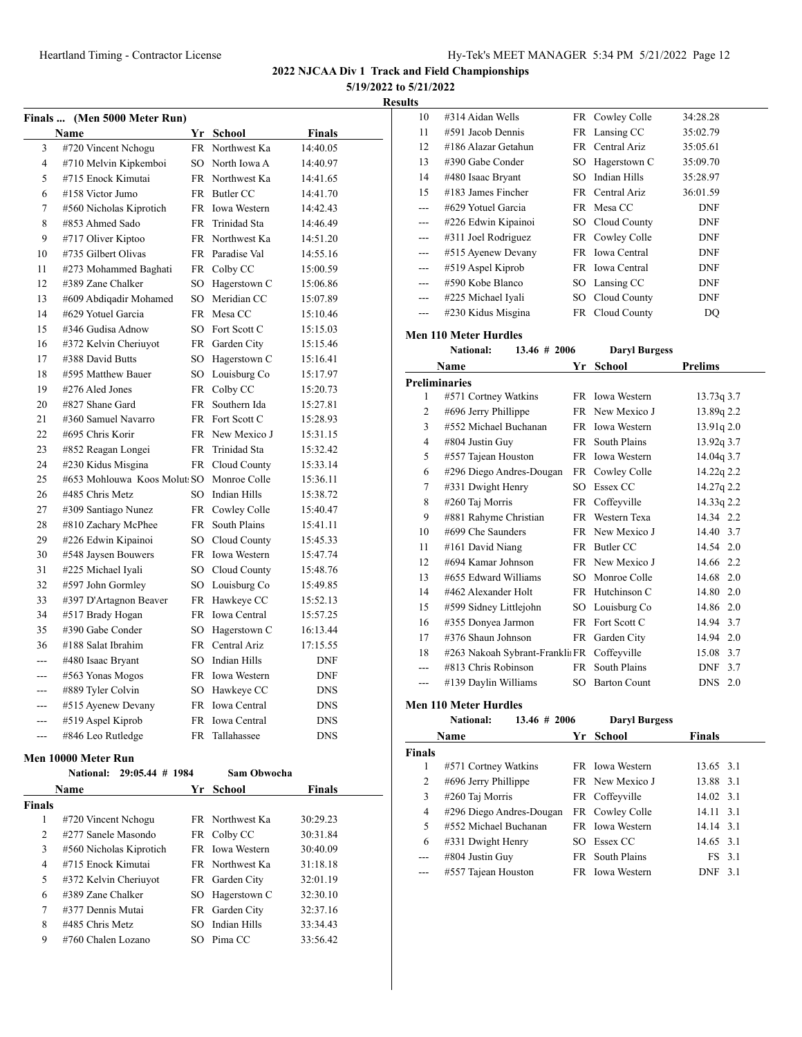## 2022 NJCAA Div 1 Track and Field Championships

**5/19/2022 to 5/21/2022**

**Results**

### Finals ... (Men 5000 Meter Run)

| | Name | Yr | School | Finals |
|---|---|---|---|---|
| 3 | #720 Vincent Nchogu | FR | Northwest Ka | 14:40.05 |
| 4 | #710 Melvin Kipkemboi | SO | North Iowa A | 14:40.97 |
| 5 | #715 Enock Kimutai | FR | Northwest Ka | 14:41.65 |
| 6 | #158 Victor Jumo | FR | Butler CC | 14:41.70 |
| 7 | #560 Nicholas Kiprotich | FR | Iowa Western | 14:42.43 |
| 8 | #853 Ahmed Sado | FR | Trinidad Sta | 14:46.49 |
| 9 | #717 Oliver Kiptoo | FR | Northwest Ka | 14:51.20 |
| 10 | #735 Gilbert Olivas | FR | Paradise Val | 14:55.16 |
| 11 | #273 Mohammed Baghati | FR | Colby CC | 15:00.59 |
| 12 | #389 Zane Chalker | SO | Hagerstown C | 15:06.86 |
| 13 | #609 Abdiqadir Mohamed | SO | Meridian CC | 15:07.89 |
| 14 | #629 Yotuel Garcia | FR | Mesa CC | 15:10.46 |
| 15 | #346 Gudisa Adnow | SO | Fort Scott C | 15:15.03 |
| 16 | #372 Kelvin Cheriuyot | FR | Garden City | 15:15.46 |
| 17 | #388 David Butts | SO | Hagerstown C | 15:16.41 |
| 18 | #595 Matthew Bauer | SO | Louisburg Co | 15:17.97 |
| 19 | #276 Aled Jones | FR | Colby CC | 15:20.73 |
| 20 | #827 Shane Gard | FR | Southern Ida | 15:27.81 |
| 21 | #360 Samuel Navarro | FR | Fort Scott C | 15:28.93 |
| 22 | #695 Chris Korir | FR | New Mexico J | 15:31.15 |
| 23 | #852 Reagan Longei | FR | Trinidad Sta | 15:32.42 |
| 24 | #230 Kidus Misgina | FR | Cloud County | 15:33.14 |
| 25 | #653 Mohlouwa Koos Molut | SO | Monroe Colle | 15:36.11 |
| 26 | #485 Chris Metz | SO | Indian Hills | 15:38.72 |
| 27 | #309 Santiago Nunez | FR | Cowley Colle | 15:40.47 |
| 28 | #810 Zachary McPhee | FR | South Plains | 15:41.11 |
| 29 | #226 Edwin Kipainoi | SO | Cloud County | 15:45.33 |
| 30 | #548 Jaysen Bouwers | FR | Iowa Western | 15:47.74 |
| 31 | #225 Michael Iyali | SO | Cloud County | 15:48.76 |
| 32 | #597 John Gormley | SO | Louisburg Co | 15:49.85 |
| 33 | #397 D'Artagnon Beaver | FR | Hawkeye CC | 15:52.13 |
| 34 | #517 Brady Hogan | FR | Iowa Central | 15:57.25 |
| 35 | #390 Gabe Conder | SO | Hagerstown C | 16:13.44 |
| 36 | #188 Salat Ibrahim | FR | Central Ariz | 17:15.55 |
| --- | #480 Isaac Bryant | SO | Indian Hills | DNF |
| --- | #563 Yonas Mogos | FR | Iowa Western | DNF |
| --- | #889 Tyler Colvin | SO | Hawkeye CC | DNS |
| --- | #515 Ayenew Devany | FR | Iowa Central | DNS |
| --- | #519 Aspel Kiprob | FR | Iowa Central | DNS |
| --- | #846 Leo Rutledge | FR | Tallahassee | DNS |

### Men 10000 Meter Run

National: 29:05.44 # 1984 Sam Obwocha

| | Name | Yr | School | Finals |
|---|---|---|---|---|
| **Finals** | | | | |
| 1 | #720 Vincent Nchogu | FR | Northwest Ka | 30:29.23 |
| 2 | #277 Sanele Masondo | FR | Colby CC | 30:31.84 |
| 3 | #560 Nicholas Kiprotich | FR | Iowa Western | 30:40.09 |
| 4 | #715 Enock Kimutai | FR | Northwest Ka | 31:18.18 |
| 5 | #372 Kelvin Cheriuyot | FR | Garden City | 32:01.19 |
| 6 | #389 Zane Chalker | SO | Hagerstown C | 32:30.10 |
| 7 | #377 Dennis Mutai | FR | Garden City | 32:37.16 |
| 8 | #485 Chris Metz | SO | Indian Hills | 33:34.43 |
| 9 | #760 Chalen Lozano | SO | Pima CC | 33:56.42 |
| 10 | #314 Aidan Wells | FR | Cowley Colle | 34:28.28 |
| 11 | #591 Jacob Dennis | FR | Lansing CC | 35:02.79 |
| 12 | #186 Alazar Getahun | FR | Central Ariz | 35:05.61 |
| 13 | #390 Gabe Conder | SO | Hagerstown C | 35:09.70 |
| 14 | #480 Isaac Bryant | SO | Indian Hills | 35:28.97 |
| 15 | #183 James Fincher | FR | Central Ariz | 36:01.59 |
| --- | #629 Yotuel Garcia | FR | Mesa CC | DNF |
| --- | #226 Edwin Kipainoi | SO | Cloud County | DNF |
| --- | #311 Joel Rodriguez | FR | Cowley Colle | DNF |
| --- | #515 Ayenew Devany | FR | Iowa Central | DNF |
| --- | #519 Aspel Kiprob | FR | Iowa Central | DNF |
| --- | #590 Kobe Blanco | SO | Lansing CC | DNF |
| --- | #225 Michael Iyali | SO | Cloud County | DNF |
| --- | #230 Kidus Misgina | FR | Cloud County | DQ |

### Men 110 Meter Hurdles

National: 13.46 # 2006 Daryl Burgess

| | Name | Yr | School | Prelims | Wind |
|---|---|---|---|---|---|
| **Preliminaries** | | | | | |
| 1 | #571 Cortney Watkins | FR | Iowa Western | 13.73q | 3.7 |
| 2 | #696 Jerry Phillippe | FR | New Mexico J | 13.89q | 2.2 |
| 3 | #552 Michael Buchanan | FR | Iowa Western | 13.91q | 2.0 |
| 4 | #804 Justin Guy | FR | South Plains | 13.92q | 3.7 |
| 5 | #557 Tajean Houston | FR | Iowa Western | 14.04q | 3.7 |
| 6 | #296 Diego Andres-Dougan | FR | Cowley Colle | 14.22q | 2.2 |
| 7 | #331 Dwight Henry | SO | Essex CC | 14.27q | 2.2 |
| 8 | #260 Taj Morris | FR | Coffeyville | 14.33q | 2.2 |
| 9 | #881 Rahyme Christian | FR | Western Texa | 14.34 | 2.2 |
| 10 | #699 Che Saunders | FR | New Mexico J | 14.40 | 3.7 |
| 11 | #161 David Niang | FR | Butler CC | 14.54 | 2.0 |
| 12 | #694 Kamar Johnson | FR | New Mexico J | 14.66 | 2.2 |
| 13 | #655 Edward Williams | SO | Monroe Colle | 14.68 | 2.0 |
| 14 | #462 Alexander Holt | FR | Hutchinson C | 14.80 | 2.0 |
| 15 | #599 Sidney Littlejohn | SO | Louisburg Co | 14.86 | 2.0 |
| 16 | #355 Donyea Jarmon | FR | Fort Scott C | 14.94 | 3.7 |
| 17 | #376 Shaun Johnson | FR | Garden City | 14.94 | 2.0 |
| 18 | #263 Nakoah Sybrant-Frankli | FR | Coffeyville | 15.08 | 3.7 |
| --- | #813 Chris Robinson | FR | South Plains | DNF | 3.7 |
| --- | #139 Daylin Williams | SO | Barton Count | DNS | 2.0 |

### Men 110 Meter Hurdles

National: 13.46 # 2006 Daryl Burgess

| | Name | Yr | School | Finals | Wind |
|---|---|---|---|---|---|
| **Finals** | | | | | |
| 1 | #571 Cortney Watkins | FR | Iowa Western | 13.65 | 3.1 |
| 2 | #696 Jerry Phillippe | FR | New Mexico J | 13.88 | 3.1 |
| 3 | #260 Taj Morris | FR | Coffeyville | 14.02 | 3.1 |
| 4 | #296 Diego Andres-Dougan | FR | Cowley Colle | 14.11 | 3.1 |
| 5 | #552 Michael Buchanan | FR | Iowa Western | 14.14 | 3.1 |
| 6 | #331 Dwight Henry | SO | Essex CC | 14.65 | 3.1 |
| --- | #804 Justin Guy | FR | South Plains | FS | 3.1 |
| --- | #557 Tajean Houston | FR | Iowa Western | DNF | 3.1 |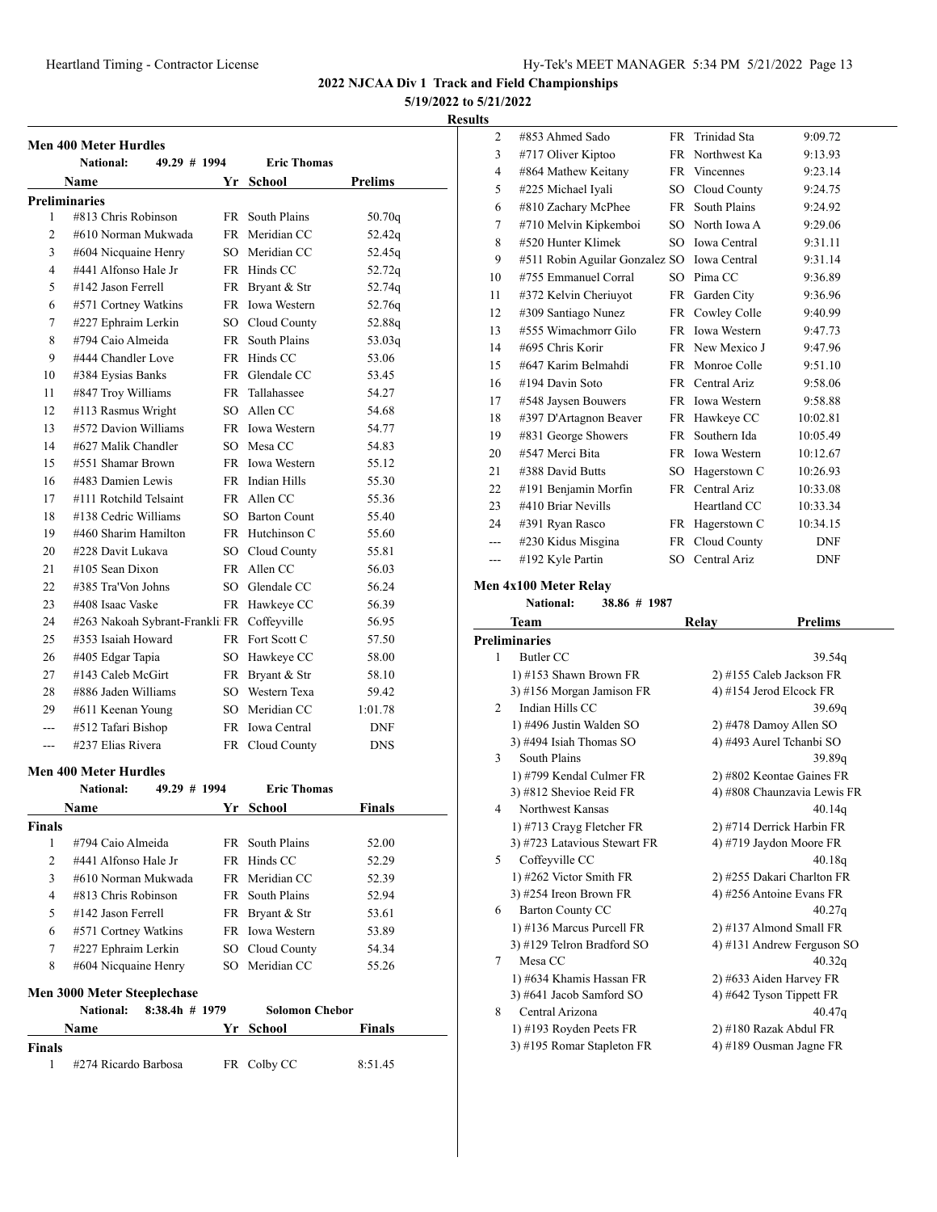**2022 NJCAA Div 1 Track and Field Championships**

**5/19/2022 to 5/21/2022**

**Results**

### Men 400 Meter Hurdles

National: 49.29 # 1994 Eric Thomas

| | Name | Yr | School | Prelims |
|---|---|---|---|---|
| **Preliminaries** | | | | |
| 1 | #813 Chris Robinson | FR | South Plains | 50.70q |
| 2 | #610 Norman Mukwada | FR | Meridian CC | 52.42q |
| 3 | #604 Nicquaine Henry | SO | Meridian CC | 52.45q |
| 4 | #441 Alfonso Hale Jr | FR | Hinds CC | 52.72q |
| 5 | #142 Jason Ferrell | FR | Bryant & Str | 52.74q |
| 6 | #571 Cortney Watkins | FR | Iowa Western | 52.76q |
| 7 | #227 Ephraim Lerkin | SO | Cloud County | 52.88q |
| 8 | #794 Caio Almeida | FR | South Plains | 53.03q |
| 9 | #444 Chandler Love | FR | Hinds CC | 53.06 |
| 10 | #384 Eysias Banks | FR | Glendale CC | 53.45 |
| 11 | #847 Troy Williams | FR | Tallahassee | 54.27 |
| 12 | #113 Rasmus Wright | SO | Allen CC | 54.68 |
| 13 | #572 Davion Williams | FR | Iowa Western | 54.77 |
| 14 | #627 Malik Chandler | SO | Mesa CC | 54.83 |
| 15 | #551 Shamar Brown | FR | Iowa Western | 55.12 |
| 16 | #483 Damien Lewis | FR | Indian Hills | 55.30 |
| 17 | #111 Rotchild Telsaint | FR | Allen CC | 55.36 |
| 18 | #138 Cedric Williams | SO | Barton Count | 55.40 |
| 19 | #460 Sharim Hamilton | FR | Hutchinson C | 55.60 |
| 20 | #228 Davit Lukava | SO | Cloud County | 55.81 |
| 21 | #105 Sean Dixon | FR | Allen CC | 56.03 |
| 22 | #385 Tra'Von Johns | SO | Glendale CC | 56.24 |
| 23 | #408 Isaac Vaske | FR | Hawkeye CC | 56.39 |
| 24 | #263 Nakoah Sybrant-Frankli | FR | Coffeyville | 56.95 |
| 25 | #353 Isaiah Howard | FR | Fort Scott C | 57.50 |
| 26 | #405 Edgar Tapia | SO | Hawkeye CC | 58.00 |
| 27 | #143 Caleb McGirt | FR | Bryant & Str | 58.10 |
| 28 | #886 Jaden Williams | SO | Western Texa | 59.42 |
| 29 | #611 Keenan Young | SO | Meridian CC | 1:01.78 |
| --- | #512 Tafari Bishop | FR | Iowa Central | DNF |
| --- | #237 Elias Rivera | FR | Cloud County | DNS |

### Men 400 Meter Hurdles

National: 49.29 # 1994 Eric Thomas

| | Name | Yr | School | Finals |
|---|---|---|---|---|
| **Finals** | | | | |
| 1 | #794 Caio Almeida | FR | South Plains | 52.00 |
| 2 | #441 Alfonso Hale Jr | FR | Hinds CC | 52.29 |
| 3 | #610 Norman Mukwada | FR | Meridian CC | 52.39 |
| 4 | #813 Chris Robinson | FR | South Plains | 52.94 |
| 5 | #142 Jason Ferrell | FR | Bryant & Str | 53.61 |
| 6 | #571 Cortney Watkins | FR | Iowa Western | 53.89 |
| 7 | #227 Ephraim Lerkin | SO | Cloud County | 54.34 |
| 8 | #604 Nicquaine Henry | SO | Meridian CC | 55.26 |

### Men 3000 Meter Steeplechase

National: 8:38.4h # 1979 Solomon Chebor

| | Name | Yr | School | Finals |
|---|---|---|---|---|
| **Finals** | | | | |
| 1 | #274 Ricardo Barbosa | FR | Colby CC | 8:51.45 |
| 2 | #853 Ahmed Sado | FR | Trinidad Sta | 9:09.72 |
| 3 | #717 Oliver Kiptoo | FR | Northwest Ka | 9:13.93 |
| 4 | #864 Mathew Keitany | FR | Vincennes | 9:23.14 |
| 5 | #225 Michael Iyali | SO | Cloud County | 9:24.75 |
| 6 | #810 Zachary McPhee | FR | South Plains | 9:24.92 |
| 7 | #710 Melvin Kipkemboi | SO | North Iowa A | 9:29.06 |
| 8 | #520 Hunter Klimek | SO | Iowa Central | 9:31.11 |
| 9 | #511 Robin Aguilar Gonzalez | SO | Iowa Central | 9:31.14 |
| 10 | #755 Emmanuel Corral | SO | Pima CC | 9:36.89 |
| 11 | #372 Kelvin Cheriuyot | FR | Garden City | 9:36.96 |
| 12 | #309 Santiago Nunez | FR | Cowley Colle | 9:40.99 |
| 13 | #555 Wimachmorr Gilo | FR | Iowa Western | 9:47.73 |
| 14 | #695 Chris Korir | FR | New Mexico J | 9:47.96 |
| 15 | #647 Karim Belmahdi | FR | Monroe Colle | 9:51.10 |
| 16 | #194 Davin Soto | FR | Central Ariz | 9:58.06 |
| 17 | #548 Jaysen Bouwers | FR | Iowa Western | 9:58.88 |
| 18 | #397 D'Artagnon Beaver | FR | Hawkeye CC | 10:02.81 |
| 19 | #831 George Showers | FR | Southern Ida | 10:05.49 |
| 20 | #547 Merci Bita | FR | Iowa Western | 10:12.67 |
| 21 | #388 David Butts | SO | Hagerstown C | 10:26.93 |
| 22 | #191 Benjamin Morfin | FR | Central Ariz | 10:33.08 |
| 23 | #410 Briar Nevills | | Heartland CC | 10:33.34 |
| 24 | #391 Ryan Rasco | FR | Hagerstown C | 10:34.15 |
| --- | #230 Kidus Misgina | FR | Cloud County | DNF |
| --- | #192 Kyle Partin | SO | Central Ariz | DNF |

### Men 4x100 Meter Relay

National: 38.86 # 1987

| | Team | Relay | Prelims |
|---|---|---|---|
| **Preliminaries** | | | |
| 1 | Butler CC | | 39.54q |
| | 1) #153 Shawn Brown FR | 2) #155 Caleb Jackson FR | |
| | 3) #156 Morgan Jamison FR | 4) #154 Jerod Elcock FR | |
| 2 | Indian Hills CC | | 39.69q |
| | 1) #496 Justin Walden SO | 2) #478 Damoy Allen SO | |
| | 3) #494 Isiah Thomas SO | 4) #493 Aurel Tchanbi SO | |
| 3 | South Plains | | 39.89q |
| | 1) #799 Kendal Culmer FR | 2) #802 Keontae Gaines FR | |
| | 3) #812 Shevioe Reid FR | 4) #808 Chaunzavia Lewis FR | |
| 4 | Northwest Kansas | | 40.14q |
| | 1) #713 Crayg Fletcher FR | 2) #714 Derrick Harbin FR | |
| | 3) #723 Latavious Stewart FR | 4) #719 Jaydon Moore FR | |
| 5 | Coffeyville CC | | 40.18q |
| | 1) #262 Victor Smith FR | 2) #255 Dakari Charlton FR | |
| | 3) #254 Ireon Brown FR | 4) #256 Antoine Evans FR | |
| 6 | Barton County CC | | 40.27q |
| | 1) #136 Marcus Purcell FR | 2) #137 Almond Small FR | |
| | 3) #129 Telron Bradford SO | 4) #131 Andrew Ferguson SO | |
| 7 | Mesa CC | | 40.32q |
| | 1) #634 Khamis Hassan FR | 2) #633 Aiden Harvey FR | |
| | 3) #641 Jacob Samford SO | 4) #642 Tyson Tippett FR | |
| 8 | Central Arizona | | 40.47q |
| | 1) #193 Royden Peets FR | 2) #180 Razak Abdul FR | |
| | 3) #195 Romar Stapleton FR | 4) #189 Ousman Jagne FR | |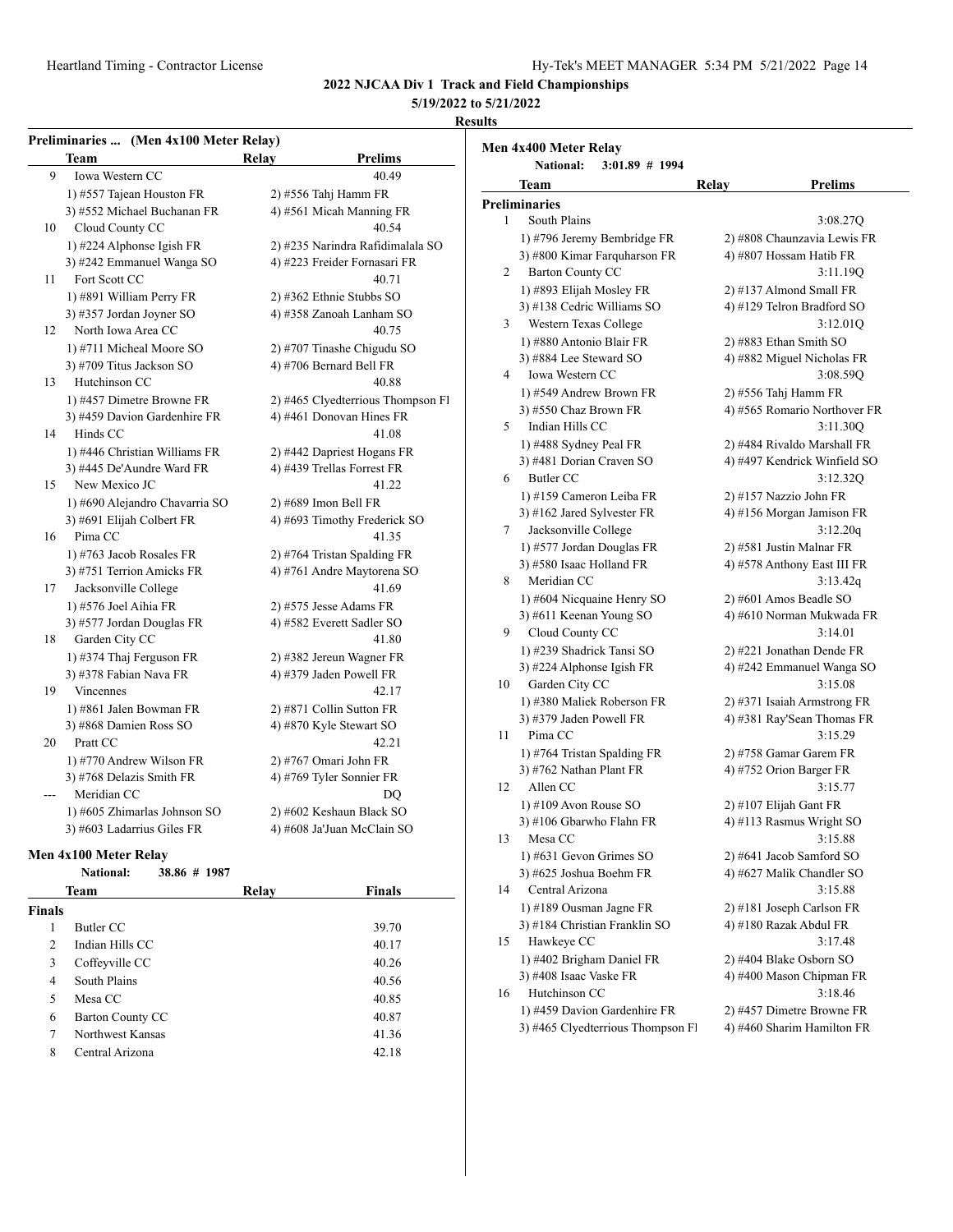**2022 NJCAA Div 1 Track and Field Championships**

**5/19/2022 to 5/21/2022**

**Results**

### Preliminaries ... (Men 4x100 Meter Relay)

| | Team | Relay | Prelims |
|---|---|---|---|
| 9 | Iowa Western CC | | 40.49 |
| | 1) #557 Tajean Houston FR | 2) #556 Tahj Hamm FR | |
| | 3) #552 Michael Buchanan FR | 4) #561 Micah Manning FR | |
| 10 | Cloud County CC | | 40.54 |
| | 1) #224 Alphonse Igish FR | 2) #235 Narindra Rafidimalala SO | |
| | 3) #242 Emmanuel Wanga SO | 4) #223 Freider Fornasari FR | |
| 11 | Fort Scott CC | | 40.71 |
| | 1) #891 William Perry FR | 2) #362 Ethnie Stubbs SO | |
| | 3) #357 Jordan Joyner SO | 4) #358 Zanoah Lanham SO | |
| 12 | North Iowa Area CC | | 40.75 |
| | 1) #711 Micheal Moore SO | 2) #707 Tinashe Chigudu SO | |
| | 3) #709 Titus Jackson SO | 4) #706 Bernard Bell FR | |
| 13 | Hutchinson CC | | 40.88 |
| | 1) #457 Dimetre Browne FR | 2) #465 Clyedterrious Thompson Fl | |
| | 3) #459 Davion Gardenhire FR | 4) #461 Donovan Hines FR | |
| 14 | Hinds CC | | 41.08 |
| | 1) #446 Christian Williams FR | 2) #442 Dapriest Hogans FR | |
| | 3) #445 De'Aundre Ward FR | 4) #439 Trellas Forrest FR | |
| 15 | New Mexico JC | | 41.22 |
| | 1) #690 Alejandro Chavarria SO | 2) #689 Imon Bell FR | |
| | 3) #691 Elijah Colbert FR | 4) #693 Timothy Frederick SO | |
| 16 | Pima CC | | 41.35 |
| | 1) #763 Jacob Rosales FR | 2) #764 Tristan Spalding FR | |
| | 3) #751 Terrion Amicks FR | 4) #761 Andre Maytorena SO | |
| 17 | Jacksonville College | | 41.69 |
| | 1) #576 Joel Aihia FR | 2) #575 Jesse Adams FR | |
| | 3) #577 Jordan Douglas FR | 4) #582 Everett Sadler SO | |
| 18 | Garden City CC | | 41.80 |
| | 1) #374 Thaj Ferguson FR | 2) #382 Jereun Wagner FR | |
| | 3) #378 Fabian Nava FR | 4) #379 Jaden Powell FR | |
| 19 | Vincennes | | 42.17 |
| | 1) #861 Jalen Bowman FR | 2) #871 Collin Sutton FR | |
| | 3) #868 Damien Ross SO | 4) #870 Kyle Stewart SO | |
| 20 | Pratt CC | | 42.21 |
| | 1) #770 Andrew Wilson FR | 2) #767 Omari John FR | |
| | 3) #768 Delazis Smith FR | 4) #769 Tyler Sonnier FR | |
| --- | Meridian CC | | DQ |
| | 1) #605 Zhimarlas Johnson SO | 2) #602 Keshaun Black SO | |
| | 3) #603 Ladarrius Giles FR | 4) #608 Ja'Juan McClain SO | |

### Men 4x100 Meter Relay

**National:** 38.86 # 1987

| | Team | Relay | Finals |
|---|---|---|---|
| **Finals** | | | |
| 1 | Butler CC | | 39.70 |
| 2 | Indian Hills CC | | 40.17 |
| 3 | Coffeyville CC | | 40.26 |
| 4 | South Plains | | 40.56 |
| 5 | Mesa CC | | 40.85 |
| 6 | Barton County CC | | 40.87 |
| 7 | Northwest Kansas | | 41.36 |
| 8 | Central Arizona | | 42.18 |

### Men 4x400 Meter Relay

**National:** 3:01.89 # 1994

| | Team | Relay | Prelims |
|---|---|---|---|
| **Preliminaries** | | | |
| 1 | South Plains | | 3:08.27Q |
| | 1) #796 Jeremy Bembridge FR | 2) #808 Chaunzavia Lewis FR | |
| | 3) #800 Kimar Farquharson FR | 4) #807 Hossam Hatib FR | |
| 2 | Barton County CC | | 3:11.19Q |
| | 1) #893 Elijah Mosley FR | 2) #137 Almond Small FR | |
| | 3) #138 Cedric Williams SO | 4) #129 Telron Bradford SO | |
| 3 | Western Texas College | | 3:12.01Q |
| | 1) #880 Antonio Blair FR | 2) #883 Ethan Smith SO | |
| | 3) #884 Lee Steward SO | 4) #882 Miguel Nicholas FR | |
| 4 | Iowa Western CC | | 3:08.59Q |
| | 1) #549 Andrew Brown FR | 2) #556 Tahj Hamm FR | |
| | 3) #550 Chaz Brown FR | 4) #565 Romario Northover FR | |
| 5 | Indian Hills CC | | 3:11.30Q |
| | 1) #488 Sydney Peal FR | 2) #484 Rivaldo Marshall FR | |
| | 3) #481 Dorian Craven SO | 4) #497 Kendrick Winfield SO | |
| 6 | Butler CC | | 3:12.32Q |
| | 1) #159 Cameron Leiba FR | 2) #157 Nazzio John FR | |
| | 3) #162 Jared Sylvester FR | 4) #156 Morgan Jamison FR | |
| 7 | Jacksonville College | | 3:12.20q |
| | 1) #577 Jordan Douglas FR | 2) #581 Justin Malnar FR | |
| | 3) #580 Isaac Holland FR | 4) #578 Anthony East III FR | |
| 8 | Meridian CC | | 3:13.42q |
| | 1) #604 Nicquaine Henry SO | 2) #601 Amos Beadle SO | |
| | 3) #611 Keenan Young SO | 4) #610 Norman Mukwada FR | |
| 9 | Cloud County CC | | 3:14.01 |
| | 1) #239 Shadrick Tansi SO | 2) #221 Jonathan Dende FR | |
| | 3) #224 Alphonse Igish FR | 4) #242 Emmanuel Wanga SO | |
| 10 | Garden City CC | | 3:15.08 |
| | 1) #380 Maliek Roberson FR | 2) #371 Isaiah Armstrong FR | |
| | 3) #379 Jaden Powell FR | 4) #381 Ray'Sean Thomas FR | |
| 11 | Pima CC | | 3:15.29 |
| | 1) #764 Tristan Spalding FR | 2) #758 Gamar Garem FR | |
| | 3) #762 Nathan Plant FR | 4) #752 Orion Barger FR | |
| 12 | Allen CC | | 3:15.77 |
| | 1) #109 Avon Rouse SO | 2) #107 Elijah Gant FR | |
| | 3) #106 Gbarwho Flahn FR | 4) #113 Rasmus Wright SO | |
| 13 | Mesa CC | | 3:15.88 |
| | 1) #631 Gevon Grimes SO | 2) #641 Jacob Samford SO | |
| | 3) #625 Joshua Boehm FR | 4) #627 Malik Chandler SO | |
| 14 | Central Arizona | | 3:15.88 |
| | 1) #189 Ousman Jagne FR | 2) #181 Joseph Carlson FR | |
| | 3) #184 Christian Franklin SO | 4) #180 Razak Abdul FR | |
| 15 | Hawkeye CC | | 3:17.48 |
| | 1) #402 Brigham Daniel FR | 2) #404 Blake Osborn SO | |
| | 3) #408 Isaac Vaske FR | 4) #400 Mason Chipman FR | |
| 16 | Hutchinson CC | | 3:18.46 |
| | 1) #459 Davion Gardenhire FR | 2) #457 Dimetre Browne FR | |
| | 3) #465 Clyedterrious Thompson Fl | 4) #460 Sharim Hamilton FR | |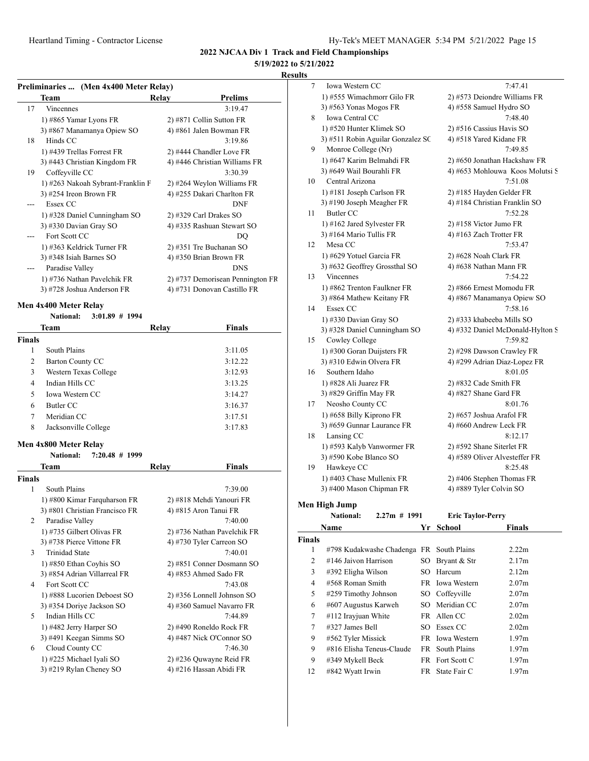## 2022 NJCAA Div 1 Track and Field Championships

**5/19/2022 to 5/21/2022**

**Results**

### Preliminaries ... (Men 4x400 Meter Relay)

| | Team | Relay | Prelims |
|---|---|---|---|
| 17 | Vincennes | | 3:19.47 |
| | 1) #865 Yamar Lyons FR | 2) #871 Collin Sutton FR | |
| | 3) #867 Manamanya Opiew SO | 4) #861 Jalen Bowman FR | |
| 18 | Hinds CC | | 3:19.86 |
| | 1) #439 Trellas Forrest FR | 2) #444 Chandler Love FR | |
| | 3) #443 Christian Kingdom FR | 4) #446 Christian Williams FR | |
| 19 | Coffeyville CC | | 3:30.39 |
| | 1) #263 Nakoah Sybrant-Franklin F | 2) #264 Weylon Williams FR | |
| | 3) #254 Ireon Brown FR | 4) #255 Dakari Charlton FR | |
| --- | Essex CC | | DNF |
| | 1) #328 Daniel Cunningham SO | 2) #329 Carl Drakes SO | |
| | 3) #330 Davian Gray SO | 4) #335 Rashuan Stewart SO | |
| --- | Fort Scott CC | | DQ |
| | 1) #363 Keldrick Turner FR | 2) #351 Tre Buchanan SO | |
| | 3) #348 Isiah Barnes SO | 4) #350 Brian Brown FR | |
| --- | Paradise Valley | | DNS |
| | 1) #736 Nathan Pavelchik FR | 2) #737 Demorisean Pennington FR | |
| | 3) #728 Joshua Anderson FR | 4) #731 Donovan Castillo FR | |

### Men 4x400 Meter Relay

**National: 3:01.89 # 1994**

| | Team | Relay | Finals |
|---|---|---|---|
| **Finals** | | | |
| 1 | South Plains | | 3:11.05 |
| 2 | Barton County CC | | 3:12.22 |
| 3 | Western Texas College | | 3:12.93 |
| 4 | Indian Hills CC | | 3:13.25 |
| 5 | Iowa Western CC | | 3:14.27 |
| 6 | Butler CC | | 3:16.37 |
| 7 | Meridian CC | | 3:17.51 |
| 8 | Jacksonville College | | 3:17.83 |

### Men 4x800 Meter Relay

**National: 7:20.48 # 1999**

| | Team | Relay | Finals |
|---|---|---|---|
| **Finals** | | | |
| 1 | South Plains | | 7:39.00 |
| | 1) #800 Kimar Farquharson FR | 2) #818 Mehdi Yanouri FR | |
| | 3) #801 Christian Francisco FR | 4) #815 Aron Tanui FR | |
| 2 | Paradise Valley | | 7:40.00 |
| | 1) #735 Gilbert Olivas FR | 2) #736 Nathan Pavelchik FR | |
| | 3) #738 Pierce Vittone FR | 4) #730 Tyler Carreon SO | |
| 3 | Trinidad State | | 7:40.01 |
| | 1) #850 Ethan Coyhis SO | 2) #851 Conner Dosmann SO | |
| | 3) #854 Adrian Villarreal FR | 4) #853 Ahmed Sado FR | |
| 4 | Fort Scott CC | | 7:43.08 |
| | 1) #888 Lucorien Deboest SO | 2) #356 Lonnell Johnson SO | |
| | 3) #354 Doriye Jackson SO | 4) #360 Samuel Navarro FR | |
| 5 | Indian Hills CC | | 7:44.89 |
| | 1) #482 Jerry Harper SO | 2) #490 Roneldo Rock FR | |
| | 3) #491 Keegan Simms SO | 4) #487 Nick O'Connor SO | |
| 6 | Cloud County CC | | 7:46.30 |
| | 1) #225 Michael Iyali SO | 2) #236 Quwayne Reid FR | |
| | 3) #219 Rylan Cheney SO | 4) #216 Hassan Abidi FR | |
| 7 | Iowa Western CC | | 7:47.41 |
| | 1) #555 Wimachmorr Gilo FR | 2) #573 Deiondre Williams FR | |
| | 3) #563 Yonas Mogos FR | 4) #558 Samuel Hydro SO | |
| 8 | Iowa Central CC | | 7:48.40 |
| | 1) #520 Hunter Klimek SO | 2) #516 Cassius Havis SO | |
| | 3) #511 Robin Aguilar Gonzalez SC | 4) #518 Yared Kidane FR | |
| 9 | Monroe College (Nr) | | 7:49.85 |
| | 1) #647 Karim Belmahdi FR | 2) #650 Jonathan Hackshaw FR | |
| | 3) #649 Wail Bourahli FR | 4) #653 Mohlouwa Koos Molutsi S | |
| 10 | Central Arizona | | 7:51.08 |
| | 1) #181 Joseph Carlson FR | 2) #185 Hayden Gelder FR | |
| | 3) #190 Joseph Meagher FR | 4) #184 Christian Franklin SO | |
| 11 | Butler CC | | 7:52.28 |
| | 1) #162 Jared Sylvester FR | 2) #158 Victor Jumo FR | |
| | 3) #164 Mario Tullis FR | 4) #163 Zach Trotter FR | |
| 12 | Mesa CC | | 7:53.47 |
| | 1) #629 Yotuel Garcia FR | 2) #628 Noah Clark FR | |
| | 3) #632 Geoffrey Grossthal SO | 4) #638 Nathan Mann FR | |
| 13 | Vincennes | | 7:54.22 |
| | 1) #862 Trenton Faulkner FR | 2) #866 Ernest Momodu FR | |
| | 3) #864 Mathew Keitany FR | 4) #867 Manamanya Opiew SO | |
| 14 | Essex CC | | 7:58.16 |
| | 1) #330 Davian Gray SO | 2) #333 khabeeba Mills SO | |
| | 3) #328 Daniel Cunningham SO | 4) #332 Daniel McDonald-Hylton S | |
| 15 | Cowley College | | 7:59.82 |
| | 1) #300 Goran Duijsters FR | 2) #298 Dawson Crawley FR | |
| | 3) #310 Edwin Olvera FR | 4) #299 Adrian Diaz-Lopez FR | |
| 16 | Southern Idaho | | 8:01.05 |
| | 1) #828 Ali Juarez FR | 2) #832 Cade Smith FR | |
| | 3) #829 Griffin May FR | 4) #827 Shane Gard FR | |
| 17 | Neosho County CC | | 8:01.76 |
| | 1) #658 Billy Kiprono FR | 2) #657 Joshua Arafol FR | |
| | 3) #659 Gunnar Laurance FR | 4) #660 Andrew Leck FR | |
| 18 | Lansing CC | | 8:12.17 |
| | 1) #593 Kalyb Vanwormer FR | 2) #592 Shane Siterlet FR | |
| | 3) #590 Kobe Blanco SO | 4) #589 Oliver Alvesteffer FR | |
| 19 | Hawkeye CC | | 8:25.48 |
| | 1) #403 Chase Mullenix FR | 2) #406 Stephen Thomas FR | |
| | 3) #400 Mason Chipman FR | 4) #889 Tyler Colvin SO | |

### Men High Jump

**National: 2.27m # 1991 Eric Taylor-Perry**

| | Name | Yr | School | Finals |
|---|---|---|---|---|
| **Finals** | | | | |
| 1 | #798 Kudakwashe Chadenga | FR | South Plains | 2.22m |
| 2 | #146 Jaivon Harrison | SO | Bryant & Str | 2.17m |
| 3 | #392 Eligha Wilson | SO | Harcum | 2.12m |
| 4 | #568 Roman Smith | FR | Iowa Western | 2.07m |
| 5 | #259 Timothy Johnson | SO | Coffeyville | 2.07m |
| 6 | #607 Augustus Karweh | SO | Meridian CC | 2.07m |
| 7 | #112 Irayjuan White | FR | Allen CC | 2.02m |
| 7 | #327 James Bell | SO | Essex CC | 2.02m |
| 9 | #562 Tyler Missick | FR | Iowa Western | 1.97m |
| 9 | #816 Elisha Teneus-Claude | FR | South Plains | 1.97m |
| 9 | #349 Mykell Beck | FR | Fort Scott C | 1.97m |
| 12 | #842 Wyatt Irwin | FR | State Fair C | 1.97m |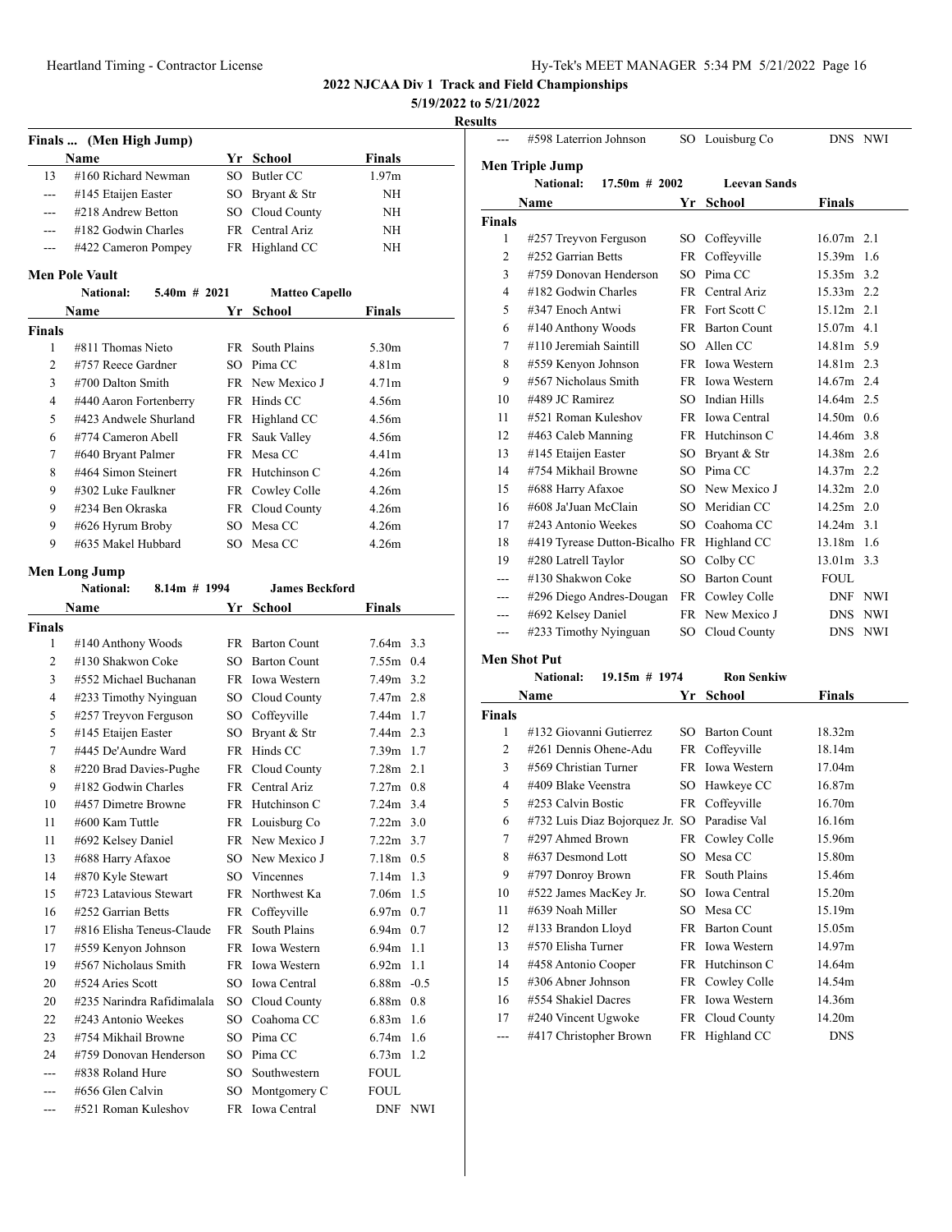**2022 NJCAA Div 1 Track and Field Championships**

**5/19/2022 to 5/21/2022**

**Results**

### Finals ... (Men High Jump)

| | Name | Yr | School | Finals |
|---|---|---|---|---|
| 13 | #160 Richard Newman | SO | Butler CC | 1.97m |
| --- | #145 Etaijen Easter | SO | Bryant & Str | NH |
| --- | #218 Andrew Betton | SO | Cloud County | NH |
| --- | #182 Godwin Charles | FR | Central Ariz | NH |
| --- | #422 Cameron Pompey | FR | Highland CC | NH |

### Men Pole Vault

National: 5.40m # 2021 Matteo Capello

| | Name | Yr | School | Finals |
|---|---|---|---|---|
| **Finals** | | | | |
| 1 | #811 Thomas Nieto | FR | South Plains | 5.30m |
| 2 | #757 Reece Gardner | SO | Pima CC | 4.81m |
| 3 | #700 Dalton Smith | FR | New Mexico J | 4.71m |
| 4 | #440 Aaron Fortenberry | FR | Hinds CC | 4.56m |
| 5 | #423 Andwele Shurland | FR | Highland CC | 4.56m |
| 6 | #774 Cameron Abell | FR | Sauk Valley | 4.56m |
| 7 | #640 Bryant Palmer | FR | Mesa CC | 4.41m |
| 8 | #464 Simon Steinert | FR | Hutchinson C | 4.26m |
| 9 | #302 Luke Faulkner | FR | Cowley Colle | 4.26m |
| 9 | #234 Ben Okraska | FR | Cloud County | 4.26m |
| 9 | #626 Hyrum Broby | SO | Mesa CC | 4.26m |
| 9 | #635 Makel Hubbard | SO | Mesa CC | 4.26m |

### Men Long Jump

National: 8.14m # 1994 James Beckford

| | Name | Yr | School | Finals | Wind |
|---|---|---|---|---|---|
| **Finals** | | | | | |
| 1 | #140 Anthony Woods | FR | Barton Count | 7.64m | 3.3 |
| 2 | #130 Shakwon Coke | SO | Barton Count | 7.55m | 0.4 |
| 3 | #552 Michael Buchanan | FR | Iowa Western | 7.49m | 3.2 |
| 4 | #233 Timothy Nyinguan | SO | Cloud County | 7.47m | 2.8 |
| 5 | #257 Treyvon Ferguson | SO | Coffeyville | 7.44m | 1.7 |
| 5 | #145 Etaijen Easter | SO | Bryant & Str | 7.44m | 2.3 |
| 7 | #445 De'Aundre Ward | FR | Hinds CC | 7.39m | 1.7 |
| 8 | #220 Brad Davies-Pughe | FR | Cloud County | 7.28m | 2.1 |
| 9 | #182 Godwin Charles | FR | Central Ariz | 7.27m | 0.8 |
| 10 | #457 Dimetre Browne | FR | Hutchinson C | 7.24m | 3.4 |
| 11 | #600 Kam Tuttle | FR | Louisburg Co | 7.22m | 3.0 |
| 11 | #692 Kelsey Daniel | FR | New Mexico J | 7.22m | 3.7 |
| 13 | #688 Harry Afaxoe | SO | New Mexico J | 7.18m | 0.5 |
| 14 | #870 Kyle Stewart | SO | Vincennes | 7.14m | 1.3 |
| 15 | #723 Latavious Stewart | FR | Northwest Ka | 7.06m | 1.5 |
| 16 | #252 Garrian Betts | FR | Coffeyville | 6.97m | 0.7 |
| 17 | #816 Elisha Teneus-Claude | FR | South Plains | 6.94m | 0.7 |
| 17 | #559 Kenyon Johnson | FR | Iowa Western | 6.94m | 1.1 |
| 19 | #567 Nicholaus Smith | FR | Iowa Western | 6.92m | 1.1 |
| 20 | #524 Aries Scott | SO | Iowa Central | 6.88m | -0.5 |
| 20 | #235 Narindra Rafidimalala | SO | Cloud County | 6.88m | 0.8 |
| 22 | #243 Antonio Weekes | SO | Coahoma CC | 6.83m | 1.6 |
| 23 | #754 Mikhail Browne | SO | Pima CC | 6.74m | 1.6 |
| 24 | #759 Donovan Henderson | SO | Pima CC | 6.73m | 1.2 |
| --- | #838 Roland Hure | SO | Southwestern | FOUL | |
| --- | #656 Glen Calvin | SO | Montgomery C | FOUL | |
| --- | #521 Roman Kuleshov | FR | Iowa Central | DNF | NWI |
| --- | #598 Laterrion Johnson | SO | Louisburg Co | DNS | NWI |

### Men Triple Jump

National: 17.50m # 2002 Leevan Sands

| | Name | Yr | School | Finals | Wind |
|---|---|---|---|---|---|
| **Finals** | | | | | |
| 1 | #257 Treyvon Ferguson | SO | Coffeyville | 16.07m | 2.1 |
| 2 | #252 Garrian Betts | FR | Coffeyville | 15.39m | 1.6 |
| 3 | #759 Donovan Henderson | SO | Pima CC | 15.35m | 3.2 |
| 4 | #182 Godwin Charles | FR | Central Ariz | 15.33m | 2.2 |
| 5 | #347 Enoch Antwi | FR | Fort Scott C | 15.12m | 2.1 |
| 6 | #140 Anthony Woods | FR | Barton Count | 15.07m | 4.1 |
| 7 | #110 Jeremiah Saintill | SO | Allen CC | 14.81m | 5.9 |
| 8 | #559 Kenyon Johnson | FR | Iowa Western | 14.81m | 2.3 |
| 9 | #567 Nicholaus Smith | FR | Iowa Western | 14.67m | 2.4 |
| 10 | #489 JC Ramirez | SO | Indian Hills | 14.64m | 2.5 |
| 11 | #521 Roman Kuleshov | FR | Iowa Central | 14.50m | 0.6 |
| 12 | #463 Caleb Manning | FR | Hutchinson C | 14.46m | 3.8 |
| 13 | #145 Etaijen Easter | SO | Bryant & Str | 14.38m | 2.6 |
| 14 | #754 Mikhail Browne | SO | Pima CC | 14.37m | 2.2 |
| 15 | #688 Harry Afaxoe | SO | New Mexico J | 14.32m | 2.0 |
| 16 | #608 Ja'Juan McClain | SO | Meridian CC | 14.25m | 2.0 |
| 17 | #243 Antonio Weekes | SO | Coahoma CC | 14.24m | 3.1 |
| 18 | #419 Tyrease Dutton-Bicalho | FR | Highland CC | 13.18m | 1.6 |
| 19 | #280 Latrell Taylor | SO | Colby CC | 13.01m | 3.3 |
| --- | #130 Shakwon Coke | SO | Barton Count | FOUL | |
| --- | #296 Diego Andres-Dougan | FR | Cowley Colle | DNF | NWI |
| --- | #692 Kelsey Daniel | FR | New Mexico J | DNS | NWI |
| --- | #233 Timothy Nyinguan | SO | Cloud County | DNS | NWI |

### Men Shot Put

National: 19.15m # 1974 Ron Senkiw

| | Name | Yr | School | Finals |
|---|---|---|---|---|
| **Finals** | | | | |
| 1 | #132 Giovanni Gutierrez | SO | Barton Count | 18.32m |
| 2 | #261 Dennis Ohene-Adu | FR | Coffeyville | 18.14m |
| 3 | #569 Christian Turner | FR | Iowa Western | 17.04m |
| 4 | #409 Blake Veenstra | SO | Hawkeye CC | 16.87m |
| 5 | #253 Calvin Bostic | FR | Coffeyville | 16.70m |
| 6 | #732 Luis Diaz Bojorquez Jr. | SO | Paradise Val | 16.16m |
| 7 | #297 Ahmed Brown | FR | Cowley Colle | 15.96m |
| 8 | #637 Desmond Lott | SO | Mesa CC | 15.80m |
| 9 | #797 Donroy Brown | FR | South Plains | 15.46m |
| 10 | #522 James MacKey Jr. | SO | Iowa Central | 15.20m |
| 11 | #639 Noah Miller | SO | Mesa CC | 15.19m |
| 12 | #133 Brandon Lloyd | FR | Barton Count | 15.05m |
| 13 | #570 Elisha Turner | FR | Iowa Western | 14.97m |
| 14 | #458 Antonio Cooper | FR | Hutchinson C | 14.64m |
| 15 | #306 Abner Johnson | FR | Cowley Colle | 14.54m |
| 16 | #554 Shakiel Dacres | FR | Iowa Western | 14.36m |
| 17 | #240 Vincent Ugwoke | FR | Cloud County | 14.20m |
| --- | #417 Christopher Brown | FR | Highland CC | DNS |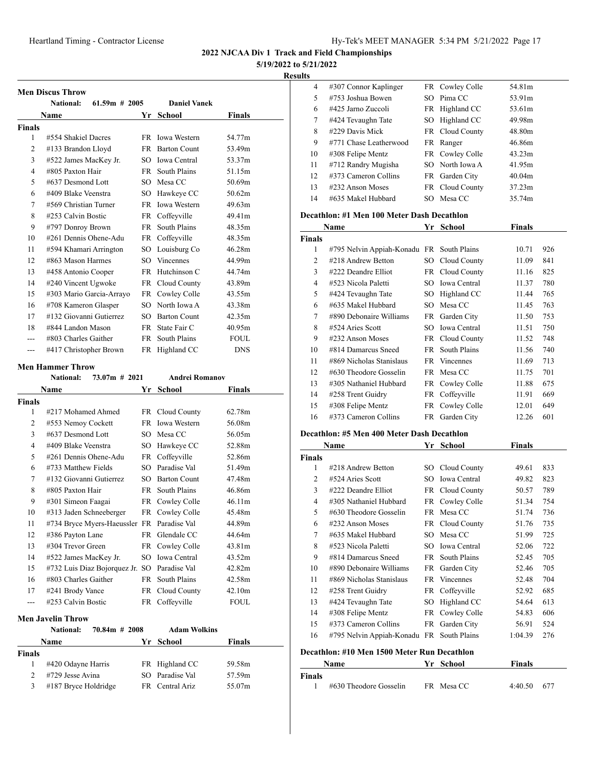# 2022 NJCAA Div 1 Track and Field Championships

**5/19/2022 to 5/21/2022**

**Results**

## Men Discus Throw

National: 61.59m # 2005 Daniel Vanek

| | Name | Yr | School | Finals |
|---|---|---|---|---|
| **Finals** | | | | |
| 1 | #554 Shakiel Dacres | FR | Iowa Western | 54.77m |
| 2 | #133 Brandon Lloyd | FR | Barton Count | 53.49m |
| 3 | #522 James MacKey Jr. | SO | Iowa Central | 53.37m |
| 4 | #805 Paxton Hair | FR | South Plains | 51.15m |
| 5 | #637 Desmond Lott | SO | Mesa CC | 50.69m |
| 6 | #409 Blake Veenstra | SO | Hawkeye CC | 50.62m |
| 7 | #569 Christian Turner | FR | Iowa Western | 49.63m |
| 8 | #253 Calvin Bostic | FR | Coffeyville | 49.41m |
| 9 | #797 Donroy Brown | FR | South Plains | 48.35m |
| 10 | #261 Dennis Ohene-Adu | FR | Coffeyville | 48.35m |
| 11 | #594 Khamari Arrington | SO | Louisburg Co | 46.28m |
| 12 | #863 Mason Harmes | SO | Vincennes | 44.99m |
| 13 | #458 Antonio Cooper | FR | Hutchinson C | 44.74m |
| 14 | #240 Vincent Ugwoke | FR | Cloud County | 43.89m |
| 15 | #303 Mario Garcia-Arrayo | FR | Cowley Colle | 43.55m |
| 16 | #708 Kameron Glasper | SO | North Iowa A | 43.38m |
| 17 | #132 Giovanni Gutierrez | SO | Barton Count | 42.35m |
| 18 | #844 Landon Mason | FR | State Fair C | 40.95m |
| --- | #803 Charles Gaither | FR | South Plains | FOUL |
| --- | #417 Christopher Brown | FR | Highland CC | DNS |

## Men Hammer Throw

National: 73.07m # 2021 Andrei Romanov

| | Name | Yr | School | Finals |
|---|---|---|---|---|
| **Finals** | | | | |
| 1 | #217 Mohamed Ahmed | FR | Cloud County | 62.78m |
| 2 | #553 Nemoy Cockett | FR | Iowa Western | 56.08m |
| 3 | #637 Desmond Lott | SO | Mesa CC | 56.05m |
| 4 | #409 Blake Veenstra | SO | Hawkeye CC | 52.88m |
| 5 | #261 Dennis Ohene-Adu | FR | Coffeyville | 52.86m |
| 6 | #733 Matthew Fields | SO | Paradise Val | 51.49m |
| 7 | #132 Giovanni Gutierrez | SO | Barton Count | 47.48m |
| 8 | #805 Paxton Hair | FR | South Plains | 46.86m |
| 9 | #301 Simeon Faagai | FR | Cowley Colle | 46.11m |
| 10 | #313 Jaden Schneeberger | FR | Cowley Colle | 45.48m |
| 11 | #734 Bryce Myers-Haeussler | FR | Paradise Val | 44.89m |
| 12 | #386 Payton Lane | FR | Glendale CC | 44.64m |
| 13 | #304 Trevor Green | FR | Cowley Colle | 43.81m |
| 14 | #522 James MacKey Jr. | SO | Iowa Central | 43.52m |
| 15 | #732 Luis Diaz Bojorquez Jr. | SO | Paradise Val | 42.82m |
| 16 | #803 Charles Gaither | FR | South Plains | 42.58m |
| 17 | #241 Brody Vance | FR | Cloud County | 42.10m |
| --- | #253 Calvin Bostic | FR | Coffeyville | FOUL |

## Men Javelin Throw

National: 70.84m # 2008 Adam Wolkins

| | Name | Yr | School | Finals |
|---|---|---|---|---|
| **Finals** | | | | |
| 1 | #420 Odayne Harris | FR | Highland CC | 59.58m |
| 2 | #729 Jesse Avina | SO | Paradise Val | 57.59m |
| 3 | #187 Bryce Holdridge | FR | Central Ariz | 55.07m |
| 4 | #307 Connor Kaplinger | FR | Cowley Colle | 54.81m |
| 5 | #753 Joshua Bowen | SO | Pima CC | 53.91m |
| 6 | #425 Jarno Zuccoli | FR | Highland CC | 53.61m |
| 7 | #424 Tevaughn Tate | SO | Highland CC | 49.98m |
| 8 | #229 Davis Mick | FR | Cloud County | 48.80m |
| 9 | #771 Chase Leatherwood | FR | Ranger | 46.86m |
| 10 | #308 Felipe Mentz | FR | Cowley Colle | 43.23m |
| 11 | #712 Randry Mugisha | SO | North Iowa A | 41.95m |
| 12 | #373 Cameron Collins | FR | Garden City | 40.04m |
| 13 | #232 Anson Moses | FR | Cloud County | 37.23m |
| 14 | #635 Makel Hubbard | SO | Mesa CC | 35.74m |

## Decathlon: #1 Men 100 Meter Dash Decathlon

| | Name | Yr | School | Finals | |
|---|---|---|---|---|---|
| **Finals** | | | | | |
| 1 | #795 Nelvin Appiah-Konadu | FR | South Plains | 10.71 | 926 |
| 2 | #218 Andrew Betton | SO | Cloud County | 11.09 | 841 |
| 3 | #222 Deandre Elliot | FR | Cloud County | 11.16 | 825 |
| 4 | #523 Nicola Paletti | SO | Iowa Central | 11.37 | 780 |
| 5 | #424 Tevaughn Tate | SO | Highland CC | 11.44 | 765 |
| 6 | #635 Makel Hubbard | SO | Mesa CC | 11.45 | 763 |
| 7 | #890 Debonaire Williams | FR | Garden City | 11.50 | 753 |
| 8 | #524 Aries Scott | SO | Iowa Central | 11.51 | 750 |
| 9 | #232 Anson Moses | FR | Cloud County | 11.52 | 748 |
| 10 | #814 Damarcus Sneed | FR | South Plains | 11.56 | 740 |
| 11 | #869 Nicholas Stanislaus | FR | Vincennes | 11.69 | 713 |
| 12 | #630 Theodore Gosselin | FR | Mesa CC | 11.75 | 701 |
| 13 | #305 Nathaniel Hubbard | FR | Cowley Colle | 11.88 | 675 |
| 14 | #258 Trent Guidry | FR | Coffeyville | 11.91 | 669 |
| 15 | #308 Felipe Mentz | FR | Cowley Colle | 12.01 | 649 |
| 16 | #373 Cameron Collins | FR | Garden City | 12.26 | 601 |

## Decathlon: #5 Men 400 Meter Dash Decathlon

| | Name | Yr | School | Finals | |
|---|---|---|---|---|---|
| **Finals** | | | | | |
| 1 | #218 Andrew Betton | SO | Cloud County | 49.61 | 833 |
| 2 | #524 Aries Scott | SO | Iowa Central | 49.82 | 823 |
| 3 | #222 Deandre Elliot | FR | Cloud County | 50.57 | 789 |
| 4 | #305 Nathaniel Hubbard | FR | Cowley Colle | 51.34 | 754 |
| 5 | #630 Theodore Gosselin | FR | Mesa CC | 51.74 | 736 |
| 6 | #232 Anson Moses | FR | Cloud County | 51.76 | 735 |
| 7 | #635 Makel Hubbard | SO | Mesa CC | 51.99 | 725 |
| 8 | #523 Nicola Paletti | SO | Iowa Central | 52.06 | 722 |
| 9 | #814 Damarcus Sneed | FR | South Plains | 52.45 | 705 |
| 10 | #890 Debonaire Williams | FR | Garden City | 52.46 | 705 |
| 11 | #869 Nicholas Stanislaus | FR | Vincennes | 52.48 | 704 |
| 12 | #258 Trent Guidry | FR | Coffeyville | 52.92 | 685 |
| 13 | #424 Tevaughn Tate | SO | Highland CC | 54.64 | 613 |
| 14 | #308 Felipe Mentz | FR | Cowley Colle | 54.83 | 606 |
| 15 | #373 Cameron Collins | FR | Garden City | 56.91 | 524 |
| 16 | #795 Nelvin Appiah-Konadu | FR | South Plains | 1:04.39 | 276 |

## Decathlon: #10 Men 1500 Meter Run Decathlon

| | Name | Yr | School | Finals | |
|---|---|---|---|---|---|
| **Finals** | | | | | |
| 1 | #630 Theodore Gosselin | FR | Mesa CC | 4:40.50 | 677 |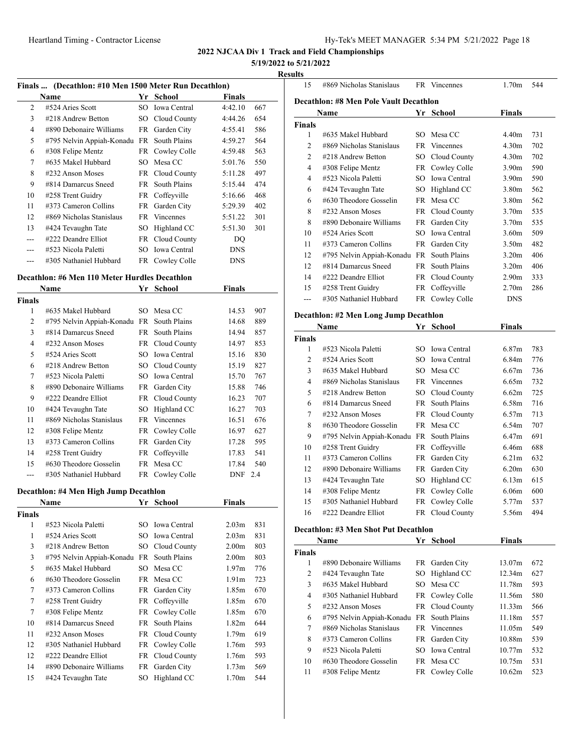# 2022 NJCAA Div 1 Track and Field Championships

**5/19/2022 to 5/21/2022**

**Results**

### Finals ... (Decathlon: #10 Men 1500 Meter Run Decathlon)

| | Name | Yr | School | Finals | |
|---|---|---|---|---|---|
| 2 | #524 Aries Scott | SO | Iowa Central | 4:42.10 | 667 |
| 3 | #218 Andrew Betton | SO | Cloud County | 4:44.26 | 654 |
| 4 | #890 Debonaire Williams | FR | Garden City | 4:55.41 | 586 |
| 5 | #795 Nelvin Appiah-Konadu | FR | South Plains | 4:59.27 | 564 |
| 6 | #308 Felipe Mentz | FR | Cowley Colle | 4:59.48 | 563 |
| 7 | #635 Makel Hubbard | SO | Mesa CC | 5:01.76 | 550 |
| 8 | #232 Anson Moses | FR | Cloud County | 5:11.28 | 497 |
| 9 | #814 Damarcus Sneed | FR | South Plains | 5:15.44 | 474 |
| 10 | #258 Trent Guidry | FR | Coffeyville | 5:16.66 | 468 |
| 11 | #373 Cameron Collins | FR | Garden City | 5:29.39 | 402 |
| 12 | #869 Nicholas Stanislaus | FR | Vincennes | 5:51.22 | 301 |
| 13 | #424 Tevaughn Tate | SO | Highland CC | 5:51.30 | 301 |
| --- | #222 Deandre Elliot | FR | Cloud County | DQ | |
| --- | #523 Nicola Paletti | SO | Iowa Central | DNS | |
| --- | #305 Nathaniel Hubbard | FR | Cowley Colle | DNS | |

### Decathlon: #6 Men 110 Meter Hurdles Decathlon

| | Name | Yr | School | Finals | |
|---|---|---|---|---|---|
| **Finals** | | | | | |
| 1 | #635 Makel Hubbard | SO | Mesa CC | 14.53 | 907 |
| 2 | #795 Nelvin Appiah-Konadu | FR | South Plains | 14.68 | 889 |
| 3 | #814 Damarcus Sneed | FR | South Plains | 14.94 | 857 |
| 4 | #232 Anson Moses | FR | Cloud County | 14.97 | 853 |
| 5 | #524 Aries Scott | SO | Iowa Central | 15.16 | 830 |
| 6 | #218 Andrew Betton | SO | Cloud County | 15.19 | 827 |
| 7 | #523 Nicola Paletti | SO | Iowa Central | 15.70 | 767 |
| 8 | #890 Debonaire Williams | FR | Garden City | 15.88 | 746 |
| 9 | #222 Deandre Elliot | FR | Cloud County | 16.23 | 707 |
| 10 | #424 Tevaughn Tate | SO | Highland CC | 16.27 | 703 |
| 11 | #869 Nicholas Stanislaus | FR | Vincennes | 16.51 | 676 |
| 12 | #308 Felipe Mentz | FR | Cowley Colle | 16.97 | 627 |
| 13 | #373 Cameron Collins | FR | Garden City | 17.28 | 595 |
| 14 | #258 Trent Guidry | FR | Coffeyville | 17.83 | 541 |
| 15 | #630 Theodore Gosselin | FR | Mesa CC | 17.84 | 540 |
| --- | #305 Nathaniel Hubbard | FR | Cowley Colle | DNF 2.4 | |

### Decathlon: #4 Men High Jump Decathlon

| | Name | Yr | School | Finals | |
|---|---|---|---|---|---|
| **Finals** | | | | | |
| 1 | #523 Nicola Paletti | SO | Iowa Central | 2.03m | 831 |
| 1 | #524 Aries Scott | SO | Iowa Central | 2.03m | 831 |
| 3 | #218 Andrew Betton | SO | Cloud County | 2.00m | 803 |
| 3 | #795 Nelvin Appiah-Konadu | FR | South Plains | 2.00m | 803 |
| 5 | #635 Makel Hubbard | SO | Mesa CC | 1.97m | 776 |
| 6 | #630 Theodore Gosselin | FR | Mesa CC | 1.91m | 723 |
| 7 | #373 Cameron Collins | FR | Garden City | 1.85m | 670 |
| 7 | #258 Trent Guidry | FR | Coffeyville | 1.85m | 670 |
| 7 | #308 Felipe Mentz | FR | Cowley Colle | 1.85m | 670 |
| 10 | #814 Damarcus Sneed | FR | South Plains | 1.82m | 644 |
| 11 | #232 Anson Moses | FR | Cloud County | 1.79m | 619 |
| 12 | #305 Nathaniel Hubbard | FR | Cowley Colle | 1.76m | 593 |
| 12 | #222 Deandre Elliot | FR | Cloud County | 1.76m | 593 |
| 14 | #890 Debonaire Williams | FR | Garden City | 1.73m | 569 |
| 15 | #424 Tevaughn Tate | SO | Highland CC | 1.70m | 544 |
| 15 | #869 Nicholas Stanislaus | FR | Vincennes | 1.70m | 544 |

### Decathlon: #8 Men Pole Vault Decathlon

| | Name | Yr | School | Finals | |
|---|---|---|---|---|---|
| **Finals** | | | | | |
| 1 | #635 Makel Hubbard | SO | Mesa CC | 4.40m | 731 |
| 2 | #869 Nicholas Stanislaus | FR | Vincennes | 4.30m | 702 |
| 2 | #218 Andrew Betton | SO | Cloud County | 4.30m | 702 |
| 4 | #308 Felipe Mentz | FR | Cowley Colle | 3.90m | 590 |
| 4 | #523 Nicola Paletti | SO | Iowa Central | 3.90m | 590 |
| 6 | #424 Tevaughn Tate | SO | Highland CC | 3.80m | 562 |
| 6 | #630 Theodore Gosselin | FR | Mesa CC | 3.80m | 562 |
| 8 | #232 Anson Moses | FR | Cloud County | 3.70m | 535 |
| 8 | #890 Debonaire Williams | FR | Garden City | 3.70m | 535 |
| 10 | #524 Aries Scott | SO | Iowa Central | 3.60m | 509 |
| 11 | #373 Cameron Collins | FR | Garden City | 3.50m | 482 |
| 12 | #795 Nelvin Appiah-Konadu | FR | South Plains | 3.20m | 406 |
| 12 | #814 Damarcus Sneed | FR | South Plains | 3.20m | 406 |
| 14 | #222 Deandre Elliot | FR | Cloud County | 2.90m | 333 |
| 15 | #258 Trent Guidry | FR | Coffeyville | 2.70m | 286 |
| --- | #305 Nathaniel Hubbard | FR | Cowley Colle | DNS | |

### Decathlon: #2 Men Long Jump Decathlon

| | Name | Yr | School | Finals | |
|---|---|---|---|---|---|
| **Finals** | | | | | |
| 1 | #523 Nicola Paletti | SO | Iowa Central | 6.87m | 783 |
| 2 | #524 Aries Scott | SO | Iowa Central | 6.84m | 776 |
| 3 | #635 Makel Hubbard | SO | Mesa CC | 6.67m | 736 |
| 4 | #869 Nicholas Stanislaus | FR | Vincennes | 6.65m | 732 |
| 5 | #218 Andrew Betton | SO | Cloud County | 6.62m | 725 |
| 6 | #814 Damarcus Sneed | FR | South Plains | 6.58m | 716 |
| 7 | #232 Anson Moses | FR | Cloud County | 6.57m | 713 |
| 8 | #630 Theodore Gosselin | FR | Mesa CC | 6.54m | 707 |
| 9 | #795 Nelvin Appiah-Konadu | FR | South Plains | 6.47m | 691 |
| 10 | #258 Trent Guidry | FR | Coffeyville | 6.46m | 688 |
| 11 | #373 Cameron Collins | FR | Garden City | 6.21m | 632 |
| 12 | #890 Debonaire Williams | FR | Garden City | 6.20m | 630 |
| 13 | #424 Tevaughn Tate | SO | Highland CC | 6.13m | 615 |
| 14 | #308 Felipe Mentz | FR | Cowley Colle | 6.06m | 600 |
| 15 | #305 Nathaniel Hubbard | FR | Cowley Colle | 5.77m | 537 |
| 16 | #222 Deandre Elliot | FR | Cloud County | 5.56m | 494 |

### Decathlon: #3 Men Shot Put Decathlon

| | Name | Yr | School | Finals | |
|---|---|---|---|---|---|
| **Finals** | | | | | |
| 1 | #890 Debonaire Williams | FR | Garden City | 13.07m | 672 |
| 2 | #424 Tevaughn Tate | SO | Highland CC | 12.34m | 627 |
| 3 | #635 Makel Hubbard | SO | Mesa CC | 11.78m | 593 |
| 4 | #305 Nathaniel Hubbard | FR | Cowley Colle | 11.56m | 580 |
| 5 | #232 Anson Moses | FR | Cloud County | 11.33m | 566 |
| 6 | #795 Nelvin Appiah-Konadu | FR | South Plains | 11.18m | 557 |
| 7 | #869 Nicholas Stanislaus | FR | Vincennes | 11.05m | 549 |
| 8 | #373 Cameron Collins | FR | Garden City | 10.88m | 539 |
| 9 | #523 Nicola Paletti | SO | Iowa Central | 10.77m | 532 |
| 10 | #630 Theodore Gosselin | FR | Mesa CC | 10.75m | 531 |
| 11 | #308 Felipe Mentz | FR | Cowley Colle | 10.62m | 523 |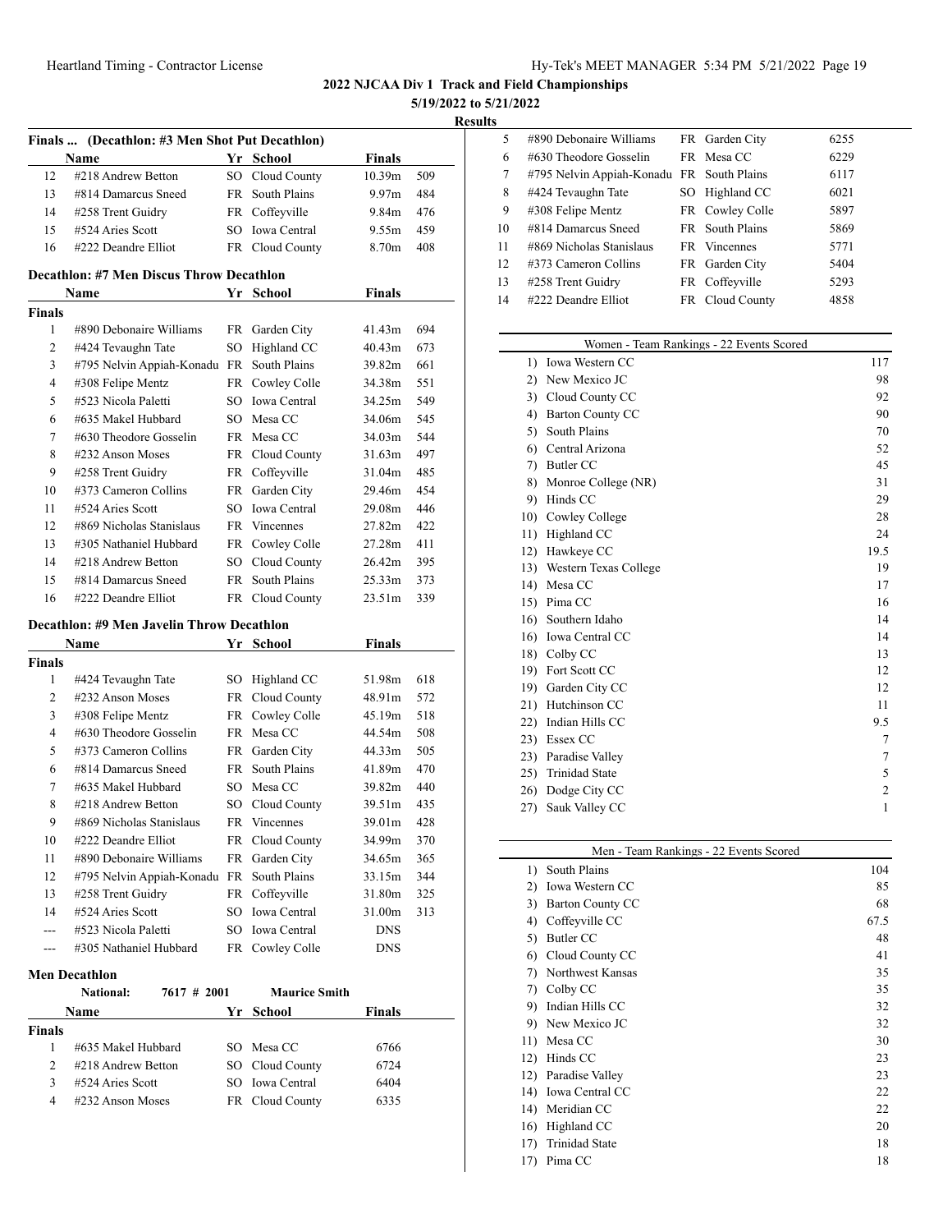**2022 NJCAA Div 1 Track and Field Championships**

**5/19/2022 to 5/21/2022**

**Results**

### Finals ... (Decathlon: #3 Men Shot Put Decathlon)

| | Name | Yr | School | Finals | |
|---|---|---|---|---|---|
| 12 | #218 Andrew Betton | SO | Cloud County | 10.39m | 509 |
| 13 | #814 Damarcus Sneed | FR | South Plains | 9.97m | 484 |
| 14 | #258 Trent Guidry | FR | Coffeyville | 9.84m | 476 |
| 15 | #524 Aries Scott | SO | Iowa Central | 9.55m | 459 |
| 16 | #222 Deandre Elliot | FR | Cloud County | 8.70m | 408 |

### Decathlon: #7 Men Discus Throw Decathlon

| | Name | Yr | School | Finals | |
|---|---|---|---|---|---|
| **Finals** | | | | | |
| 1 | #890 Debonaire Williams | FR | Garden City | 41.43m | 694 |
| 2 | #424 Tevaughn Tate | SO | Highland CC | 40.43m | 673 |
| 3 | #795 Nelvin Appiah-Konadu | FR | South Plains | 39.82m | 661 |
| 4 | #308 Felipe Mentz | FR | Cowley Colle | 34.38m | 551 |
| 5 | #523 Nicola Paletti | SO | Iowa Central | 34.25m | 549 |
| 6 | #635 Makel Hubbard | SO | Mesa CC | 34.06m | 545 |
| 7 | #630 Theodore Gosselin | FR | Mesa CC | 34.03m | 544 |
| 8 | #232 Anson Moses | FR | Cloud County | 31.63m | 497 |
| 9 | #258 Trent Guidry | FR | Coffeyville | 31.04m | 485 |
| 10 | #373 Cameron Collins | FR | Garden City | 29.46m | 454 |
| 11 | #524 Aries Scott | SO | Iowa Central | 29.08m | 446 |
| 12 | #869 Nicholas Stanislaus | FR | Vincennes | 27.82m | 422 |
| 13 | #305 Nathaniel Hubbard | FR | Cowley Colle | 27.28m | 411 |
| 14 | #218 Andrew Betton | SO | Cloud County | 26.42m | 395 |
| 15 | #814 Damarcus Sneed | FR | South Plains | 25.33m | 373 |
| 16 | #222 Deandre Elliot | FR | Cloud County | 23.51m | 339 |

### Decathlon: #9 Men Javelin Throw Decathlon

| | Name | Yr | School | Finals | |
|---|---|---|---|---|---|
| **Finals** | | | | | |
| 1 | #424 Tevaughn Tate | SO | Highland CC | 51.98m | 618 |
| 2 | #232 Anson Moses | FR | Cloud County | 48.91m | 572 |
| 3 | #308 Felipe Mentz | FR | Cowley Colle | 45.19m | 518 |
| 4 | #630 Theodore Gosselin | FR | Mesa CC | 44.54m | 508 |
| 5 | #373 Cameron Collins | FR | Garden City | 44.33m | 505 |
| 6 | #814 Damarcus Sneed | FR | South Plains | 41.89m | 470 |
| 7 | #635 Makel Hubbard | SO | Mesa CC | 39.82m | 440 |
| 8 | #218 Andrew Betton | SO | Cloud County | 39.51m | 435 |
| 9 | #869 Nicholas Stanislaus | FR | Vincennes | 39.01m | 428 |
| 10 | #222 Deandre Elliot | FR | Cloud County | 34.99m | 370 |
| 11 | #890 Debonaire Williams | FR | Garden City | 34.65m | 365 |
| 12 | #795 Nelvin Appiah-Konadu | FR | South Plains | 33.15m | 344 |
| 13 | #258 Trent Guidry | FR | Coffeyville | 31.80m | 325 |
| 14 | #524 Aries Scott | SO | Iowa Central | 31.00m | 313 |
| --- | #523 Nicola Paletti | SO | Iowa Central | DNS | |
| --- | #305 Nathaniel Hubbard | FR | Cowley Colle | DNS | |

### Men Decathlon

**National:** 7617 # 2001 **Maurice Smith**

| | Name | Yr | School | Finals |
|---|---|---|---|---|
| **Finals** | | | | |
| 1 | #635 Makel Hubbard | SO | Mesa CC | 6766 |
| 2 | #218 Andrew Betton | SO | Cloud County | 6724 |
| 3 | #524 Aries Scott | SO | Iowa Central | 6404 |
| 4 | #232 Anson Moses | FR | Cloud County | 6335 |
| 5 | #890 Debonaire Williams | FR | Garden City | 6255 |
| 6 | #630 Theodore Gosselin | FR | Mesa CC | 6229 |
| 7 | #795 Nelvin Appiah-Konadu | FR | South Plains | 6117 |
| 8 | #424 Tevaughn Tate | SO | Highland CC | 6021 |
| 9 | #308 Felipe Mentz | FR | Cowley Colle | 5897 |
| 10 | #814 Damarcus Sneed | FR | South Plains | 5869 |
| 11 | #869 Nicholas Stanislaus | FR | Vincennes | 5771 |
| 12 | #373 Cameron Collins | FR | Garden City | 5404 |
| 13 | #258 Trent Guidry | FR | Coffeyville | 5293 |
| 14 | #222 Deandre Elliot | FR | Cloud County | 4858 |

### Women - Team Rankings - 22 Events Scored

| Rank | School | Points |
|---|---|---|
| 1) | Iowa Western CC | 117 |
| 2) | New Mexico JC | 98 |
| 3) | Cloud County CC | 92 |
| 4) | Barton County CC | 90 |
| 5) | South Plains | 70 |
| 6) | Central Arizona | 52 |
| 7) | Butler CC | 45 |
| 8) | Monroe College (NR) | 31 |
| 9) | Hinds CC | 29 |
| 10) | Cowley College | 28 |
| 11) | Highland CC | 24 |
| 12) | Hawkeye CC | 19.5 |
| 13) | Western Texas College | 19 |
| 14) | Mesa CC | 17 |
| 15) | Pima CC | 16 |
| 16) | Southern Idaho | 14 |
| 16) | Iowa Central CC | 14 |
| 18) | Colby CC | 13 |
| 19) | Fort Scott CC | 12 |
| 19) | Garden City CC | 12 |
| 21) | Hutchinson CC | 11 |
| 22) | Indian Hills CC | 9.5 |
| 23) | Essex CC | 7 |
| 23) | Paradise Valley | 7 |
| 25) | Trinidad State | 5 |
| 26) | Dodge City CC | 2 |
| 27) | Sauk Valley CC | 1 |

### Men - Team Rankings - 22 Events Scored

| Rank | School | Points |
|---|---|---|
| 1) | South Plains | 104 |
| 2) | Iowa Western CC | 85 |
| 3) | Barton County CC | 68 |
| 4) | Coffeyville CC | 67.5 |
| 5) | Butler CC | 48 |
| 6) | Cloud County CC | 41 |
| 7) | Northwest Kansas | 35 |
| 7) | Colby CC | 35 |
| 9) | Indian Hills CC | 32 |
| 9) | New Mexico JC | 32 |
| 11) | Mesa CC | 30 |
| 12) | Hinds CC | 23 |
| 12) | Paradise Valley | 23 |
| 14) | Iowa Central CC | 22 |
| 14) | Meridian CC | 22 |
| 16) | Highland CC | 20 |
| 17) | Trinidad State | 18 |
| 17) | Pima CC | 18 |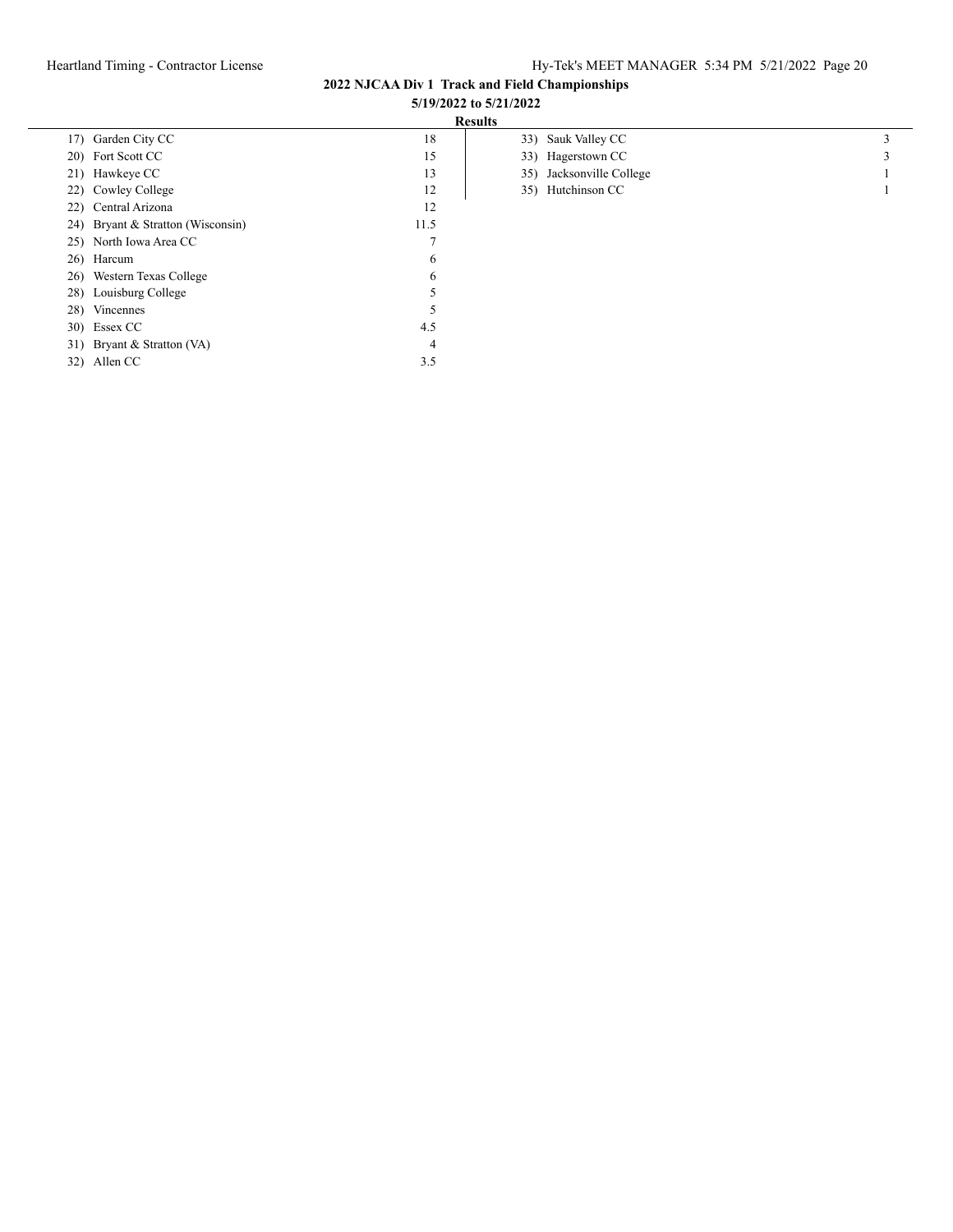# 2022 NJCAA Div 1 Track and Field Championships

**5/19/2022 to 5/21/2022**

**Results**

| | | |
|---|---|---|
| 17) | Garden City CC | 18 |
| 20) | Fort Scott CC | 15 |
| 21) | Hawkeye CC | 13 |
| 22) | Cowley College | 12 |
| 22) | Central Arizona | 12 |
| 24) | Bryant & Stratton (Wisconsin) | 11.5 |
| 25) | North Iowa Area CC | 7 |
| 26) | Harcum | 6 |
| 26) | Western Texas College | 6 |
| 28) | Louisburg College | 5 |
| 28) | Vincennes | 5 |
| 30) | Essex CC | 4.5 |
| 31) | Bryant & Stratton (VA) | 4 |
| 32) | Allen CC | 3.5 |
| 33) | Sauk Valley CC | 3 |
| 33) | Hagerstown CC | 3 |
| 35) | Jacksonville College | 1 |
| 35) | Hutchinson CC | 1 |